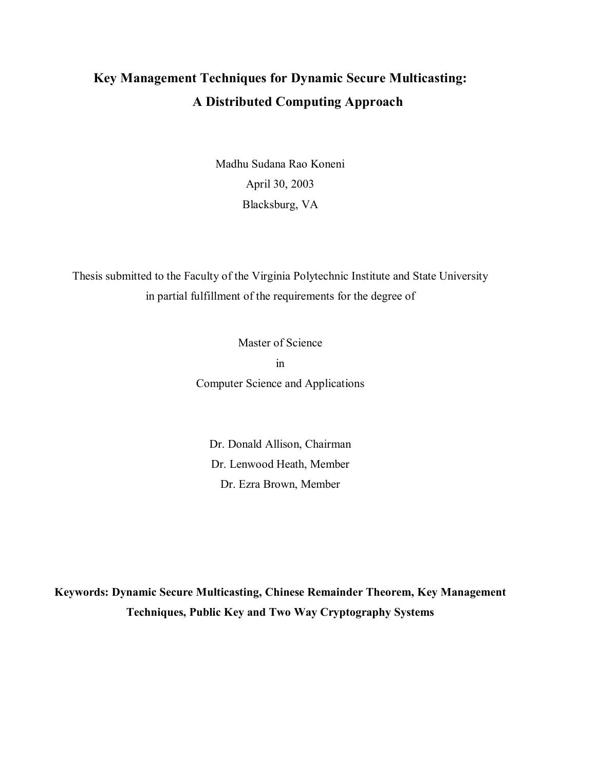# Key Management Techniques for Dynamic Secure Multicasting: A Distributed Computing Approach

Madhu Sudana Rao Koneni

April 30, 2003

Blacksburg, VA

Thesis submitted to the Faculty of the Virginia Polytechnic Institute and State University in partial fulfillment of the requirements for the degree of

Master of Science

in

Computer Science and Applications

Dr. Donald Allison, Chairman

Dr. Lenwood Heath, Member

Dr. Ezra Brown, Member

**Keywords: Dynamic Secure Multicasting, Chinese Remainder Theorem, Key Management Techniques, Public Key and Two Way Cryptography Systems**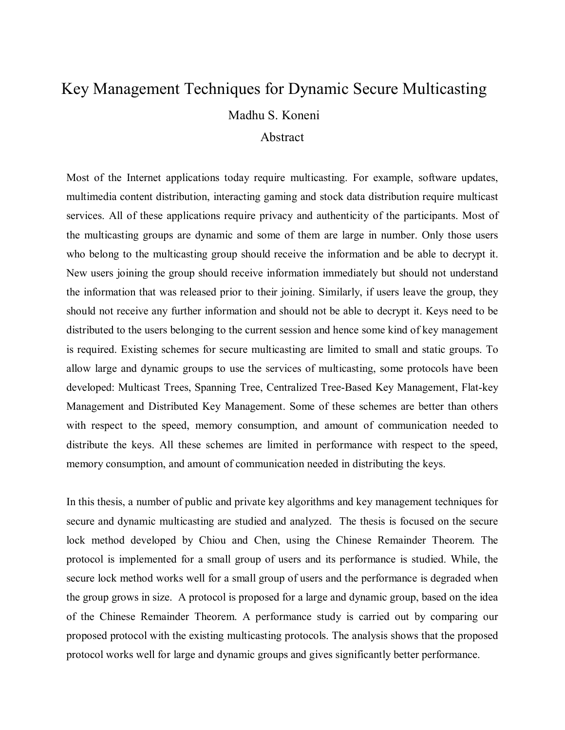# Key Management Techniques for Dynamic Secure Multicasting

Madhu S. Koneni

## Abstract

Most of the Internet applications today require multicasting. For example, software updates, multimedia content distribution, interacting gaming and stock data distribution require multicast services. All of these applications require privacy and authenticity of the participants. Most of the multicasting groups are dynamic and some of them are large in number. Only those users who belong to the multicasting group should receive the information and be able to decrypt it. New users joining the group should receive information immediately but should not understand the information that was released prior to their joining. Similarly, if users leave the group, they should not receive any further information and should not be able to decrypt it. Keys need to be distributed to the users belonging to the current session and hence some kind of key management is required. Existing schemes for secure multicasting are limited to small and static groups. To allow large and dynamic groups to use the services of multicasting, some protocols have been developed: Multicast Trees, Spanning Tree, Centralized Tree-Based Key Management, Flat-key Management and Distributed Key Management. Some of these schemes are better than others with respect to the speed, memory consumption, and amount of communication needed to distribute the keys. All these schemes are limited in performance with respect to the speed, memory consumption, and amount of communication needed in distributing the keys.

In this thesis, a number of public and private key algorithms and key management techniques for secure and dynamic multicasting are studied and analyzed. The thesis is focused on the secure lock method developed by Chiou and Chen, using the Chinese Remainder Theorem. The protocol is implemented for a small group of users and its performance is studied. While, the secure lock method works well for a small group of users and the performance is degraded when the group grows in size. A protocol is proposed for a large and dynamic group, based on the idea of the Chinese Remainder Theorem. A performance study is carried out by comparing our proposed protocol with the existing multicasting protocols. The analysis shows that the proposed protocol works well for large and dynamic groups and gives significantly better performance.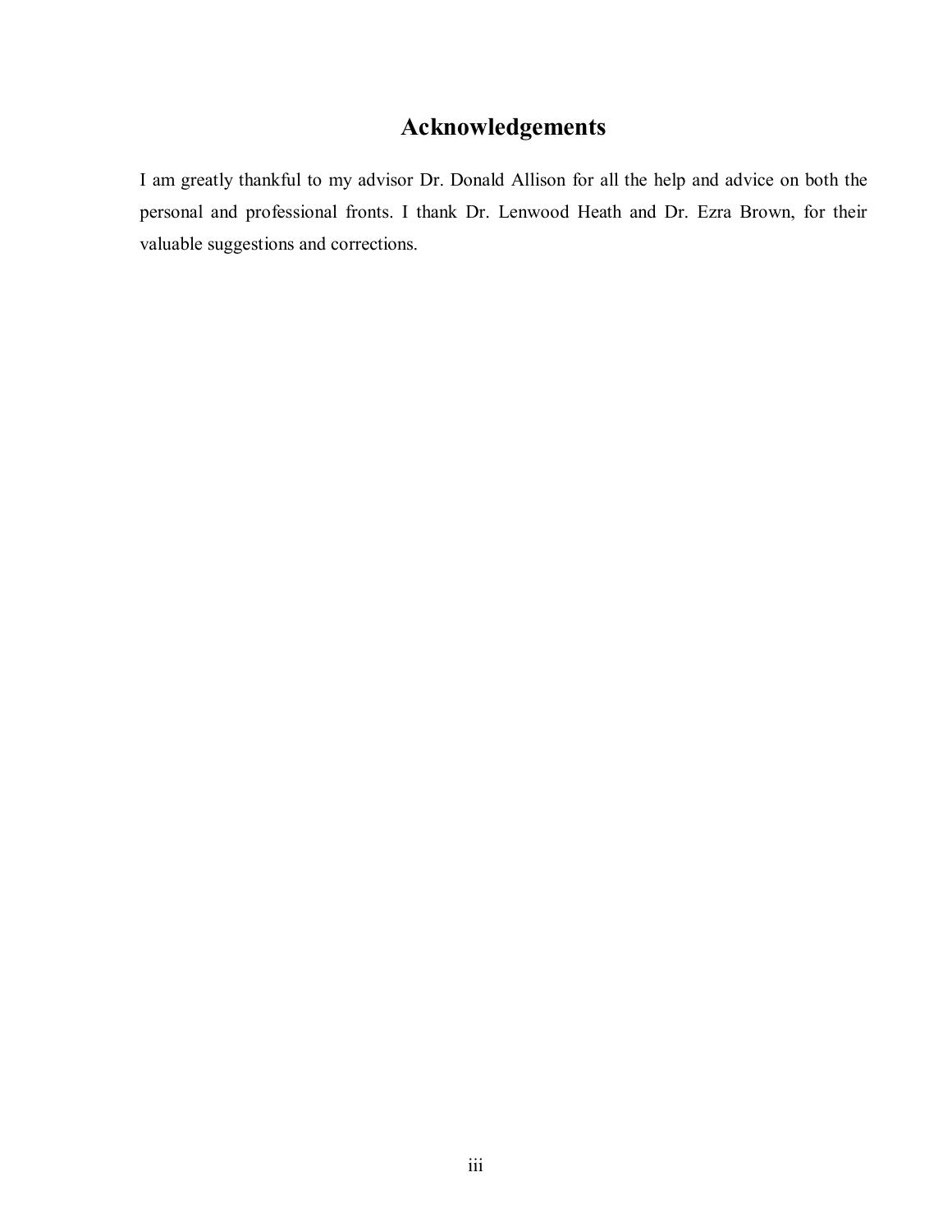# Acknowledgements

I am greatly thankful to my advisor Dr. Donald Allison for all the help and advice on both the personal and professional fronts. I thank Dr. Lenwood Heath and Dr. Ezra Brown, for their valuable suggestions and corrections.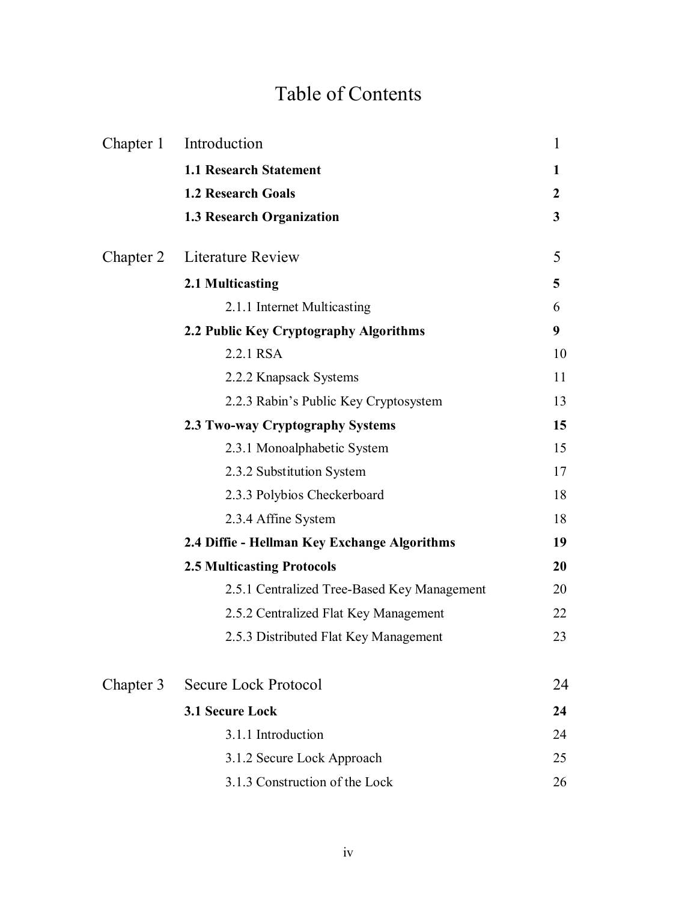# Table of Contents

| | | |
|---|---|---|
| Chapter 1 | Introduction | 1 |
| | **1.1 Research Statement** | **1** |
| | **1.2 Research Goals** | **2** |
| | **1.3 Research Organization** | **3** |
| Chapter 2 | Literature Review | 5 |
| | **2.1 Multicasting** | **5** |
| | 2.1.1 Internet Multicasting | 6 |
| | **2.2 Public Key Cryptography Algorithms** | **9** |
| | 2.2.1 RSA | 10 |
| | 2.2.2 Knapsack Systems | 11 |
| | 2.2.3 Rabin's Public Key Cryptosystem | 13 |
| | **2.3 Two-way Cryptography Systems** | **15** |
| | 2.3.1 Monoalphabetic System | 15 |
| | 2.3.2 Substitution System | 17 |
| | 2.3.3 Polybios Checkerboard | 18 |
| | 2.3.4 Affine System | 18 |
| | **2.4 Diffie - Hellman Key Exchange Algorithms** | **19** |
| | **2.5 Multicasting Protocols** | **20** |
| | 2.5.1 Centralized Tree-Based Key Management | 20 |
| | 2.5.2 Centralized Flat Key Management | 22 |
| | 2.5.3 Distributed Flat Key Management | 23 |
| Chapter 3 | Secure Lock Protocol | 24 |
| | **3.1 Secure Lock** | **24** |
| | 3.1.1 Introduction | 24 |
| | 3.1.2 Secure Lock Approach | 25 |
| | 3.1.3 Construction of the Lock | 26 |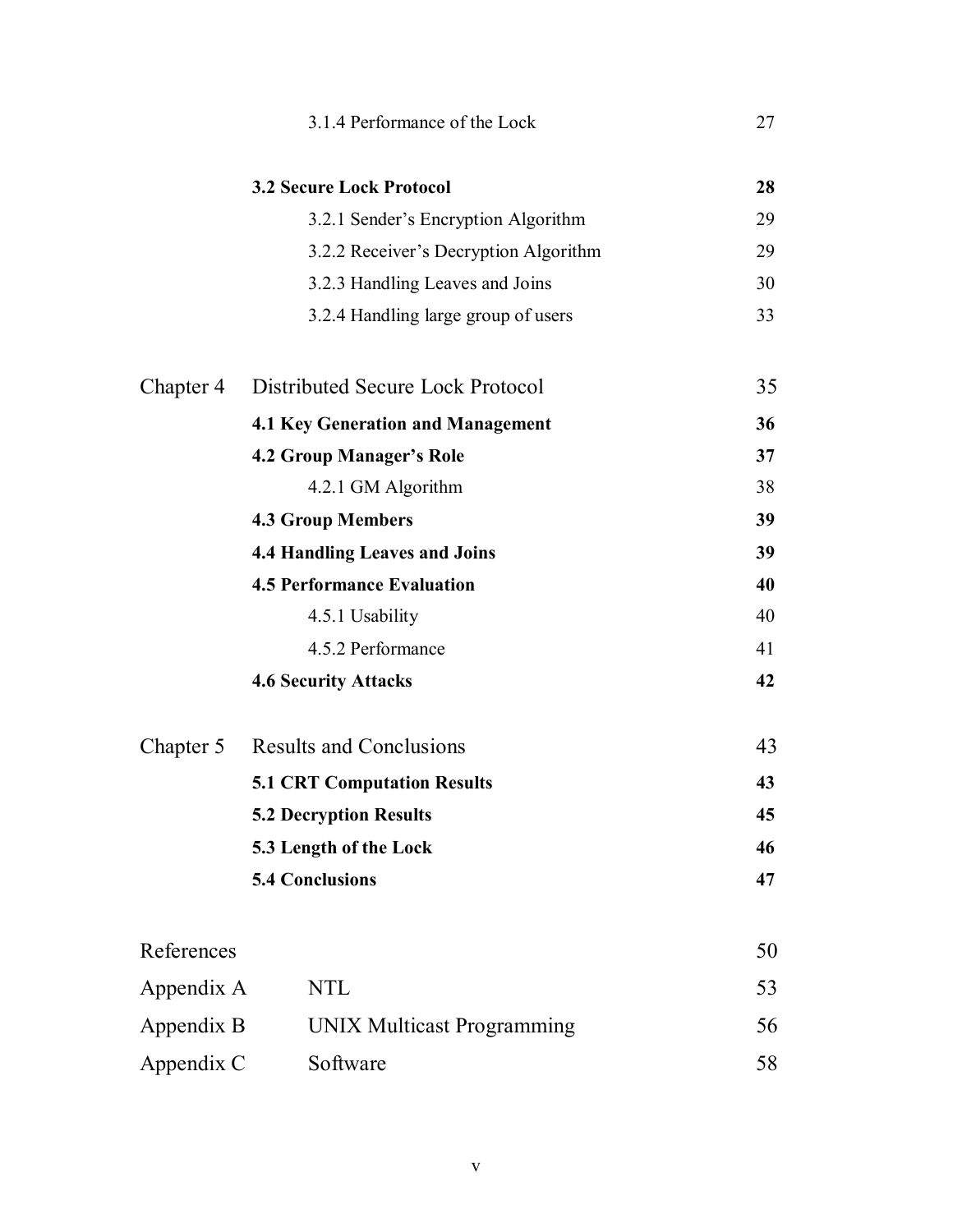| | | |
|---|---|---|
| | 3.1.4 Performance of the Lock | 27 |
| | **3.2 Secure Lock Protocol** | **28** |
| | 3.2.1 Sender's Encryption Algorithm | 29 |
| | 3.2.2 Receiver's Decryption Algorithm | 29 |
| | 3.2.3 Handling Leaves and Joins | 30 |
| | 3.2.4 Handling large group of users | 33 |
| Chapter 4 | Distributed Secure Lock Protocol | 35 |
| | **4.1 Key Generation and Management** | **36** |
| | **4.2 Group Manager's Role** | **37** |
| | 4.2.1 GM Algorithm | 38 |
| | **4.3 Group Members** | **39** |
| | **4.4 Handling Leaves and Joins** | **39** |
| | **4.5 Performance Evaluation** | **40** |
| | 4.5.1 Usability | 40 |
| | 4.5.2 Performance | 41 |
| | **4.6 Security Attacks** | **42** |
| Chapter 5 | Results and Conclusions | 43 |
| | **5.1 CRT Computation Results** | **43** |
| | **5.2 Decryption Results** | **45** |
| | **5.3 Length of the Lock** | **46** |
| | **5.4 Conclusions** | **47** |
| References | | 50 |
| Appendix A | NTL | 53 |
| Appendix B | UNIX Multicast Programming | 56 |
| Appendix C | Software | 58 |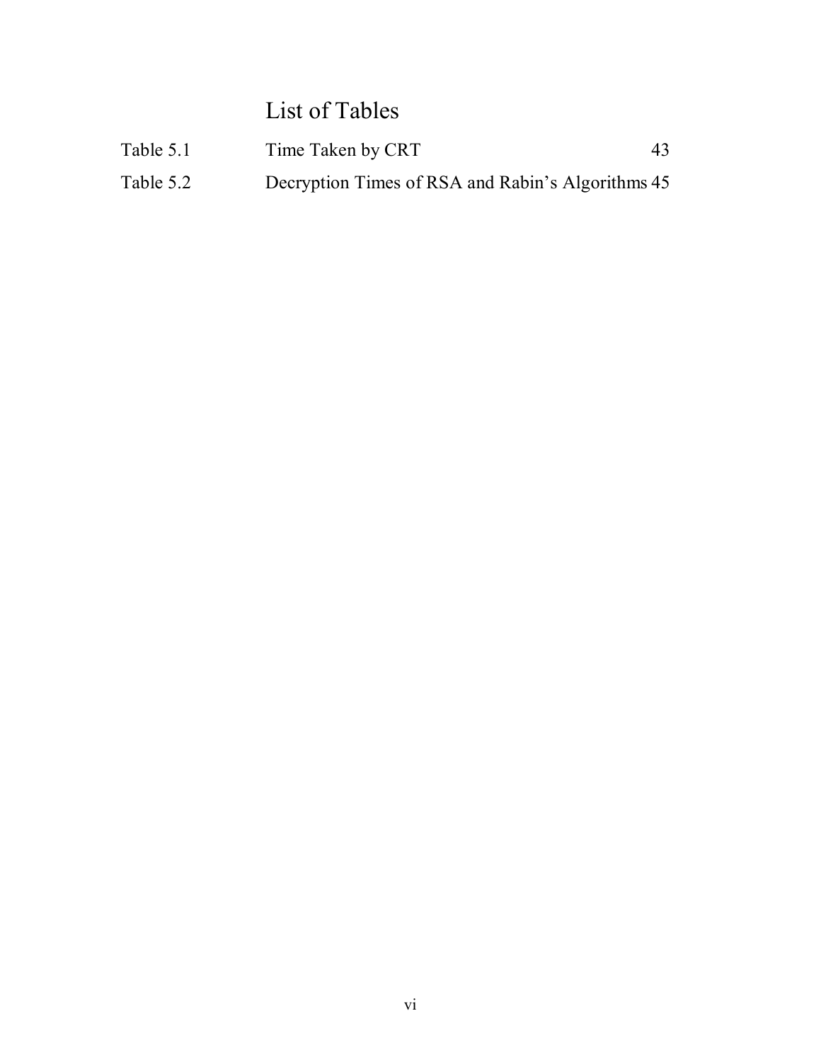# List of Tables

| | | |
|---|---|---|
| Table 5.1 | Time Taken by CRT | 43 |
| Table 5.2 | Decryption Times of RSA and Rabin's Algorithms | 45 |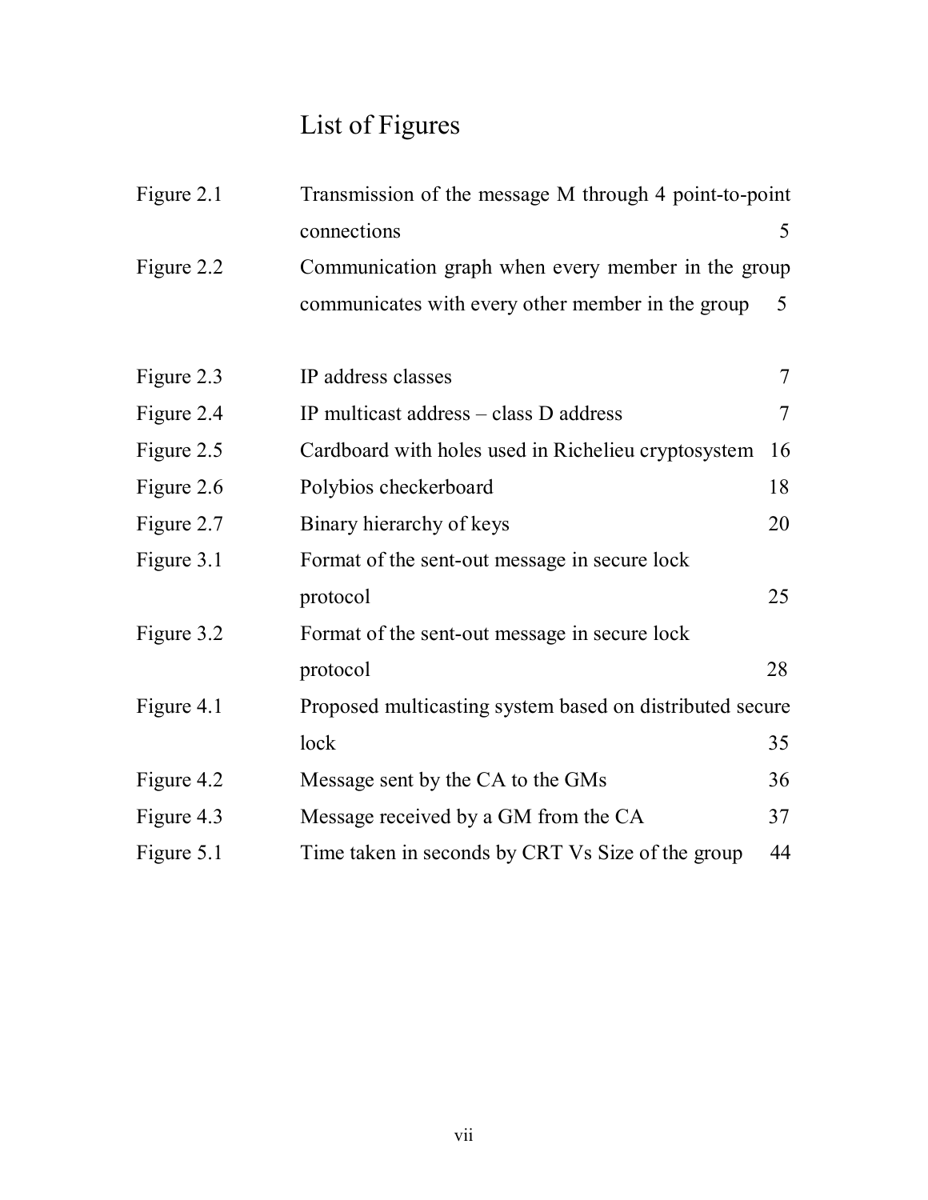# List of Figures

| | | |
|---|---|---|
| Figure 2.1 | Transmission of the message M through 4 point-to-point connections | 5 |
| Figure 2.2 | Communication graph when every member in the group communicates with every other member in the group | 5 |
| Figure 2.3 | IP address classes | 7 |
| Figure 2.4 | IP multicast address – class D address | 7 |
| Figure 2.5 | Cardboard with holes used in Richelieu cryptosystem | 16 |
| Figure 2.6 | Polybios checkerboard | 18 |
| Figure 2.7 | Binary hierarchy of keys | 20 |
| Figure 3.1 | Format of the sent-out message in secure lock protocol | 25 |
| Figure 3.2 | Format of the sent-out message in secure lock protocol | 28 |
| Figure 4.1 | Proposed multicasting system based on distributed secure lock | 35 |
| Figure 4.2 | Message sent by the CA to the GMs | 36 |
| Figure 4.3 | Message received by a GM from the CA | 37 |
| Figure 5.1 | Time taken in seconds by CRT Vs Size of the group | 44 |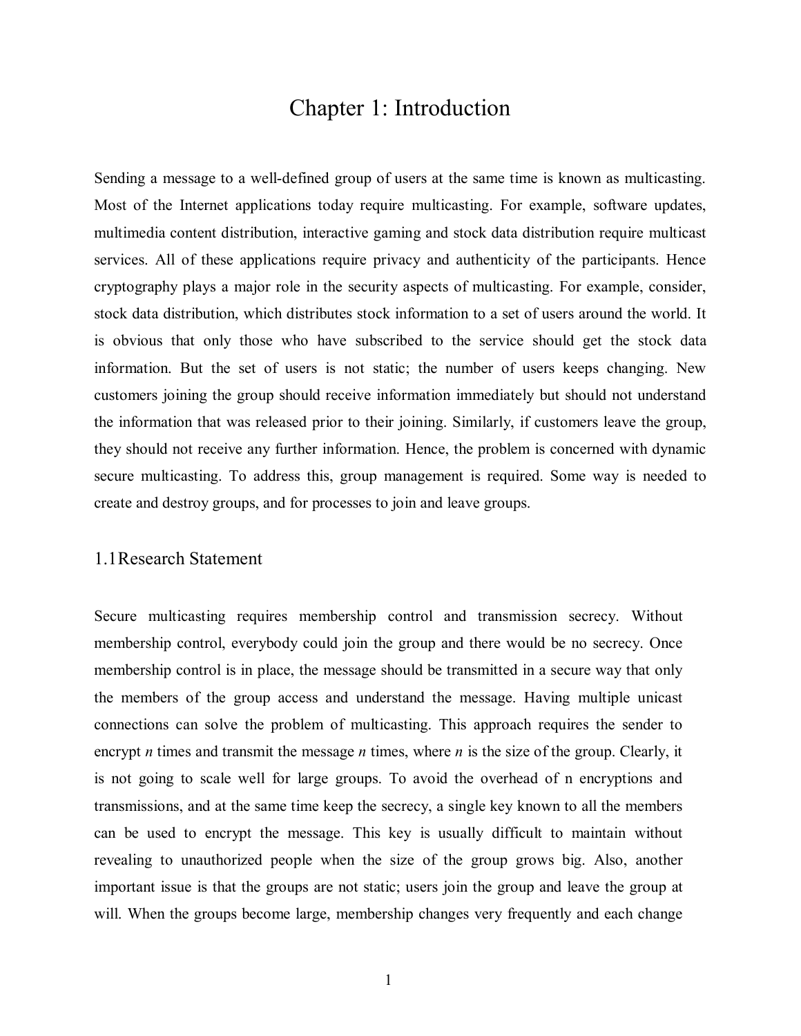# Chapter 1: Introduction

Sending a message to a well-defined group of users at the same time is known as multicasting. Most of the Internet applications today require multicasting. For example, software updates, multimedia content distribution, interactive gaming and stock data distribution require multicast services. All of these applications require privacy and authenticity of the participants. Hence cryptography plays a major role in the security aspects of multicasting. For example, consider, stock data distribution, which distributes stock information to a set of users around the world. It is obvious that only those who have subscribed to the service should get the stock data information. But the set of users is not static; the number of users keeps changing. New customers joining the group should receive information immediately but should not understand the information that was released prior to their joining. Similarly, if customers leave the group, they should not receive any further information. Hence, the problem is concerned with dynamic secure multicasting. To address this, group management is required. Some way is needed to create and destroy groups, and for processes to join and leave groups.

## 1.1Research Statement

Secure multicasting requires membership control and transmission secrecy. Without membership control, everybody could join the group and there would be no secrecy. Once membership control is in place, the message should be transmitted in a secure way that only the members of the group access and understand the message. Having multiple unicast connections can solve the problem of multicasting. This approach requires the sender to encrypt *n* times and transmit the message *n* times, where *n* is the size of the group. Clearly, it is not going to scale well for large groups. To avoid the overhead of n encryptions and transmissions, and at the same time keep the secrecy, a single key known to all the members can be used to encrypt the message. This key is usually difficult to maintain without revealing to unauthorized people when the size of the group grows big. Also, another important issue is that the groups are not static; users join the group and leave the group at will. When the groups become large, membership changes very frequently and each change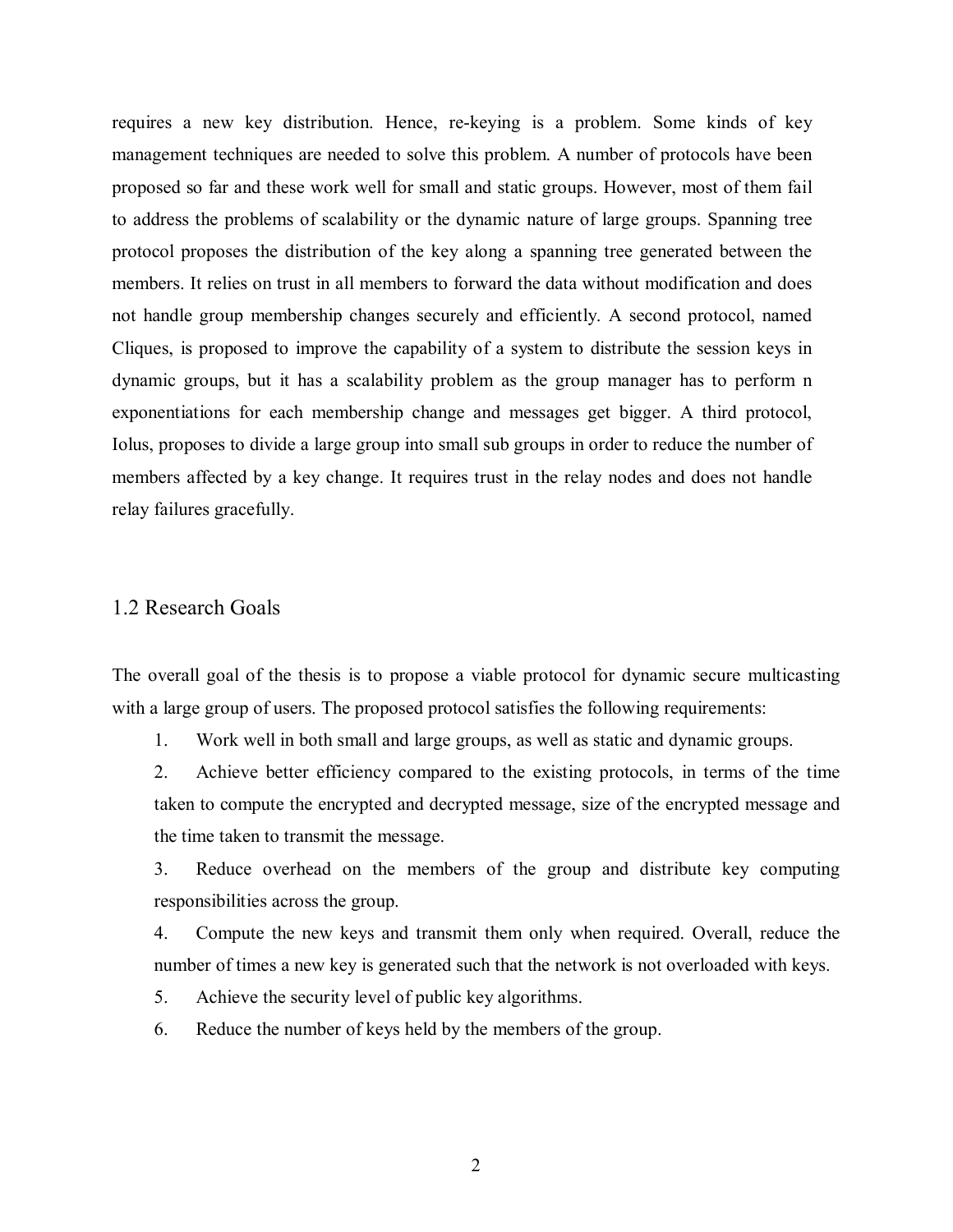requires a new key distribution. Hence, re-keying is a problem. Some kinds of key management techniques are needed to solve this problem. A number of protocols have been proposed so far and these work well for small and static groups. However, most of them fail to address the problems of scalability or the dynamic nature of large groups. Spanning tree protocol proposes the distribution of the key along a spanning tree generated between the members. It relies on trust in all members to forward the data without modification and does not handle group membership changes securely and efficiently. A second protocol, named Cliques, is proposed to improve the capability of a system to distribute the session keys in dynamic groups, but it has a scalability problem as the group manager has to perform n exponentiations for each membership change and messages get bigger. A third protocol, Iolus, proposes to divide a large group into small sub groups in order to reduce the number of members affected by a key change. It requires trust in the relay nodes and does not handle relay failures gracefully.

## 1.2 Research Goals

The overall goal of the thesis is to propose a viable protocol for dynamic secure multicasting with a large group of users. The proposed protocol satisfies the following requirements:

1. Work well in both small and large groups, as well as static and dynamic groups.
2. Achieve better efficiency compared to the existing protocols, in terms of the time taken to compute the encrypted and decrypted message, size of the encrypted message and the time taken to transmit the message.
3. Reduce overhead on the members of the group and distribute key computing responsibilities across the group.
4. Compute the new keys and transmit them only when required. Overall, reduce the number of times a new key is generated such that the network is not overloaded with keys.
5. Achieve the security level of public key algorithms.
6. Reduce the number of keys held by the members of the group.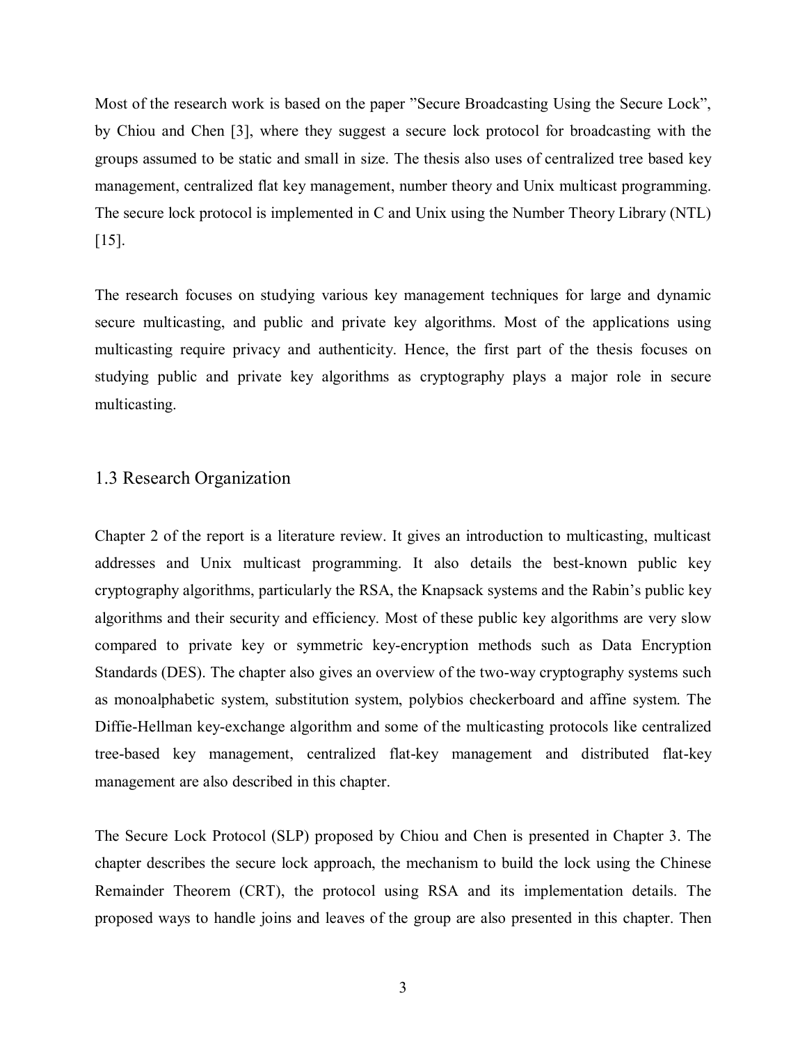Most of the research work is based on the paper ”Secure Broadcasting Using the Secure Lock”, by Chiou and Chen [3], where they suggest a secure lock protocol for broadcasting with the groups assumed to be static and small in size. The thesis also uses of centralized tree based key management, centralized flat key management, number theory and Unix multicast programming. The secure lock protocol is implemented in C and Unix using the Number Theory Library (NTL) [15].

The research focuses on studying various key management techniques for large and dynamic secure multicasting, and public and private key algorithms. Most of the applications using multicasting require privacy and authenticity. Hence, the first part of the thesis focuses on studying public and private key algorithms as cryptography plays a major role in secure multicasting.

## 1.3 Research Organization

Chapter 2 of the report is a literature review. It gives an introduction to multicasting, multicast addresses and Unix multicast programming. It also details the best-known public key cryptography algorithms, particularly the RSA, the Knapsack systems and the Rabin’s public key algorithms and their security and efficiency. Most of these public key algorithms are very slow compared to private key or symmetric key-encryption methods such as Data Encryption Standards (DES). The chapter also gives an overview of the two-way cryptography systems such as monoalphabetic system, substitution system, polybios checkerboard and affine system. The Diffie-Hellman key-exchange algorithm and some of the multicasting protocols like centralized tree-based key management, centralized flat-key management and distributed flat-key management are also described in this chapter.

The Secure Lock Protocol (SLP) proposed by Chiou and Chen is presented in Chapter 3. The chapter describes the secure lock approach, the mechanism to build the lock using the Chinese Remainder Theorem (CRT), the protocol using RSA and its implementation details. The proposed ways to handle joins and leaves of the group are also presented in this chapter. Then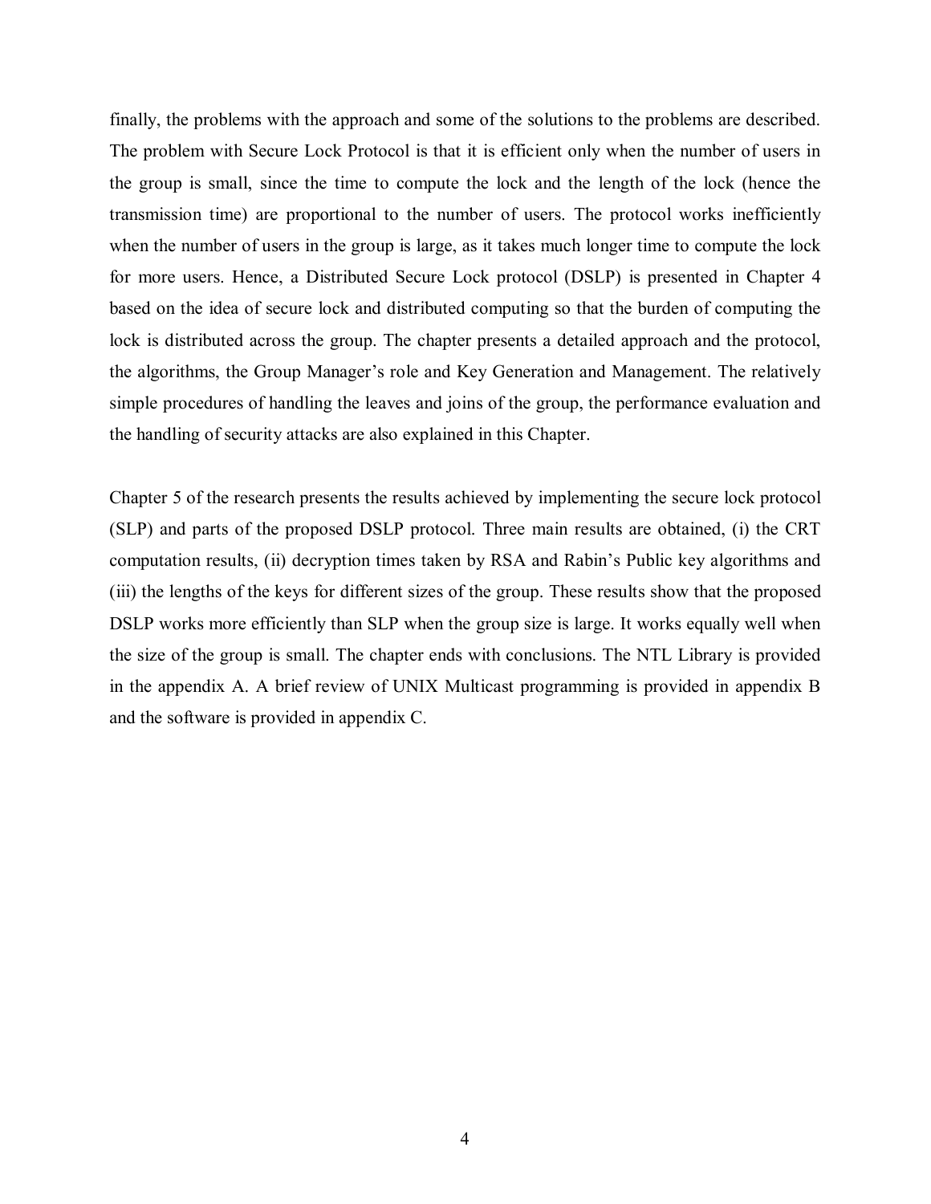finally, the problems with the approach and some of the solutions to the problems are described. The problem with Secure Lock Protocol is that it is efficient only when the number of users in the group is small, since the time to compute the lock and the length of the lock (hence the transmission time) are proportional to the number of users. The protocol works inefficiently when the number of users in the group is large, as it takes much longer time to compute the lock for more users. Hence, a Distributed Secure Lock protocol (DSLP) is presented in Chapter 4 based on the idea of secure lock and distributed computing so that the burden of computing the lock is distributed across the group. The chapter presents a detailed approach and the protocol, the algorithms, the Group Manager's role and Key Generation and Management. The relatively simple procedures of handling the leaves and joins of the group, the performance evaluation and the handling of security attacks are also explained in this Chapter.

Chapter 5 of the research presents the results achieved by implementing the secure lock protocol (SLP) and parts of the proposed DSLP protocol. Three main results are obtained, (i) the CRT computation results, (ii) decryption times taken by RSA and Rabin's Public key algorithms and (iii) the lengths of the keys for different sizes of the group. These results show that the proposed DSLP works more efficiently than SLP when the group size is large. It works equally well when the size of the group is small. The chapter ends with conclusions. The NTL Library is provided in the appendix A. A brief review of UNIX Multicast programming is provided in appendix B and the software is provided in appendix C.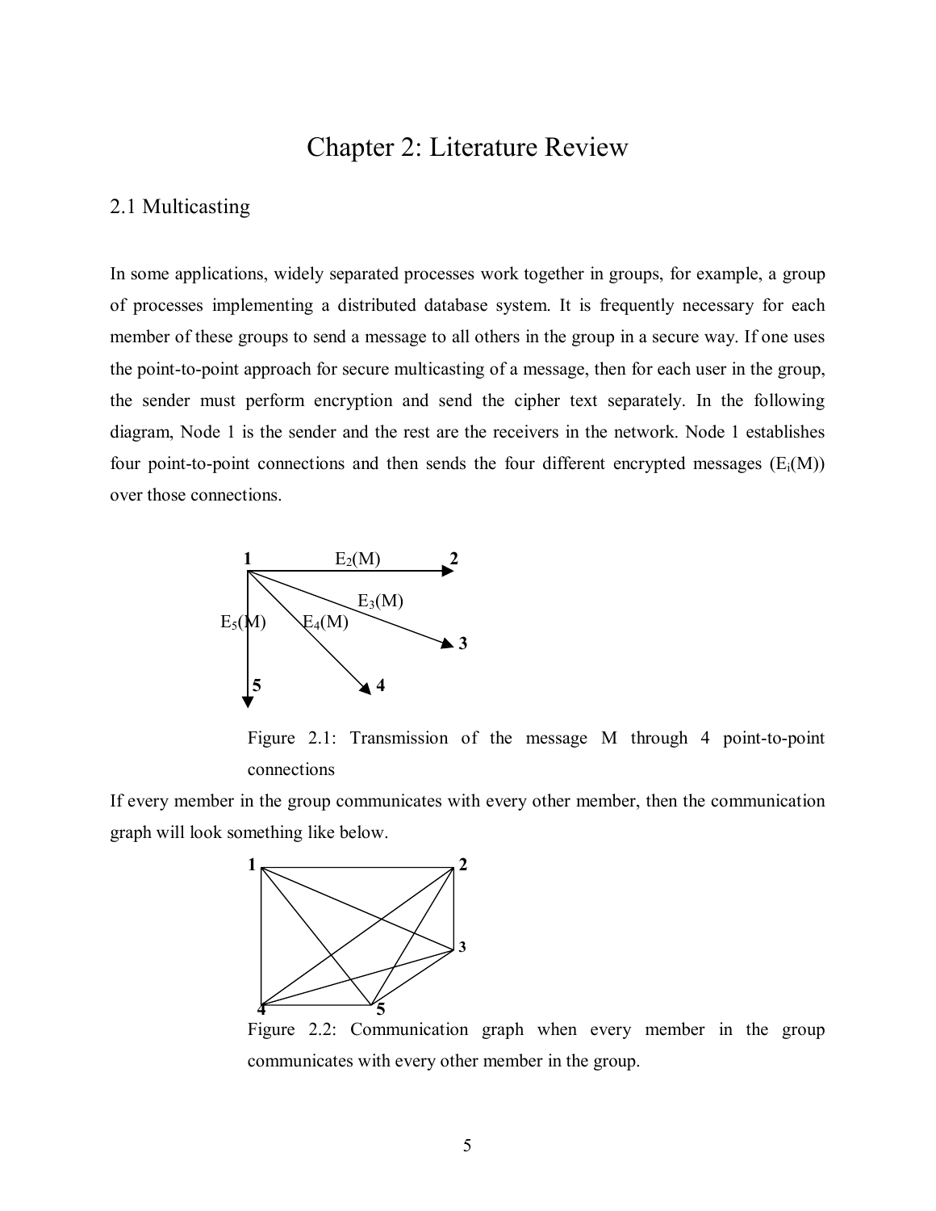# Chapter 2: Literature Review

## 2.1 Multicasting

In some applications, widely separated processes work together in groups, for example, a group of processes implementing a distributed database system. It is frequently necessary for each member of these groups to send a message to all others in the group in a secure way. If one uses the point-to-point approach for secure multicasting of a message, then for each user in the group, the sender must perform encryption and send the cipher text separately. In the following diagram, Node 1 is the sender and the rest are the receivers in the network. Node 1 establishes four point-to-point connections and then sends the four different encrypted messages ($E_i(M)$) over those connections.

Figure 2.1: Transmission of the message M through 4 point-to-point connections

If every member in the group communicates with every other member, then the communication graph will look something like below.

Figure 2.2: Communication graph when every member in the group communicates with every other member in the group.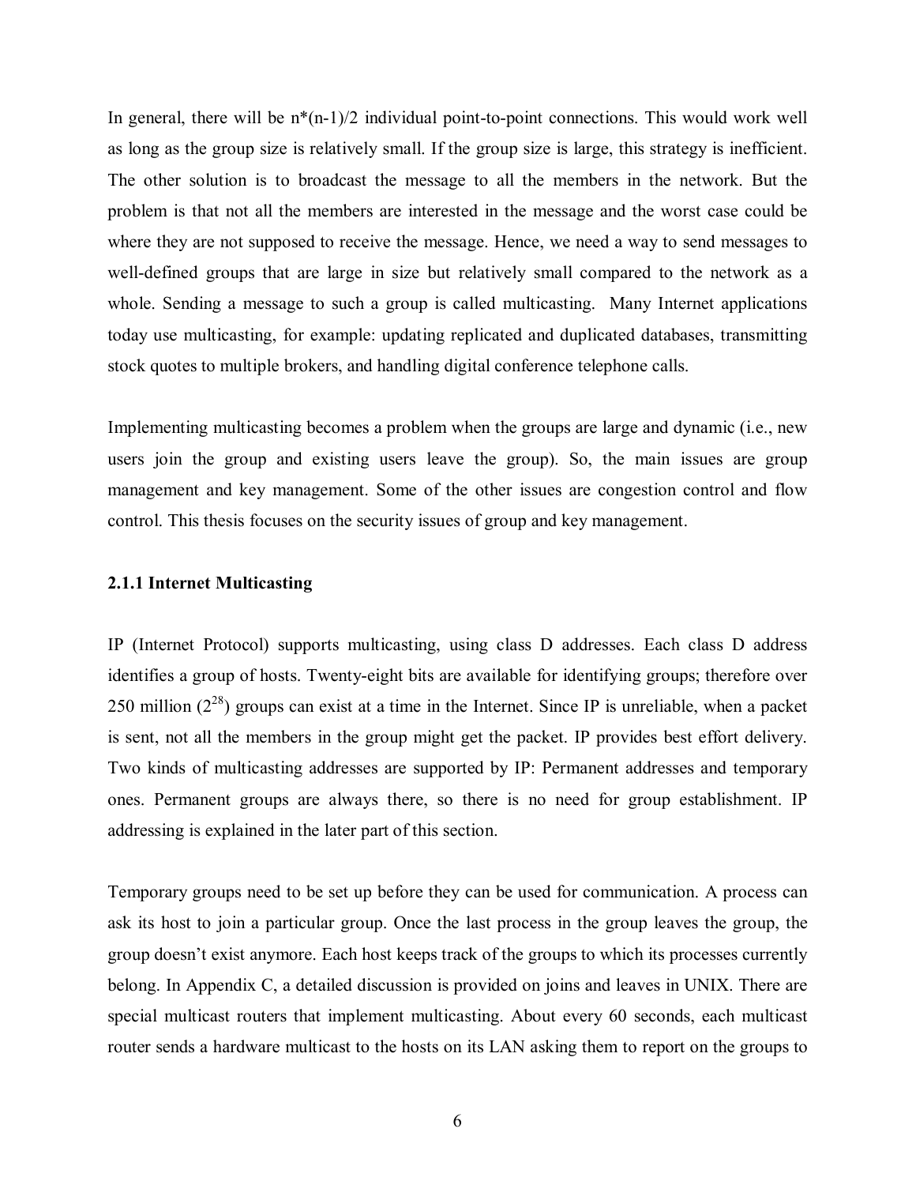In general, there will be $n*(n-1)/2$ individual point-to-point connections. This would work well as long as the group size is relatively small. If the group size is large, this strategy is inefficient. The other solution is to broadcast the message to all the members in the network. But the problem is that not all the members are interested in the message and the worst case could be where they are not supposed to receive the message. Hence, we need a way to send messages to well-defined groups that are large in size but relatively small compared to the network as a whole. Sending a message to such a group is called multicasting. Many Internet applications today use multicasting, for example: updating replicated and duplicated databases, transmitting stock quotes to multiple brokers, and handling digital conference telephone calls.

Implementing multicasting becomes a problem when the groups are large and dynamic (i.e., new users join the group and existing users leave the group). So, the main issues are group management and key management. Some of the other issues are congestion control and flow control. This thesis focuses on the security issues of group and key management.

### 2.1.1 Internet Multicasting

IP (Internet Protocol) supports multicasting, using class D addresses. Each class D address identifies a group of hosts. Twenty-eight bits are available for identifying groups; therefore over 250 million ($2^{28}$) groups can exist at a time in the Internet. Since IP is unreliable, when a packet is sent, not all the members in the group might get the packet. IP provides best effort delivery. Two kinds of multicasting addresses are supported by IP: Permanent addresses and temporary ones. Permanent groups are always there, so there is no need for group establishment. IP addressing is explained in the later part of this section.

Temporary groups need to be set up before they can be used for communication. A process can ask its host to join a particular group. Once the last process in the group leaves the group, the group doesn't exist anymore. Each host keeps track of the groups to which its processes currently belong. In Appendix C, a detailed discussion is provided on joins and leaves in UNIX. There are special multicast routers that implement multicasting. About every 60 seconds, each multicast router sends a hardware multicast to the hosts on its LAN asking them to report on the groups to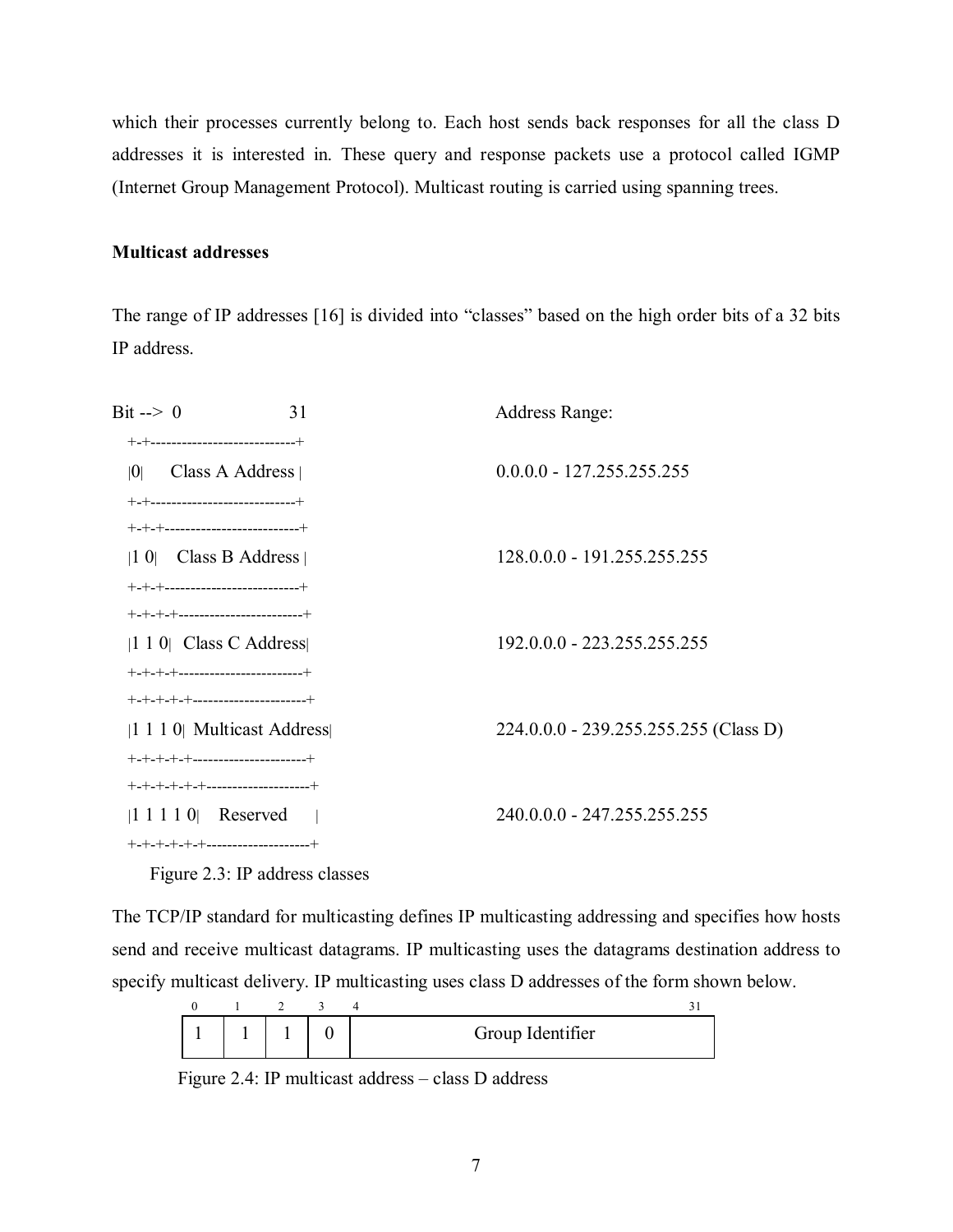which their processes currently belong to. Each host sends back responses for all the class D addresses it is interested in. These query and response packets use a protocol called IGMP (Internet Group Management Protocol). Multicast routing is carried using spanning trees.

**Multicast addresses**

The range of IP addresses [16] is divided into "classes" based on the high order bits of a 32 bits IP address.

```
Bit -->  0                    31                    Address Range:
  +-+----------------------------+
  |0|      Class A Address |                         0.0.0.0 - 127.255.255.255
  +-+----------------------------+
  +-+-+--------------------------+
  |1 0|    Class B Address |                         128.0.0.0 - 191.255.255.255
  +-+-+--------------------------+
  +-+-+-+------------------------+
  |1 1 0|  Class C Address|                          192.0.0.0 - 223.255.255.255
  +-+-+-+------------------------+
  +-+-+-+-+----------------------+
  |1 1 1 0|  Multicast Address|                      224.0.0.0 - 239.255.255.255 (Class D)
  +-+-+-+-+----------------------+
  +-+-+-+-+-+--------------------+
  |1 1 1 1 0|    Reserved      |                     240.0.0.0 - 247.255.255.255
  +-+-+-+-+-+--------------------+
```

Figure 2.3: IP address classes

The TCP/IP standard for multicasting defines IP multicasting addressing and specifies how hosts send and receive multicast datagrams. IP multicasting uses the datagrams destination address to specify multicast delivery. IP multicasting uses class D addresses of the form shown below.

| 0 | 1 | 2 | 3 | 4 ... 31 |
|---|---|---|---|---|
| 1 | 1 | 1 | 0 | Group Identifier |

Figure 2.4: IP multicast address – class D address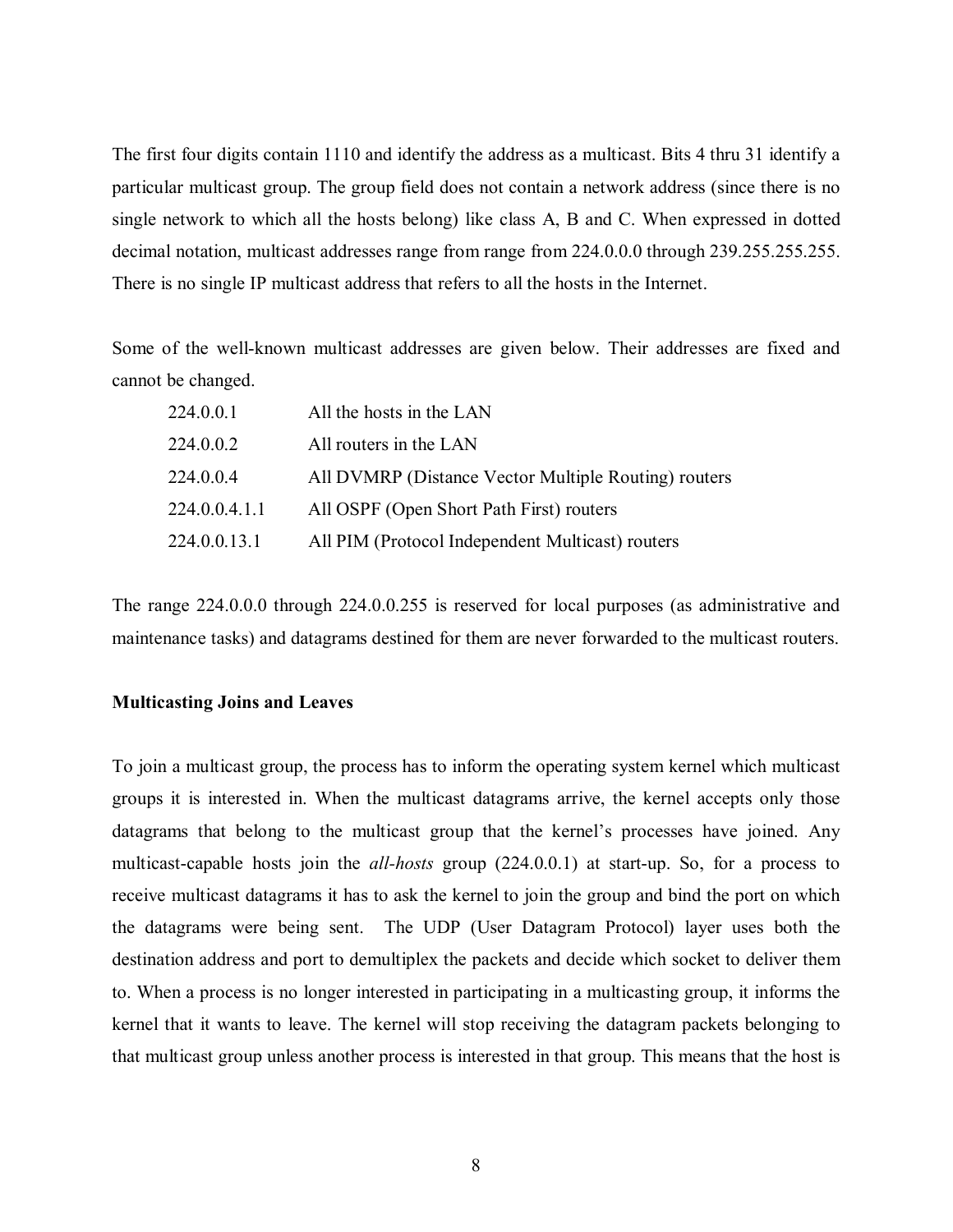The first four digits contain 1110 and identify the address as a multicast. Bits 4 thru 31 identify a particular multicast group. The group field does not contain a network address (since there is no single network to which all the hosts belong) like class A, B and C. When expressed in dotted decimal notation, multicast addresses range from range from 224.0.0.0 through 239.255.255.255. There is no single IP multicast address that refers to all the hosts in the Internet.

Some of the well-known multicast addresses are given below. Their addresses are fixed and cannot be changed.

| | |
|---|---|
| 224.0.0.1 | All the hosts in the LAN |
| 224.0.0.2 | All routers in the LAN |
| 224.0.0.4 | All DVMRP (Distance Vector Multiple Routing) routers |
| 224.0.0.4.1.1 | All OSPF (Open Short Path First) routers |
| 224.0.0.13.1 | All PIM (Protocol Independent Multicast) routers |

The range 224.0.0.0 through 224.0.0.255 is reserved for local purposes (as administrative and maintenance tasks) and datagrams destined for them are never forwarded to the multicast routers.

**Multicasting Joins and Leaves**

To join a multicast group, the process has to inform the operating system kernel which multicast groups it is interested in. When the multicast datagrams arrive, the kernel accepts only those datagrams that belong to the multicast group that the kernel's processes have joined. Any multicast-capable hosts join the *all-hosts* group (224.0.0.1) at start-up. So, for a process to receive multicast datagrams it has to ask the kernel to join the group and bind the port on which the datagrams were being sent. The UDP (User Datagram Protocol) layer uses both the destination address and port to demultiplex the packets and decide which socket to deliver them to. When a process is no longer interested in participating in a multicasting group, it informs the kernel that it wants to leave. The kernel will stop receiving the datagram packets belonging to that multicast group unless another process is interested in that group. This means that the host is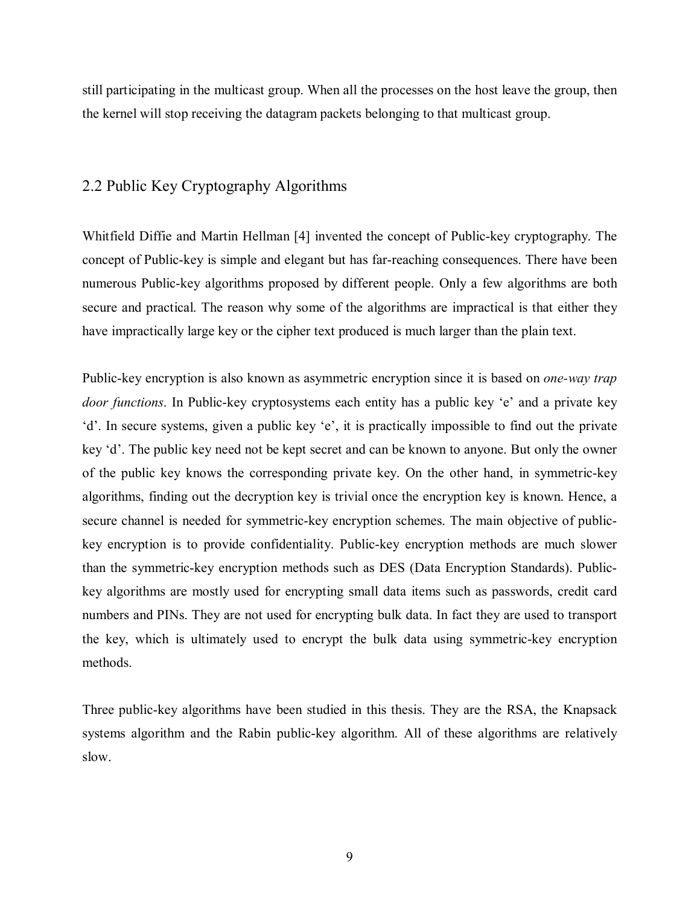still participating in the multicast group. When all the processes on the host leave the group, then the kernel will stop receiving the datagram packets belonging to that multicast group.

## 2.2 Public Key Cryptography Algorithms

Whitfield Diffie and Martin Hellman [4] invented the concept of Public-key cryptography. The concept of Public-key is simple and elegant but has far-reaching consequences. There have been numerous Public-key algorithms proposed by different people. Only a few algorithms are both secure and practical. The reason why some of the algorithms are impractical is that either they have impractically large key or the cipher text produced is much larger than the plain text.

Public-key encryption is also known as asymmetric encryption since it is based on *one-way trap door functions*. In Public-key cryptosystems each entity has a public key 'e' and a private key 'd'. In secure systems, given a public key 'e', it is practically impossible to find out the private key 'd'. The public key need not be kept secret and can be known to anyone. But only the owner of the public key knows the corresponding private key. On the other hand, in symmetric-key algorithms, finding out the decryption key is trivial once the encryption key is known. Hence, a secure channel is needed for symmetric-key encryption schemes. The main objective of public-key encryption is to provide confidentiality. Public-key encryption methods are much slower than the symmetric-key encryption methods such as DES (Data Encryption Standards). Public-key algorithms are mostly used for encrypting small data items such as passwords, credit card numbers and PINs. They are not used for encrypting bulk data. In fact they are used to transport the key, which is ultimately used to encrypt the bulk data using symmetric-key encryption methods.

Three public-key algorithms have been studied in this thesis. They are the RSA, the Knapsack systems algorithm and the Rabin public-key algorithm. All of these algorithms are relatively slow.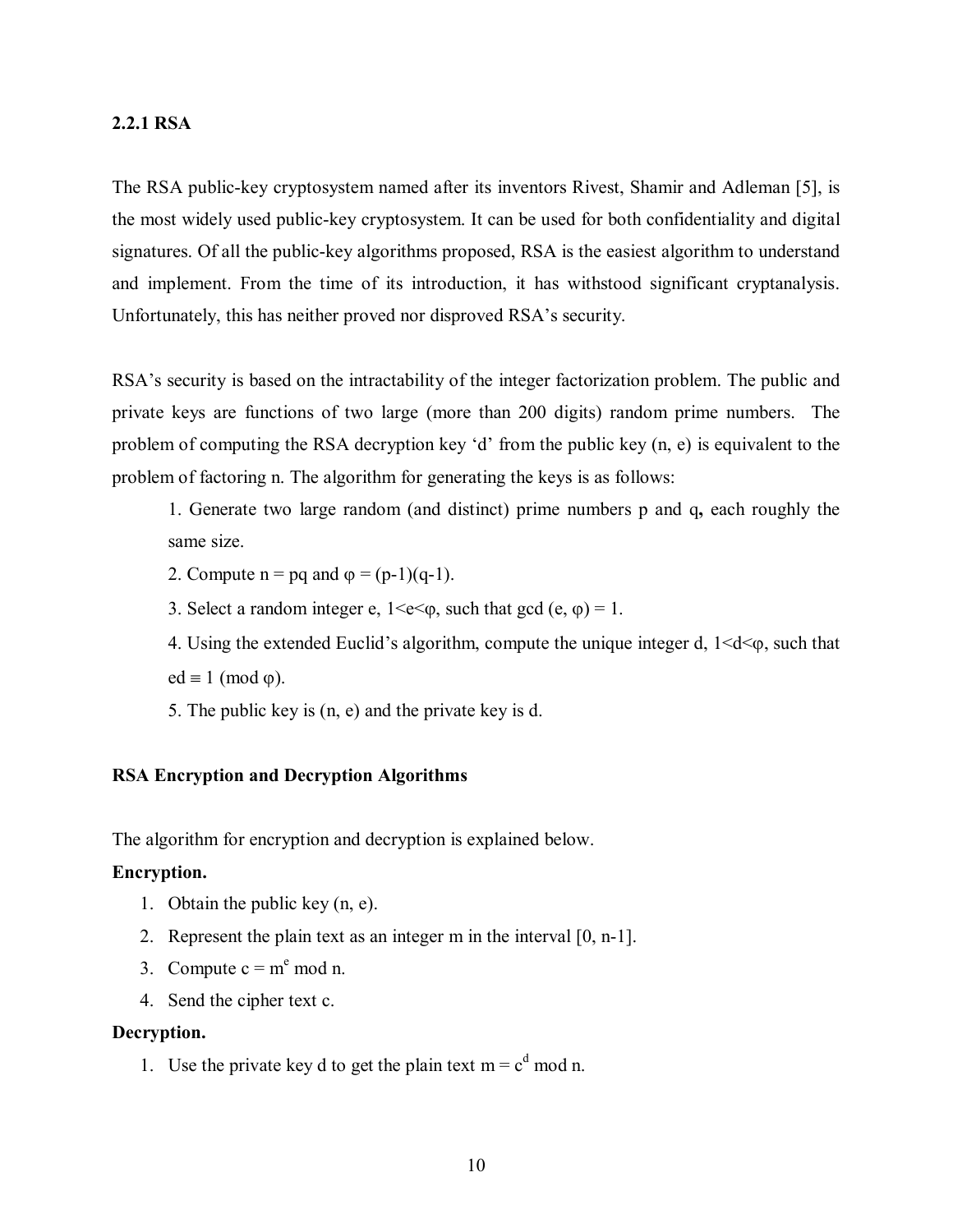### 2.2.1 RSA

The RSA public-key cryptosystem named after its inventors Rivest, Shamir and Adleman [5], is the most widely used public-key cryptosystem. It can be used for both confidentiality and digital signatures. Of all the public-key algorithms proposed, RSA is the easiest algorithm to understand and implement. From the time of its introduction, it has withstood significant cryptanalysis. Unfortunately, this has neither proved nor disproved RSA's security.

RSA's security is based on the intractability of the integer factorization problem. The public and private keys are functions of two large (more than 200 digits) random prime numbers. The problem of computing the RSA decryption key 'd' from the public key (n, e) is equivalent to the problem of factoring n. The algorithm for generating the keys is as follows:

1. Generate two large random (and distinct) prime numbers p and **q,** each roughly the same size.
2. Compute $n = pq$ and $\varphi = (p-1)(q-1)$.
3. Select a random integer e, $1<e<\varphi$, such that $\gcd(e, \varphi) = 1$.
4. Using the extended Euclid's algorithm, compute the unique integer d, $1<d<\varphi$, such that $ed \equiv 1 \pmod{\varphi}$.
5. The public key is (n, e) and the private key is d.

**RSA Encryption and Decryption Algorithms**

The algorithm for encryption and decryption is explained below.

**Encryption.**

1. Obtain the public key (n, e).
2. Represent the plain text as an integer m in the interval [0, n-1].
3. Compute $c = m^e \bmod n$.
4. Send the cipher text c.

**Decryption.**

1. Use the private key d to get the plain text $m = c^d \bmod n$.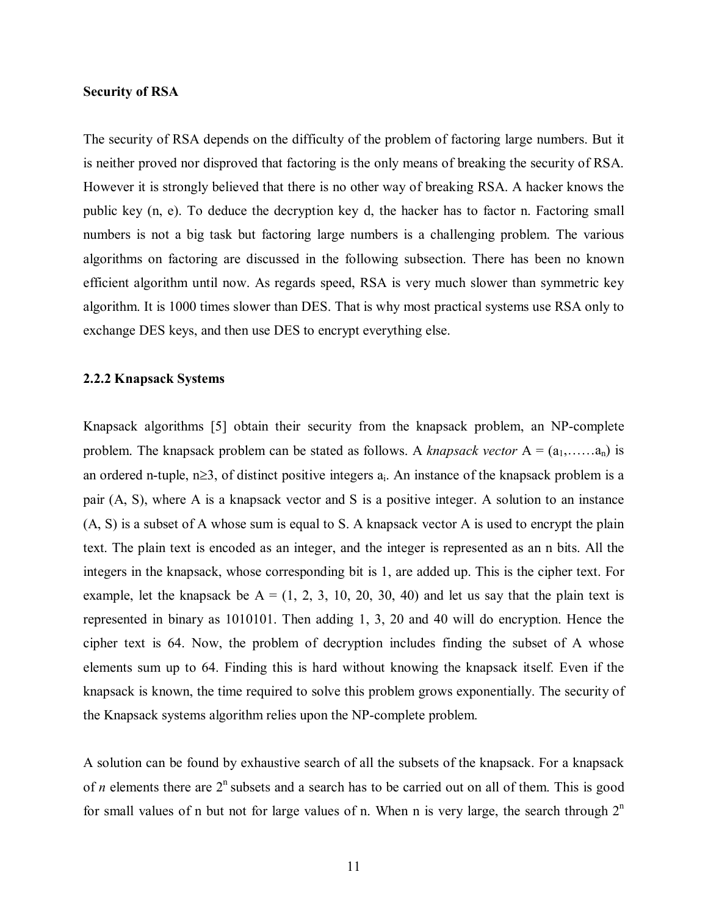**Security of RSA**

The security of RSA depends on the difficulty of the problem of factoring large numbers. But it is neither proved nor disproved that factoring is the only means of breaking the security of RSA. However it is strongly believed that there is no other way of breaking RSA. A hacker knows the public key (n, e). To deduce the decryption key d, the hacker has to factor n. Factoring small numbers is not a big task but factoring large numbers is a challenging problem. The various algorithms on factoring are discussed in the following subsection. There has been no known efficient algorithm until now. As regards speed, RSA is very much slower than symmetric key algorithm. It is 1000 times slower than DES. That is why most practical systems use RSA only to exchange DES keys, and then use DES to encrypt everything else.

### 2.2.2 Knapsack Systems

Knapsack algorithms [5] obtain their security from the knapsack problem, an NP-complete problem. The knapsack problem can be stated as follows. A *knapsack vector* $A = (a_1,……a_n)$ is an ordered n-tuple, $n \geq 3$, of distinct positive integers $a_i$. An instance of the knapsack problem is a pair (A, S), where A is a knapsack vector and S is a positive integer. A solution to an instance (A, S) is a subset of A whose sum is equal to S. A knapsack vector A is used to encrypt the plain text. The plain text is encoded as an integer, and the integer is represented as an n bits. All the integers in the knapsack, whose corresponding bit is 1, are added up. This is the cipher text. For example, let the knapsack be A = (1, 2, 3, 10, 20, 30, 40) and let us say that the plain text is represented in binary as 1010101. Then adding 1, 3, 20 and 40 will do encryption. Hence the cipher text is 64. Now, the problem of decryption includes finding the subset of A whose elements sum up to 64. Finding this is hard without knowing the knapsack itself. Even if the knapsack is known, the time required to solve this problem grows exponentially. The security of the Knapsack systems algorithm relies upon the NP-complete problem.

A solution can be found by exhaustive search of all the subsets of the knapsack. For a knapsack of *n* elements there are $2^n$ subsets and a search has to be carried out on all of them. This is good for small values of n but not for large values of n. When n is very large, the search through $2^n$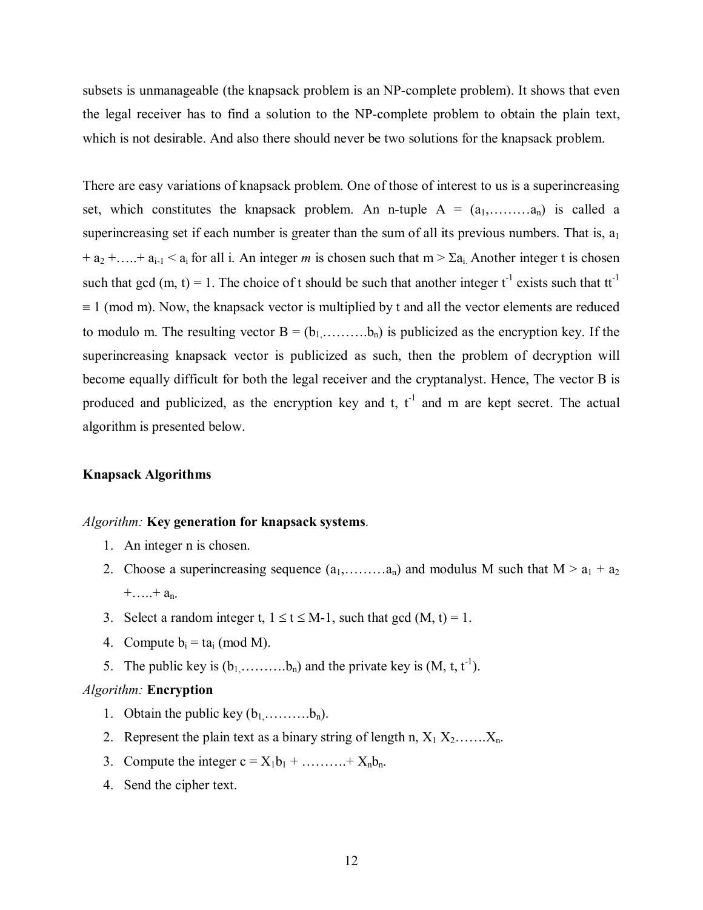subsets is unmanageable (the knapsack problem is an NP-complete problem). It shows that even the legal receiver has to find a solution to the NP-complete problem to obtain the plain text, which is not desirable. And also there should never be two solutions for the knapsack problem.

There are easy variations of knapsack problem. One of those of interest to us is a superincreasing set, which constitutes the knapsack problem. An n-tuple A = ($a_1$,………$a_n$) is called a superincreasing set if each number is greater than the sum of all its previous numbers. That is, $a_1 + a_2 +…..+ a_{i-1} < a_i$ for all i. An integer *m* is chosen such that $m > \Sigma a_i$. Another integer t is chosen such that gcd (m, t) = 1. The choice of t should be such that another integer $t^{-1}$ exists such that $tt^{-1} \equiv 1 \pmod{m}$. Now, the knapsack vector is multiplied by t and all the vector elements are reduced to modulo m. The resulting vector B = ($b_1$,……….$b_n$) is publicized as the encryption key. If the superincreasing knapsack vector is publicized as such, then the problem of decryption will become equally difficult for both the legal receiver and the cryptanalyst. Hence, The vector B is produced and publicized, as the encryption key and t, $t^{-1}$ and m are kept secret. The actual algorithm is presented below.

**Knapsack Algorithms**

*Algorithm:* **Key generation for knapsack systems**.

1. An integer n is chosen.
2. Choose a superincreasing sequence ($a_1$,………$a_n$) and modulus M such that $M > a_1 + a_2 +…..+ a_n$.
3. Select a random integer t, $1 \leq t \leq M-1$, such that gcd (M, t) = 1.
4. Compute $b_i = ta_i \pmod{M}$.
5. The public key is ($b_1$,……….$b_n$) and the private key is (M, t, $t^{-1}$).

*Algorithm:* **Encryption**

1. Obtain the public key ($b_1$,……….$b_n$).
2. Represent the plain text as a binary string of length n, $X_1 X_2$…….$X_n$.
3. Compute the integer $c = X_1b_1 + ……….+ X_nb_n$.
4. Send the cipher text.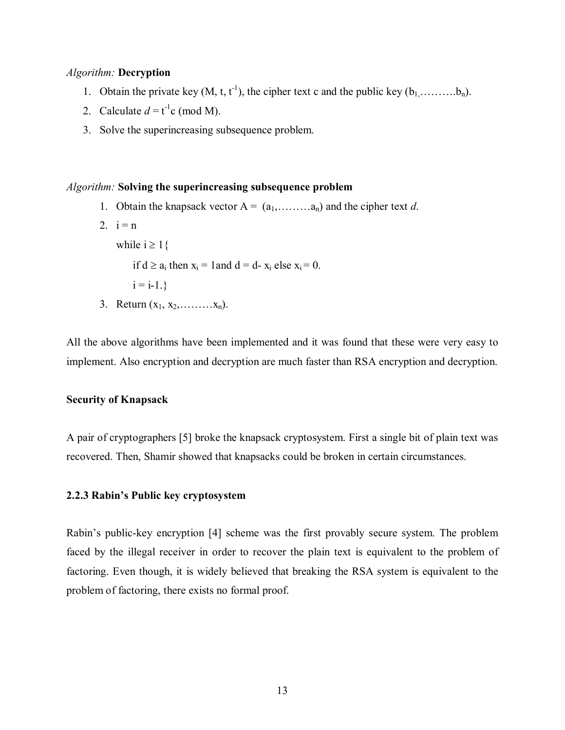*Algorithm:* **Decryption**

1. Obtain the private key $(M, t, t^{-1})$, the cipher text c and the public key $(b_1, \ldots\ldots\ldots b_n)$.
2. Calculate $d = t^{-1}c \pmod{M}$.
3. Solve the superincreasing subsequence problem.

*Algorithm:* **Solving the superincreasing subsequence problem**

1. Obtain the knapsack vector $A = (a_1, \ldots\ldots\ldots a_n)$ and the cipher text *d*.
2. $i = n$

   while $i \geq 1$\{

   if $d \geq a_i$ then $x_i = 1$and $d = d - x_i$ else $x_i = 0$.

   $i = i-1$.\}
3. Return $(x_1, x_2, \ldots\ldots\ldots x_n)$.

All the above algorithms have been implemented and it was found that these were very easy to implement. Also encryption and decryption are much faster than RSA encryption and decryption.

**Security of Knapsack**

A pair of cryptographers [5] broke the knapsack cryptosystem. First a single bit of plain text was recovered. Then, Shamir showed that knapsacks could be broken in certain circumstances.

### 2.2.3 Rabin's Public key cryptosystem

Rabin's public-key encryption [4] scheme was the first provably secure system. The problem faced by the illegal receiver in order to recover the plain text is equivalent to the problem of factoring. Even though, it is widely believed that breaking the RSA system is equivalent to the problem of factoring, there exists no formal proof.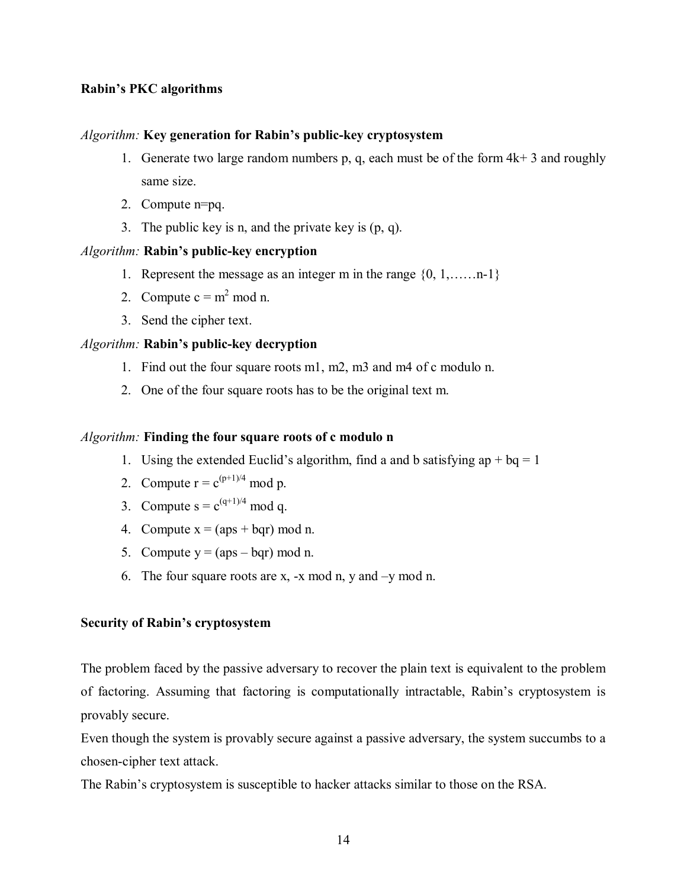**Rabin's PKC algorithms**

*Algorithm:* **Key generation for Rabin's public-key cryptosystem**

1. Generate two large random numbers p, q, each must be of the form 4k+ 3 and roughly same size.
2. Compute n=pq.
3. The public key is n, and the private key is (p, q).

*Algorithm:* **Rabin's public-key encryption**

1. Represent the message as an integer m in the range {0, 1,……n-1}
2. Compute $c = m^2 \bmod n$.
3. Send the cipher text.

*Algorithm:* **Rabin's public-key decryption**

1. Find out the four square roots m1, m2, m3 and m4 of c modulo n.
2. One of the four square roots has to be the original text m.

*Algorithm:* **Finding the four square roots of c modulo n**

1. Using the extended Euclid's algorithm, find a and b satisfying $ap + bq = 1$
2. Compute $r = c^{(p+1)/4} \bmod p$.
3. Compute $s = c^{(q+1)/4} \bmod q$.
4. Compute $x = (aps + bqr) \bmod n$.
5. Compute $y = (aps - bqr) \bmod n$.
6. The four square roots are x, $-x \bmod n$, y and $-y \bmod n$.

**Security of Rabin's cryptosystem**

The problem faced by the passive adversary to recover the plain text is equivalent to the problem of factoring. Assuming that factoring is computationally intractable, Rabin's cryptosystem is provably secure.

Even though the system is provably secure against a passive adversary, the system succumbs to a chosen-cipher text attack.

The Rabin's cryptosystem is susceptible to hacker attacks similar to those on the RSA.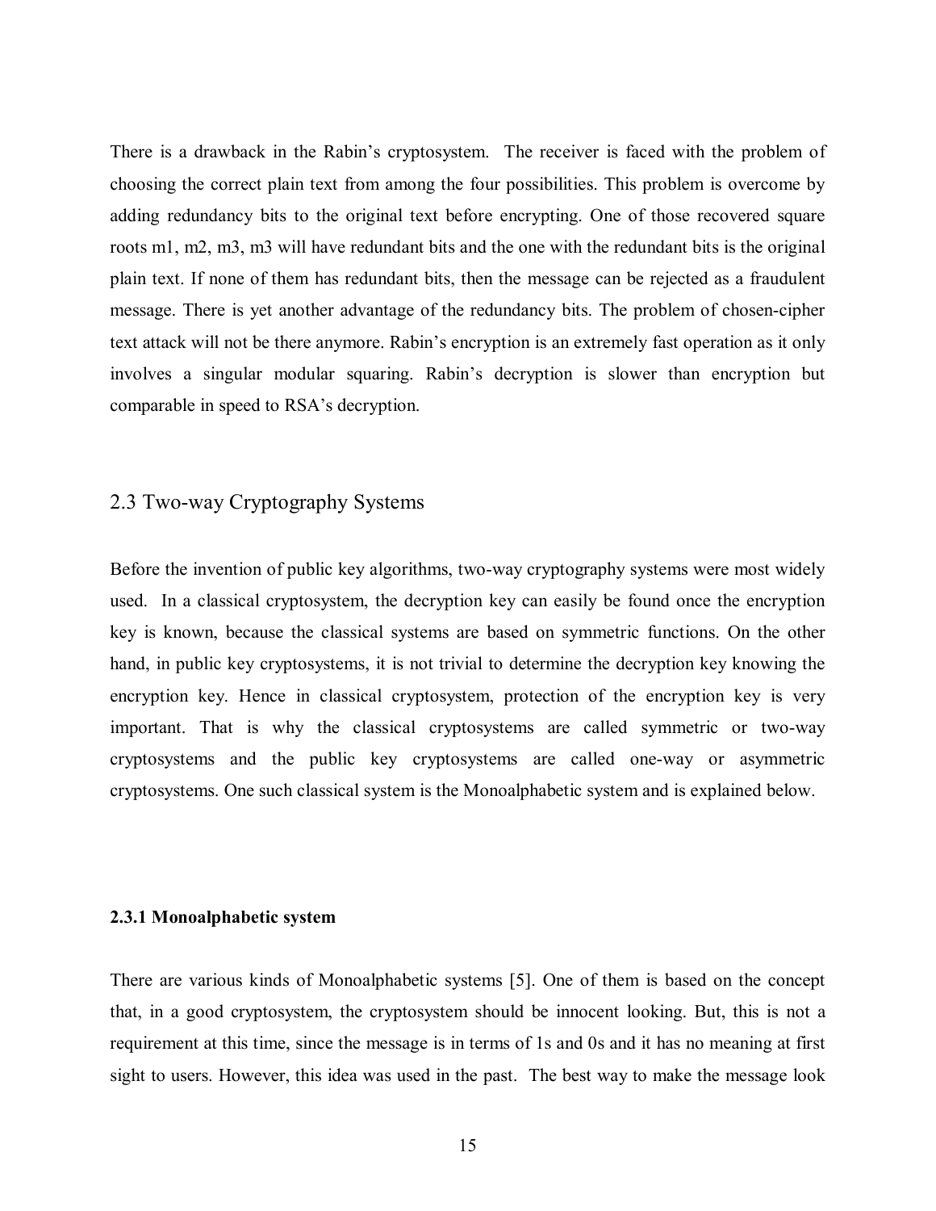There is a drawback in the Rabin's cryptosystem. The receiver is faced with the problem of choosing the correct plain text from among the four possibilities. This problem is overcome by adding redundancy bits to the original text before encrypting. One of those recovered square roots m1, m2, m3, m3 will have redundant bits and the one with the redundant bits is the original plain text. If none of them has redundant bits, then the message can be rejected as a fraudulent message. There is yet another advantage of the redundancy bits. The problem of chosen-cipher text attack will not be there anymore. Rabin's encryption is an extremely fast operation as it only involves a singular modular squaring. Rabin's decryption is slower than encryption but comparable in speed to RSA's decryption.

## 2.3 Two-way Cryptography Systems

Before the invention of public key algorithms, two-way cryptography systems were most widely used. In a classical cryptosystem, the decryption key can easily be found once the encryption key is known, because the classical systems are based on symmetric functions. On the other hand, in public key cryptosystems, it is not trivial to determine the decryption key knowing the encryption key. Hence in classical cryptosystem, protection of the encryption key is very important. That is why the classical cryptosystems are called symmetric or two-way cryptosystems and the public key cryptosystems are called one-way or asymmetric cryptosystems. One such classical system is the Monoalphabetic system and is explained below.

### 2.3.1 Monoalphabetic system

There are various kinds of Monoalphabetic systems [5]. One of them is based on the concept that, in a good cryptosystem, the cryptosystem should be innocent looking. But, this is not a requirement at this time, since the message is in terms of 1s and 0s and it has no meaning at first sight to users. However, this idea was used in the past. The best way to make the message look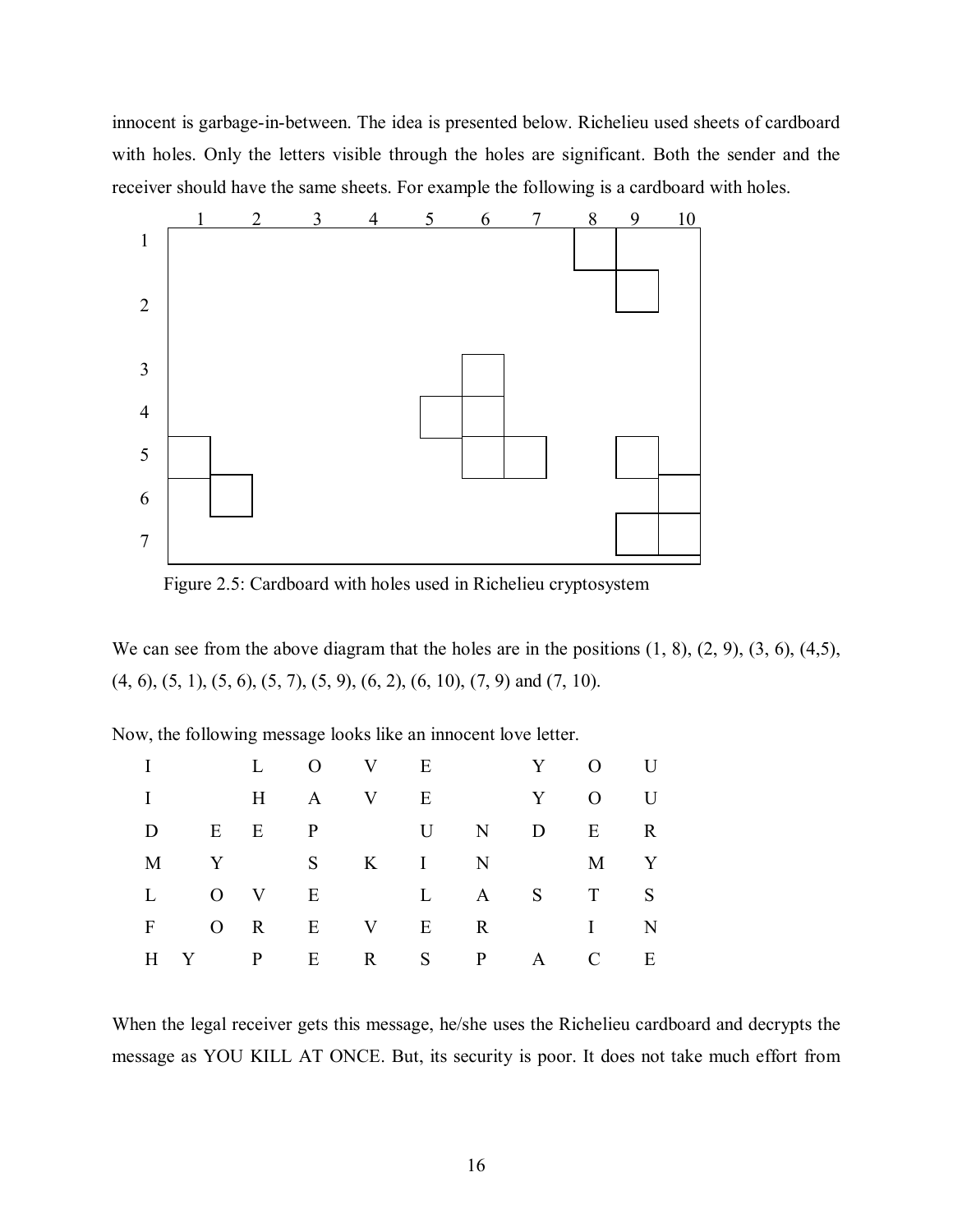innocent is garbage-in-between. The idea is presented below. Richelieu used sheets of cardboard with holes. Only the letters visible through the holes are significant. Both the sender and the receiver should have the same sheets. For example the following is a cardboard with holes.

Figure 2.5: Cardboard with holes used in Richelieu cryptosystem

We can see from the above diagram that the holes are in the positions (1, 8), (2, 9), (3, 6), (4,5), (4, 6), (5, 1), (5, 6), (5, 7), (5, 9), (6, 2), (6, 10), (7, 9) and (7, 10).

Now, the following message looks like an innocent love letter.

| I | | L | O | V | E | | Y | O | U |
|---|---|---|---|---|---|---|---|---|---|
| I | | H | A | V | E | | Y | O | U |
| D | E | E | P | | U | N | D | E | R |
| M | Y | | S | K | I | N | | M | Y |
| L | O | V | E | | L | A | S | T | S |
| F | O | R | E | V | E | R | | I | N |
| H | Y | P | E | R | S | P | A | C | E |

When the legal receiver gets this message, he/she uses the Richelieu cardboard and decrypts the message as YOU KILL AT ONCE. But, its security is poor. It does not take much effort from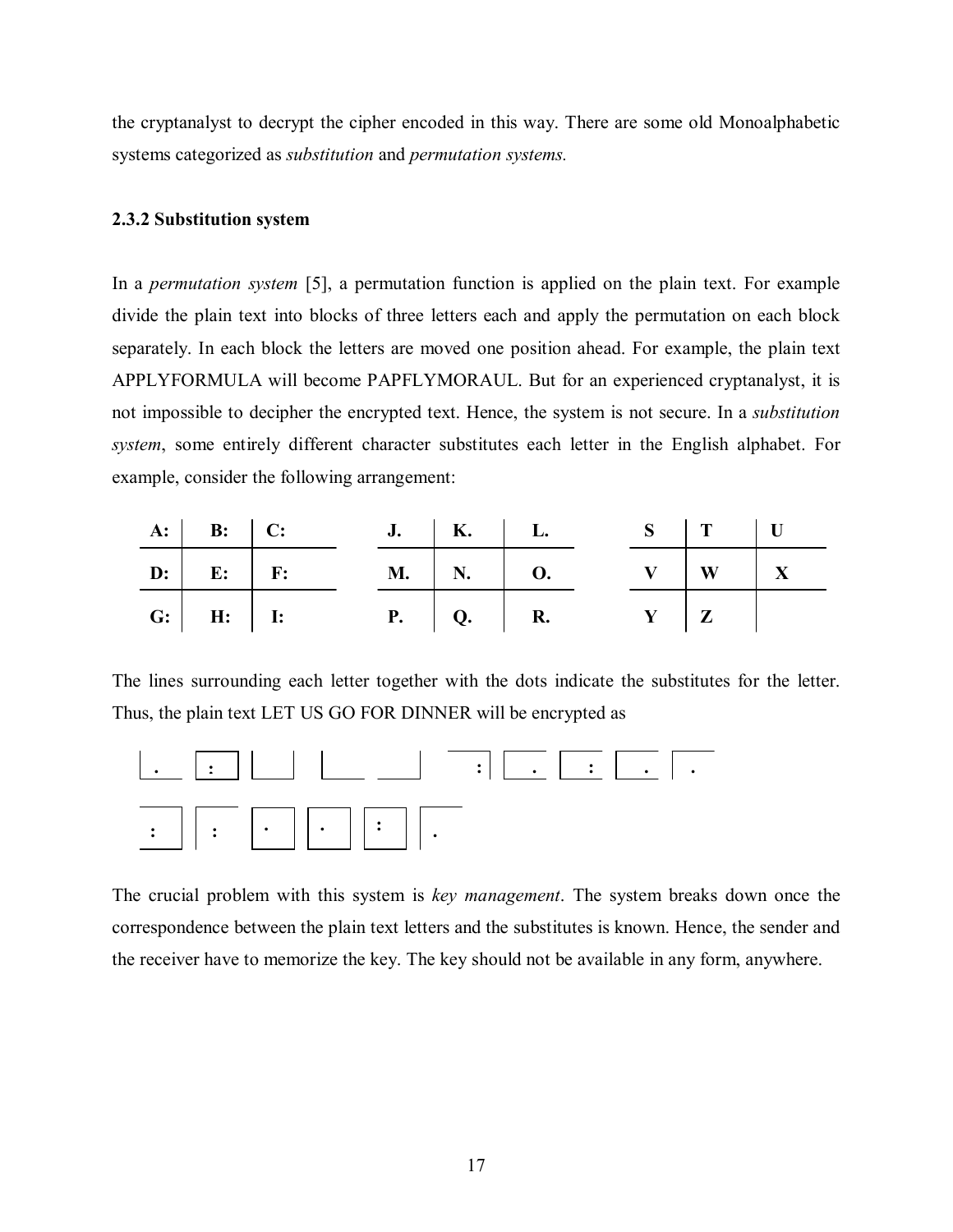the cryptanalyst to decrypt the cipher encoded in this way. There are some old Monoalphabetic systems categorized as *substitution* and *permutation systems.*

### 2.3.2 Substitution system

In a *permutation system* [5], a permutation function is applied on the plain text. For example divide the plain text into blocks of three letters each and apply the permutation on each block separately. In each block the letters are moved one position ahead. For example, the plain text APPLYFORMULA will become PAPFLYMORAUL. But for an experienced cryptanalyst, it is not impossible to decipher the encrypted text. Hence, the system is not secure. In a *substitution system*, some entirely different character substitutes each letter in the English alphabet. For example, consider the following arrangement:

| A: | B: | C: |
|---|---|---|
| D: | E: | F: |
| G: | H: | I: |

| J. | K. | L. |
|---|---|---|
| M. | N. | O. |
| P. | Q. | R. |

| S | T | U |
|---|---|---|
| V | W | X |
| Y | Z | |

The lines surrounding each letter together with the dots indicate the substitutes for the letter. Thus, the plain text LET US GO FOR DINNER will be encrypted as

The crucial problem with this system is *key management*. The system breaks down once the correspondence between the plain text letters and the substitutes is known. Hence, the sender and the receiver have to memorize the key. The key should not be available in any form, anywhere.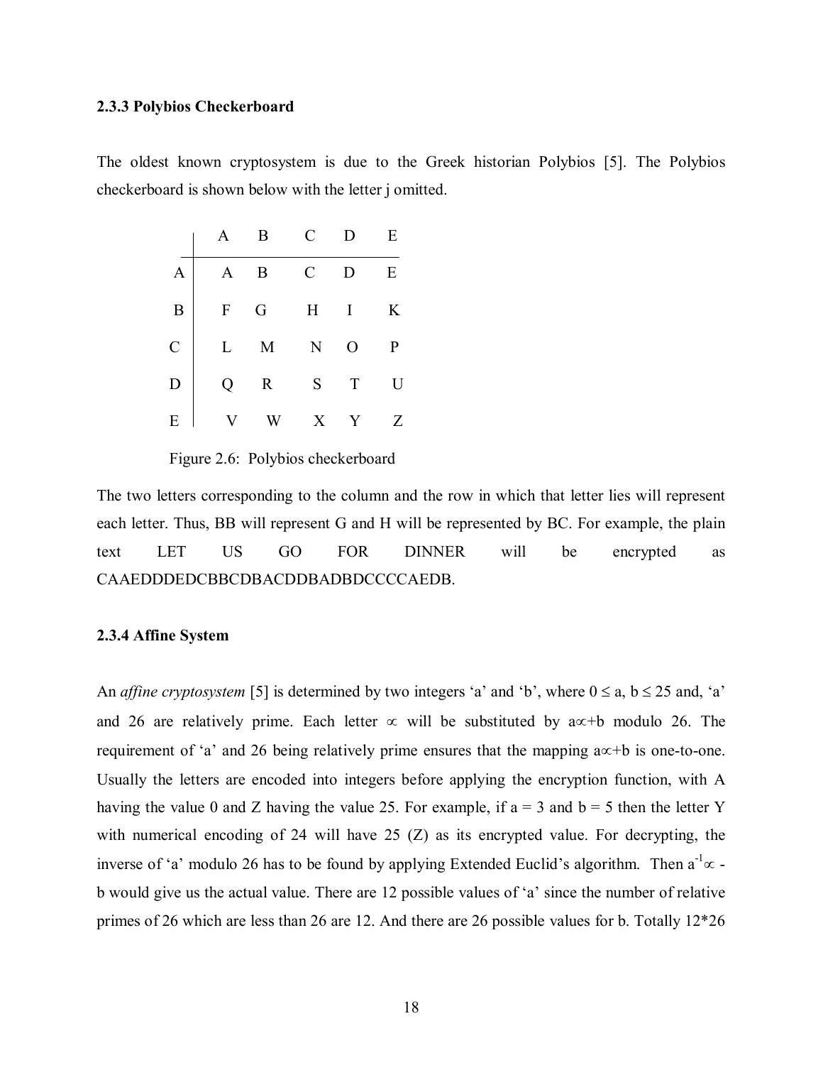### 2.3.3 Polybios Checkerboard

The oldest known cryptosystem is due to the Greek historian Polybios [5]. The Polybios checkerboard is shown below with the letter j omitted.

| | A | B | C | D | E |
|---|---|---|---|---|---|
| A | A | B | C | D | E |
| B | F | G | H | I | K |
| C | L | M | N | O | P |
| D | Q | R | S | T | U |
| E | V | W | X | Y | Z |

Figure 2.6: Polybios checkerboard

The two letters corresponding to the column and the row in which that letter lies will represent each letter. Thus, BB will represent G and H will be represented by BC. For example, the plain text LET US GO FOR DINNER will be encrypted as CAAEDDDEDCBBCDBACDDBADBDCCCCAEDB.

### 2.3.4 Affine System

An *affine cryptosystem* [5] is determined by two integers 'a' and 'b', where $0 \le a, b \le 25$ and, 'a' and 26 are relatively prime. Each letter $\propto$ will be substituted by $a\propto+b$ modulo 26. The requirement of 'a' and 26 being relatively prime ensures that the mapping $a\propto+b$ is one-to-one. Usually the letters are encoded into integers before applying the encryption function, with A having the value 0 and Z having the value 25. For example, if a = 3 and b = 5 then the letter Y with numerical encoding of 24 will have 25 (Z) as its encrypted value. For decrypting, the inverse of 'a' modulo 26 has to be found by applying Extended Euclid's algorithm. Then $a^{-1}\propto$ - b would give us the actual value. There are 12 possible values of 'a' since the number of relative primes of 26 which are less than 26 are 12. And there are 26 possible values for b. Totally 12*26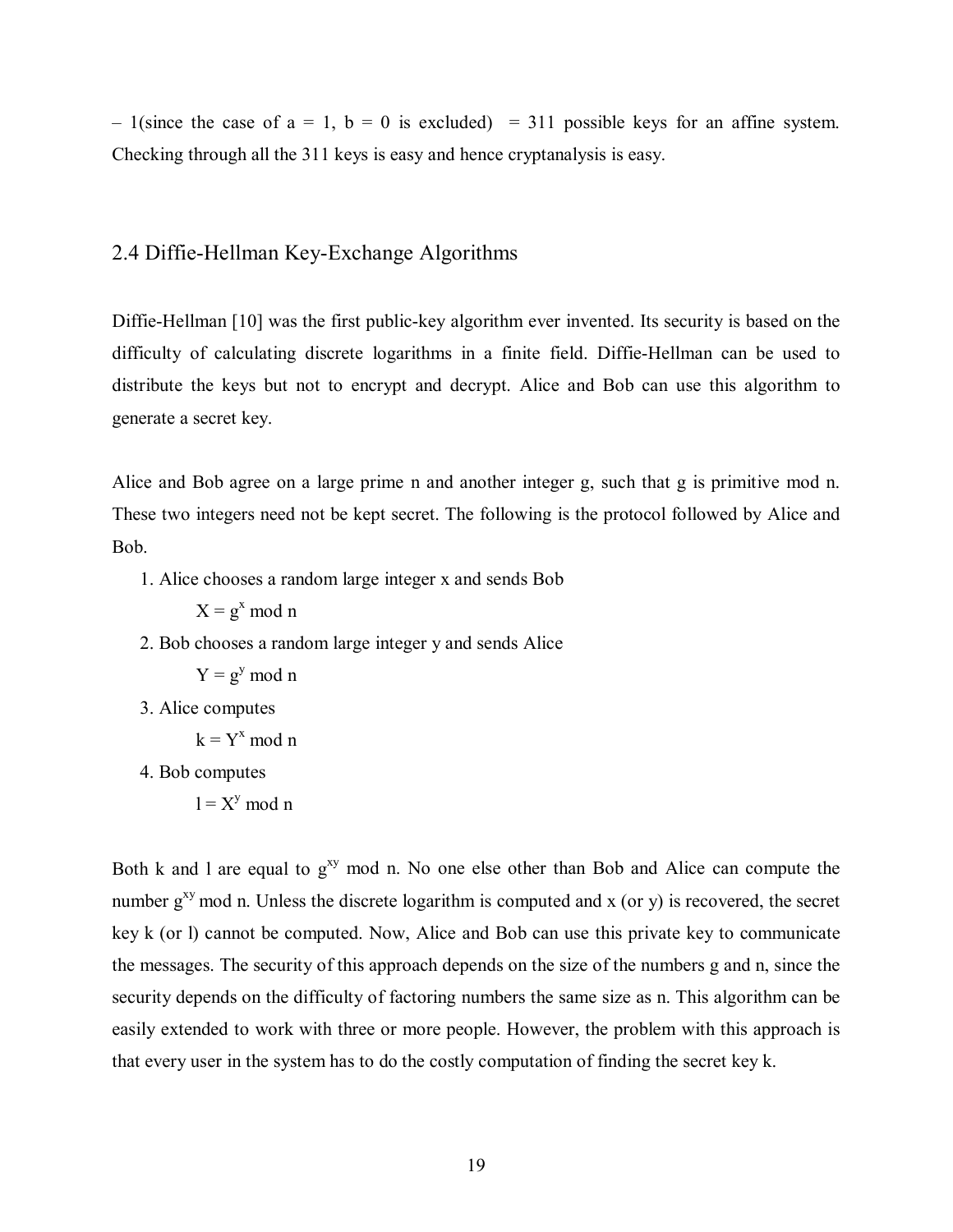– 1(since the case of $a = 1$, $b = 0$ is excluded) = 311 possible keys for an affine system. Checking through all the 311 keys is easy and hence cryptanalysis is easy.

## 2.4 Diffie-Hellman Key-Exchange Algorithms

Diffie-Hellman [10] was the first public-key algorithm ever invented. Its security is based on the difficulty of calculating discrete logarithms in a finite field. Diffie-Hellman can be used to distribute the keys but not to encrypt and decrypt. Alice and Bob can use this algorithm to generate a secret key.

Alice and Bob agree on a large prime n and another integer g, such that g is primitive mod n. These two integers need not be kept secret. The following is the protocol followed by Alice and Bob.

1. Alice chooses a random large integer x and sends Bob

   $X = g^x \bmod n$

2. Bob chooses a random large integer y and sends Alice

   $Y = g^y \bmod n$

3. Alice computes

   $k = Y^x \bmod n$

4. Bob computes

   $l = X^y \bmod n$

Both k and l are equal to $g^{xy} \bmod n$. No one else other than Bob and Alice can compute the number $g^{xy} \bmod n$. Unless the discrete logarithm is computed and x (or y) is recovered, the secret key k (or l) cannot be computed. Now, Alice and Bob can use this private key to communicate the messages. The security of this approach depends on the size of the numbers g and n, since the security depends on the difficulty of factoring numbers the same size as n. This algorithm can be easily extended to work with three or more people. However, the problem with this approach is that every user in the system has to do the costly computation of finding the secret key k.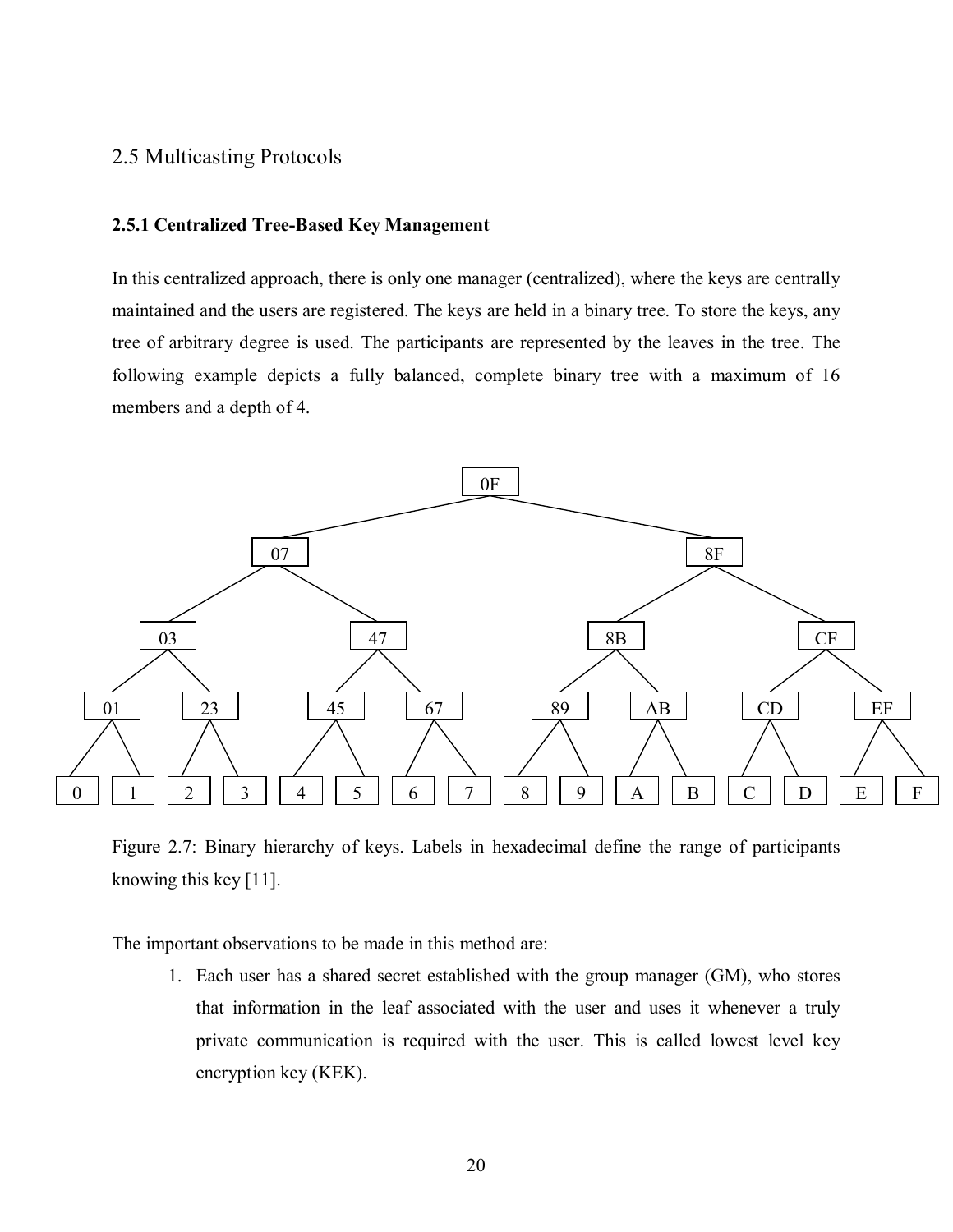## 2.5 Multicasting Protocols

### 2.5.1 Centralized Tree-Based Key Management

In this centralized approach, there is only one manager (centralized), where the keys are centrally maintained and the users are registered. The keys are held in a binary tree. To store the keys, any tree of arbitrary degree is used. The participants are represented by the leaves in the tree. The following example depicts a fully balanced, complete binary tree with a maximum of 16 members and a depth of 4.

Figure 2.7: Binary hierarchy of keys. Labels in hexadecimal define the range of participants knowing this key [11].

The important observations to be made in this method are:

1. Each user has a shared secret established with the group manager (GM), who stores that information in the leaf associated with the user and uses it whenever a truly private communication is required with the user. This is called lowest level key encryption key (KEK).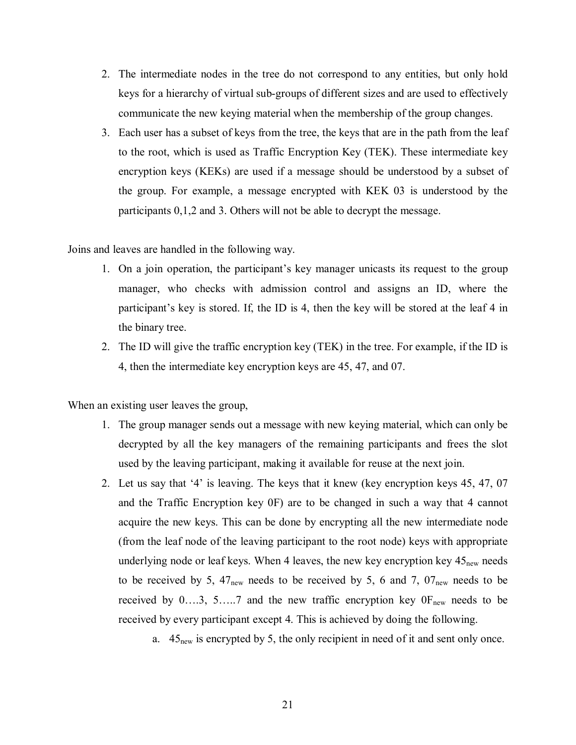2. The intermediate nodes in the tree do not correspond to any entities, but only hold keys for a hierarchy of virtual sub-groups of different sizes and are used to effectively communicate the new keying material when the membership of the group changes.
3. Each user has a subset of keys from the tree, the keys that are in the path from the leaf to the root, which is used as Traffic Encryption Key (TEK). These intermediate key encryption keys (KEKs) are used if a message should be understood by a subset of the group. For example, a message encrypted with KEK 03 is understood by the participants 0,1,2 and 3. Others will not be able to decrypt the message.

Joins and leaves are handled in the following way.

1. On a join operation, the participant's key manager unicasts its request to the group manager, who checks with admission control and assigns an ID, where the participant's key is stored. If, the ID is 4, then the key will be stored at the leaf 4 in the binary tree.
2. The ID will give the traffic encryption key (TEK) in the tree. For example, if the ID is 4, then the intermediate key encryption keys are 45, 47, and 07.

When an existing user leaves the group,

1. The group manager sends out a message with new keying material, which can only be decrypted by all the key managers of the remaining participants and frees the slot used by the leaving participant, making it available for reuse at the next join.
2. Let us say that '4' is leaving. The keys that it knew (key encryption keys 45, 47, 07 and the Traffic Encryption key 0F) are to be changed in such a way that 4 cannot acquire the new keys. This can be done by encrypting all the new intermediate node (from the leaf node of the leaving participant to the root node) keys with appropriate underlying node or leaf keys. When 4 leaves, the new key encryption key $45_{new}$ needs to be received by 5, $47_{new}$ needs to be received by 5, 6 and 7, $07_{new}$ needs to be received by 0….3, 5…..7 and the new traffic encryption key $0F_{new}$ needs to be received by every participant except 4. This is achieved by doing the following.
   a. $45_{new}$ is encrypted by 5, the only recipient in need of it and sent only once.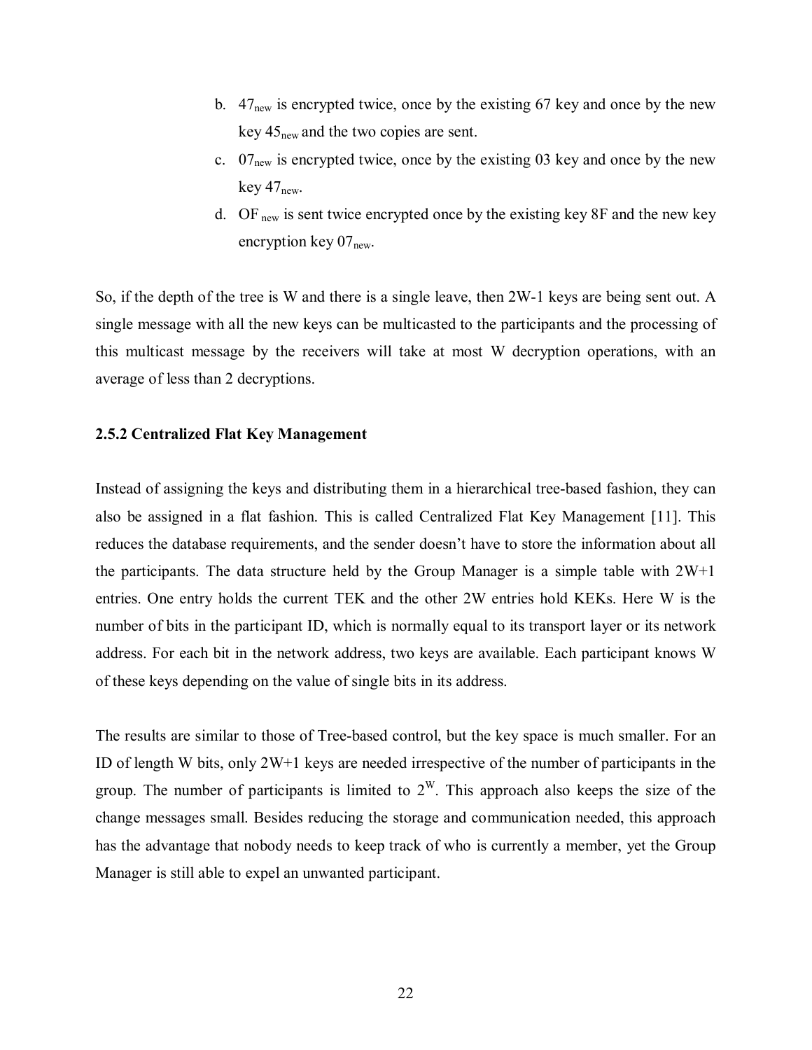b. $47_{new}$ is encrypted twice, once by the existing 67 key and once by the new key $45_{new}$ and the two copies are sent.
c. $07_{new}$ is encrypted twice, once by the existing 03 key and once by the new key $47_{new}$.
d. $OF_{new}$ is sent twice encrypted once by the existing key 8F and the new key encryption key $07_{new}$.

So, if the depth of the tree is W and there is a single leave, then 2W-1 keys are being sent out. A single message with all the new keys can be multicasted to the participants and the processing of this multicast message by the receivers will take at most W decryption operations, with an average of less than 2 decryptions.

### 2.5.2 Centralized Flat Key Management

Instead of assigning the keys and distributing them in a hierarchical tree-based fashion, they can also be assigned in a flat fashion. This is called Centralized Flat Key Management [11]. This reduces the database requirements, and the sender doesn't have to store the information about all the participants. The data structure held by the Group Manager is a simple table with 2W+1 entries. One entry holds the current TEK and the other 2W entries hold KEKs. Here W is the number of bits in the participant ID, which is normally equal to its transport layer or its network address. For each bit in the network address, two keys are available. Each participant knows W of these keys depending on the value of single bits in its address.

The results are similar to those of Tree-based control, but the key space is much smaller. For an ID of length W bits, only 2W+1 keys are needed irrespective of the number of participants in the group. The number of participants is limited to $2^W$. This approach also keeps the size of the change messages small. Besides reducing the storage and communication needed, this approach has the advantage that nobody needs to keep track of who is currently a member, yet the Group Manager is still able to expel an unwanted participant.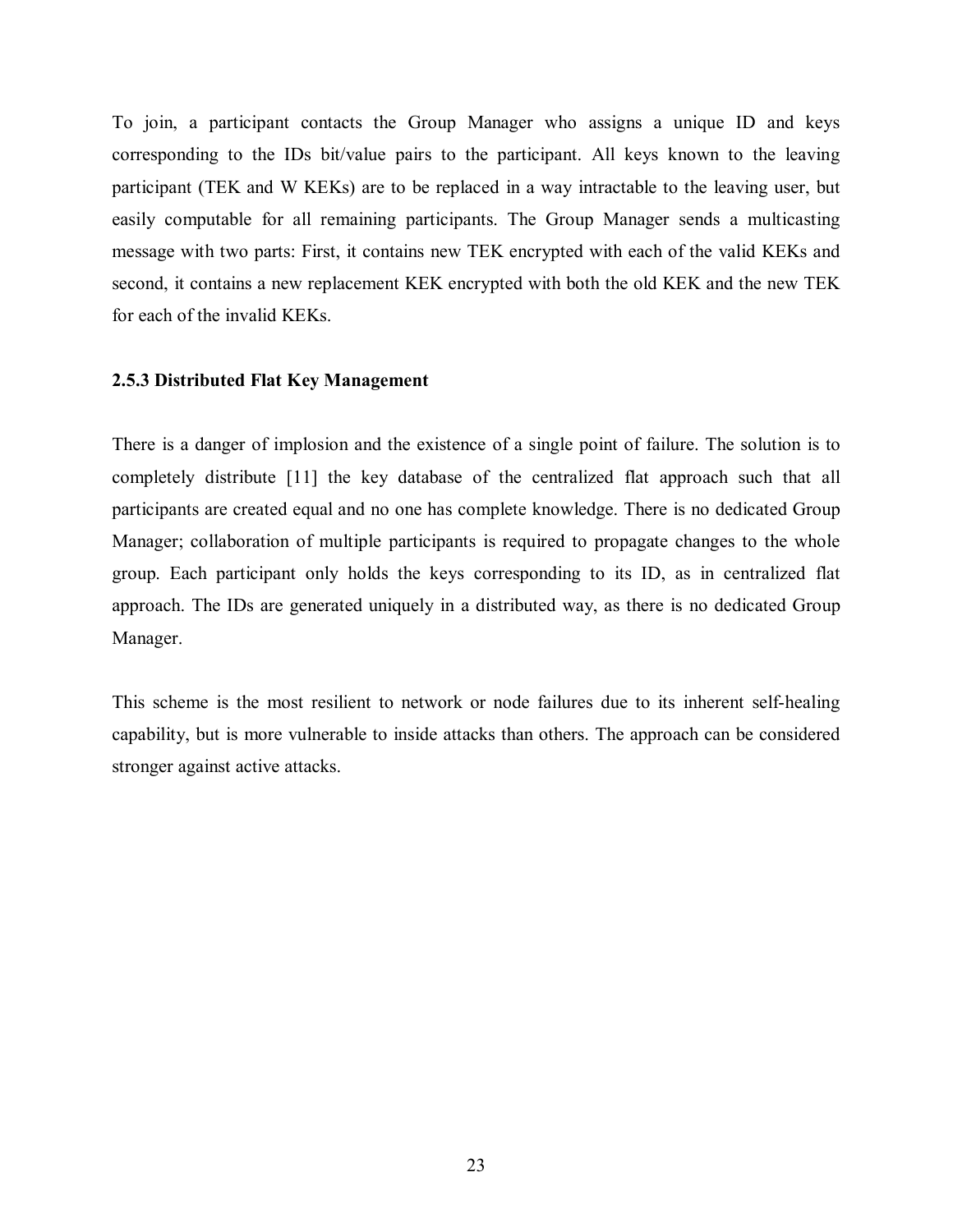To join, a participant contacts the Group Manager who assigns a unique ID and keys corresponding to the IDs bit/value pairs to the participant. All keys known to the leaving participant (TEK and W KEKs) are to be replaced in a way intractable to the leaving user, but easily computable for all remaining participants. The Group Manager sends a multicasting message with two parts: First, it contains new TEK encrypted with each of the valid KEKs and second, it contains a new replacement KEK encrypted with both the old KEK and the new TEK for each of the invalid KEKs.

### 2.5.3 Distributed Flat Key Management

There is a danger of implosion and the existence of a single point of failure. The solution is to completely distribute [11] the key database of the centralized flat approach such that all participants are created equal and no one has complete knowledge. There is no dedicated Group Manager; collaboration of multiple participants is required to propagate changes to the whole group. Each participant only holds the keys corresponding to its ID, as in centralized flat approach. The IDs are generated uniquely in a distributed way, as there is no dedicated Group Manager.

This scheme is the most resilient to network or node failures due to its inherent self-healing capability, but is more vulnerable to inside attacks than others. The approach can be considered stronger against active attacks.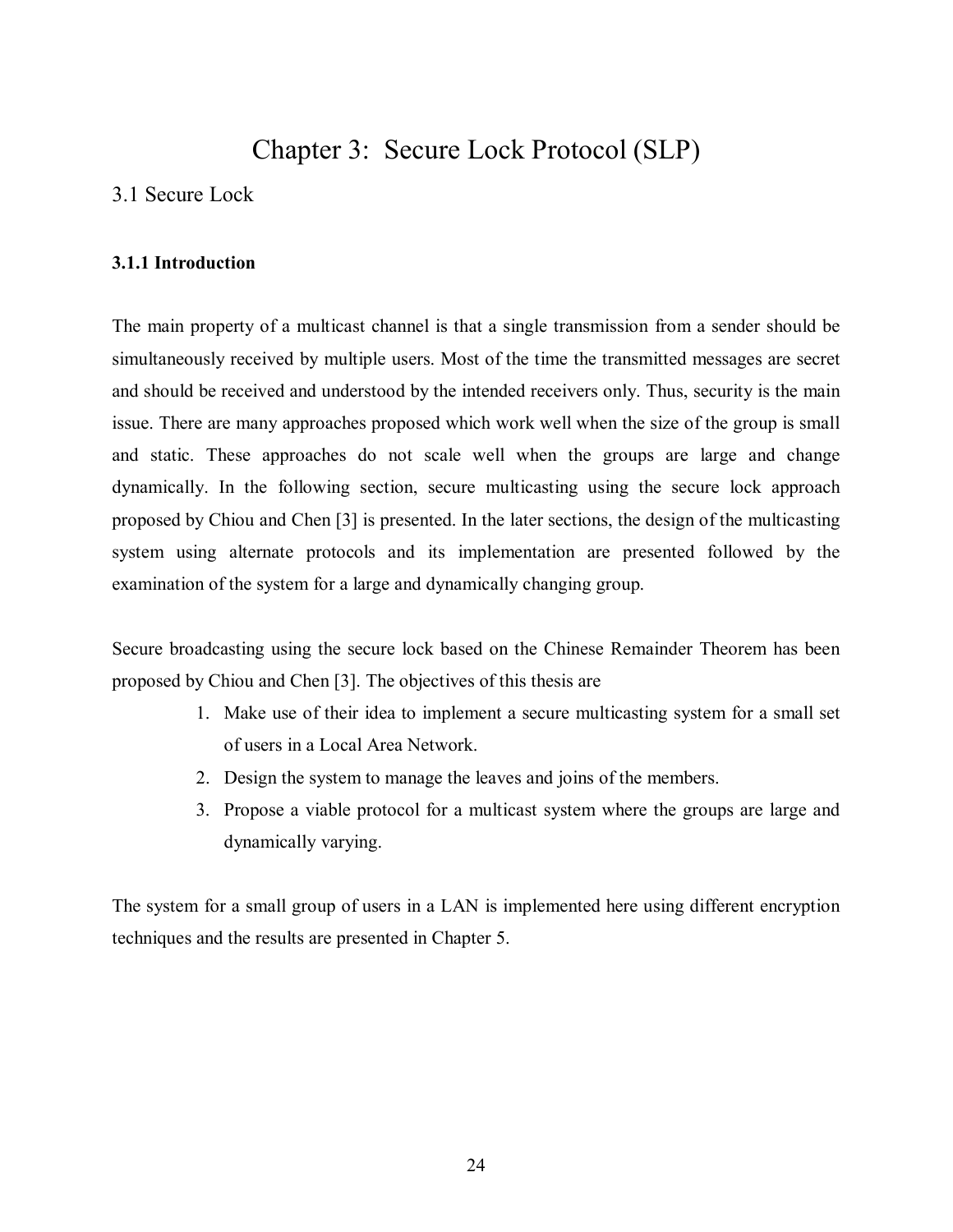# Chapter 3: Secure Lock Protocol (SLP)

## 3.1 Secure Lock

### 3.1.1 Introduction

The main property of a multicast channel is that a single transmission from a sender should be simultaneously received by multiple users. Most of the time the transmitted messages are secret and should be received and understood by the intended receivers only. Thus, security is the main issue. There are many approaches proposed which work well when the size of the group is small and static. These approaches do not scale well when the groups are large and change dynamically. In the following section, secure multicasting using the secure lock approach proposed by Chiou and Chen [3] is presented. In the later sections, the design of the multicasting system using alternate protocols and its implementation are presented followed by the examination of the system for a large and dynamically changing group.

Secure broadcasting using the secure lock based on the Chinese Remainder Theorem has been proposed by Chiou and Chen [3]. The objectives of this thesis are

1. Make use of their idea to implement a secure multicasting system for a small set of users in a Local Area Network.
2. Design the system to manage the leaves and joins of the members.
3. Propose a viable protocol for a multicast system where the groups are large and dynamically varying.

The system for a small group of users in a LAN is implemented here using different encryption techniques and the results are presented in Chapter 5.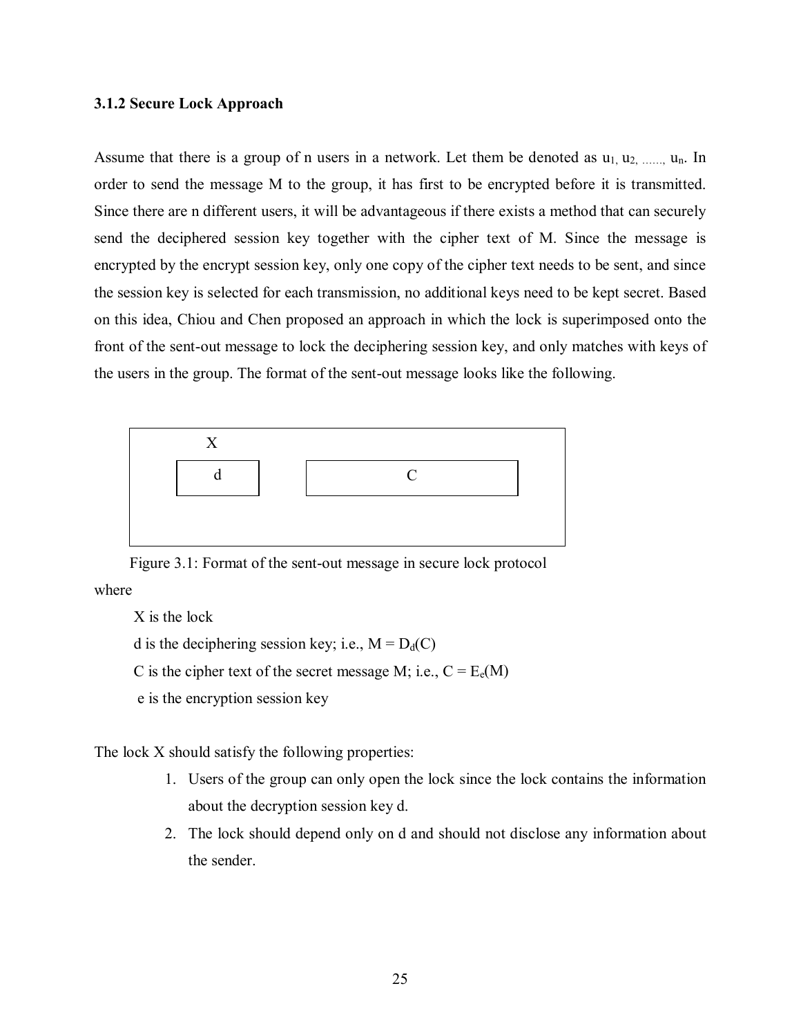### 3.1.2 Secure Lock Approach

Assume that there is a group of n users in a network. Let them be denoted as $u_1, u_2, \ldots\ldots, u_n$. In order to send the message M to the group, it has first to be encrypted before it is transmitted. Since there are n different users, it will be advantageous if there exists a method that can securely send the deciphered session key together with the cipher text of M. Since the message is encrypted by the encrypt session key, only one copy of the cipher text needs to be sent, and since the session key is selected for each transmission, no additional keys need to be kept secret. Based on this idea, Chiou and Chen proposed an approach in which the lock is superimposed onto the front of the sent-out message to lock the deciphering session key, and only matches with keys of the users in the group. The format of the sent-out message looks like the following.

| X | |
|---|---|
| d | C |

Figure 3.1: Format of the sent-out message in secure lock protocol

where

X is the lock

d is the deciphering session key; i.e., $M = D_d(C)$

C is the cipher text of the secret message M; i.e., $C = E_e(M)$

e is the encryption session key

The lock X should satisfy the following properties:

1. Users of the group can only open the lock since the lock contains the information about the decryption session key d.
2. The lock should depend only on d and should not disclose any information about the sender.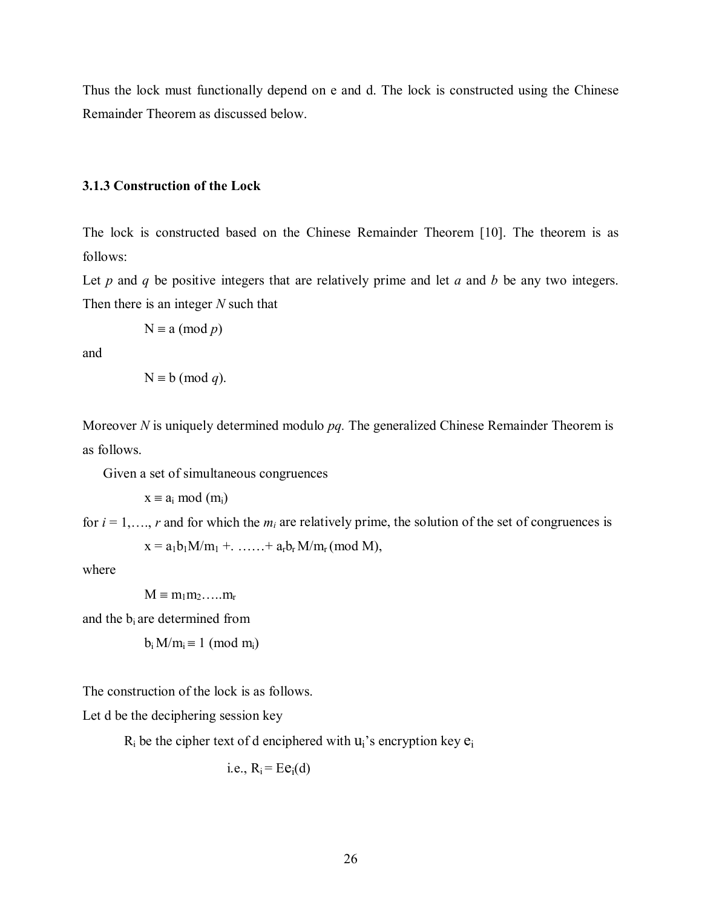Thus the lock must functionally depend on e and d. The lock is constructed using the Chinese Remainder Theorem as discussed below.

### 3.1.3 Construction of the Lock

The lock is constructed based on the Chinese Remainder Theorem [10]. The theorem is as follows:

Let *p* and *q* be positive integers that are relatively prime and let *a* and *b* be any two integers. Then there is an integer *N* such that

$$N \equiv a \pmod{p}$$

and

$$N \equiv b \pmod{q}.$$

Moreover *N* is uniquely determined modulo *pq.* The generalized Chinese Remainder Theorem is as follows.

Given a set of simultaneous congruences

$$x \equiv a_i \bmod (m_i)$$

for $i = 1, \ldots, r$ and for which the $m_i$ are relatively prime, the solution of the set of congruences is

$$x = a_1 b_1 M/m_1 + \ldots + a_r b_r M/m_r \pmod{M},$$

where

$$M \equiv m_1 m_2 \ldots m_r$$

and the $b_i$ are determined from

$$b_i M/m_i \equiv 1 \pmod{m_i}$$

The construction of the lock is as follows.

Let d be the deciphering session key

$R_i$ be the cipher text of d enciphered with $u_i$'s encryption key $e_i$

i.e., $R_i = Ee_i(d)$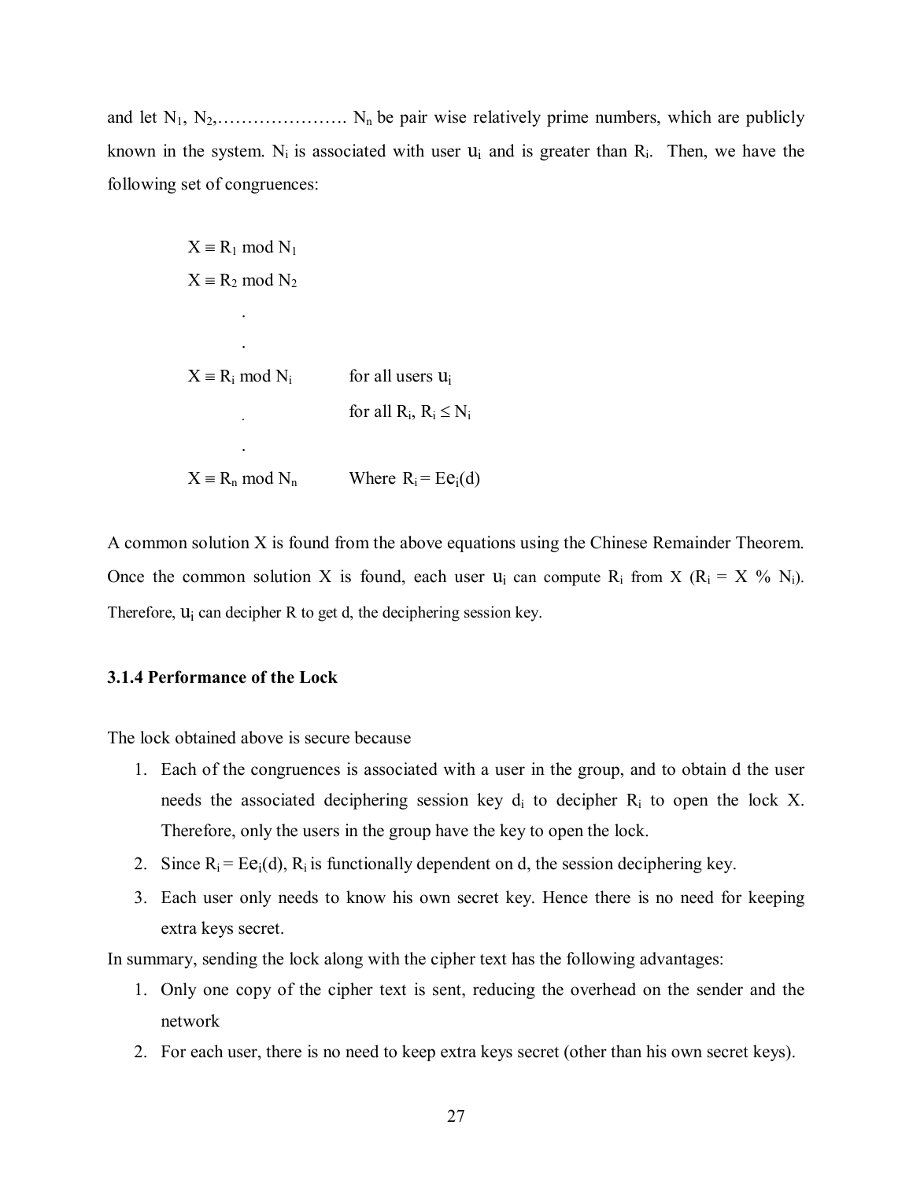and let $N_1, N_2, \ldots\ldots\ldots\ldots\ldots\ldots\ldots. N_n$ be pair wise relatively prime numbers, which are publicly known in the system. $N_i$ is associated with user $u_i$ and is greater than $R_i$. Then, we have the following set of congruences:

$$
\begin{array}{ll}
X \equiv R_1 \bmod N_1 & \\
X \equiv R_2 \bmod N_2 & \\
\quad . & \\
\quad . & \\
X \equiv R_i \bmod N_i & \text{for all users } u_i \\
\quad . & \text{for all } R_i, R_i \leq N_i \\
\quad . & \\
X \equiv R_n \bmod N_n & \text{Where } R_i = Ee_i(d)
\end{array}
$$

A common solution X is found from the above equations using the Chinese Remainder Theorem. Once the common solution X is found, each user $u_i$ can compute $R_i$ from X ($R_i = X \% N_i$). Therefore, $u_i$ can decipher R to get d, the deciphering session key.

### 3.1.4 Performance of the Lock

The lock obtained above is secure because

1. Each of the congruences is associated with a user in the group, and to obtain d the user needs the associated deciphering session key $d_i$ to decipher $R_i$ to open the lock X. Therefore, only the users in the group have the key to open the lock.
2. Since $R_i = Ee_i(d)$, $R_i$ is functionally dependent on d, the session deciphering key.
3. Each user only needs to know his own secret key. Hence there is no need for keeping extra keys secret.

In summary, sending the lock along with the cipher text has the following advantages:

1. Only one copy of the cipher text is sent, reducing the overhead on the sender and the network
2. For each user, there is no need to keep extra keys secret (other than his own secret keys).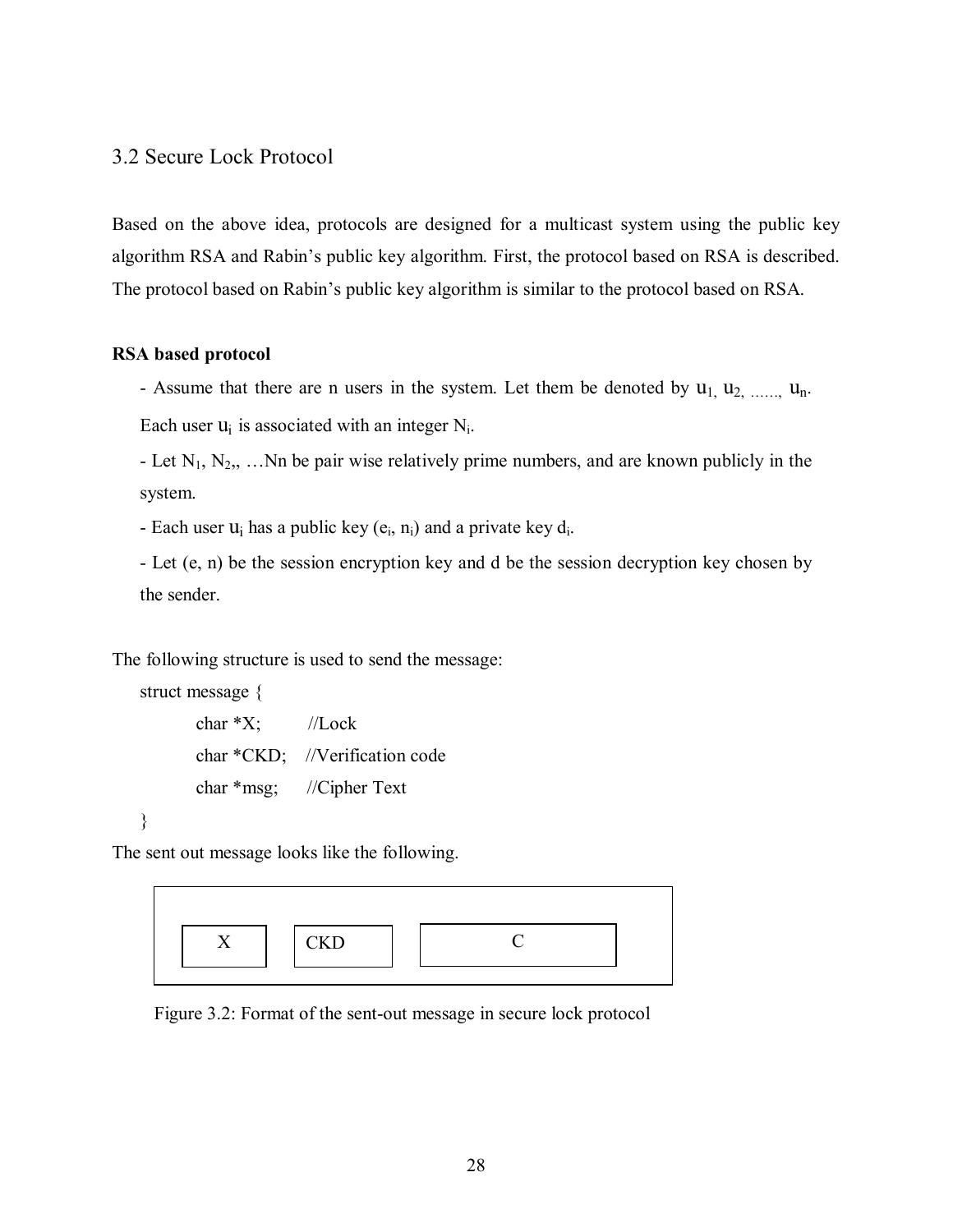## 3.2 Secure Lock Protocol

Based on the above idea, protocols are designed for a multicast system using the public key algorithm RSA and Rabin's public key algorithm. First, the protocol based on RSA is described. The protocol based on Rabin's public key algorithm is similar to the protocol based on RSA.

**RSA based protocol**

- Assume that there are n users in the system. Let them be denoted by $u_1, u_2, \ldots, u_n$. Each user $u_i$ is associated with an integer $N_i$.
- Let $N_1, N_2, \ldots N_n$ be pair wise relatively prime numbers, and are known publicly in the system.
- Each user $u_i$ has a public key $(e_i, n_i)$ and a private key $d_i$.
- Let (e, n) be the session encryption key and d be the session decryption key chosen by the sender.

The following structure is used to send the message:

```
struct message {
        char *X;        //Lock
        char *CKD;   //Verification code
        char *msg;     //Cipher Text
}
```

The sent out message looks like the following.

| X | CKD | C |
|---|---|---|

Figure 3.2: Format of the sent-out message in secure lock protocol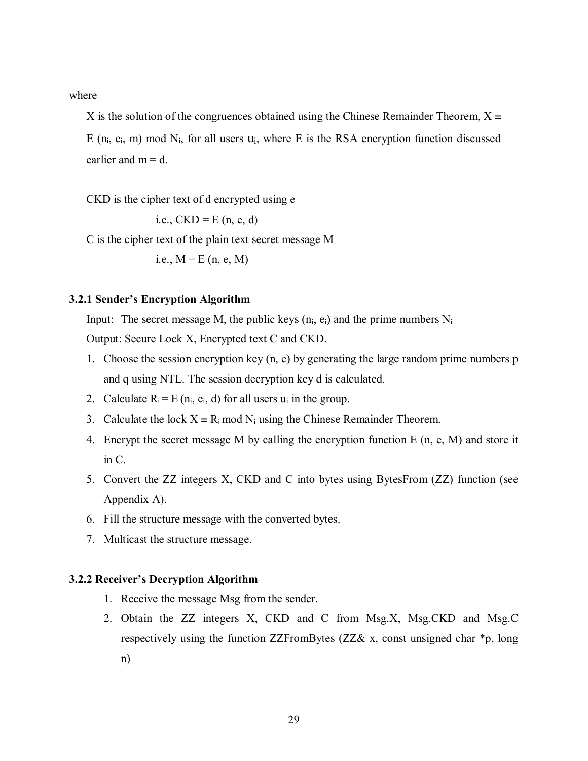where

X is the solution of the congruences obtained using the Chinese Remainder Theorem, $X \equiv E(n_i, e_i, m) \bmod N_i$, for all users $u_i$, where E is the RSA encryption function discussed earlier and m = d.

CKD is the cipher text of d encrypted using e

i.e., CKD = E (n, e, d)

C is the cipher text of the plain text secret message M

i.e., M = E (n, e, M)

### 3.2.1 Sender's Encryption Algorithm

Input: The secret message M, the public keys $(n_i, e_i)$ and the prime numbers $N_i$

Output: Secure Lock X, Encrypted text C and CKD.

1. Choose the session encryption key (n, e) by generating the large random prime numbers p and q using NTL. The session decryption key d is calculated.
2. Calculate $R_i = E(n_i, e_i, d)$ for all users $u_i$ in the group.
3. Calculate the lock $X \equiv R_i \bmod N_i$ using the Chinese Remainder Theorem.
4. Encrypt the secret message M by calling the encryption function E (n, e, M) and store it in C.
5. Convert the ZZ integers X, CKD and C into bytes using BytesFrom (ZZ) function (see Appendix A).
6. Fill the structure message with the converted bytes.
7. Multicast the structure message.

### 3.2.2 Receiver's Decryption Algorithm

1. Receive the message Msg from the sender.
2. Obtain the ZZ integers X, CKD and C from Msg.X, Msg.CKD and Msg.C respectively using the function ZZFromBytes (ZZ& x, const unsigned char *p, long n)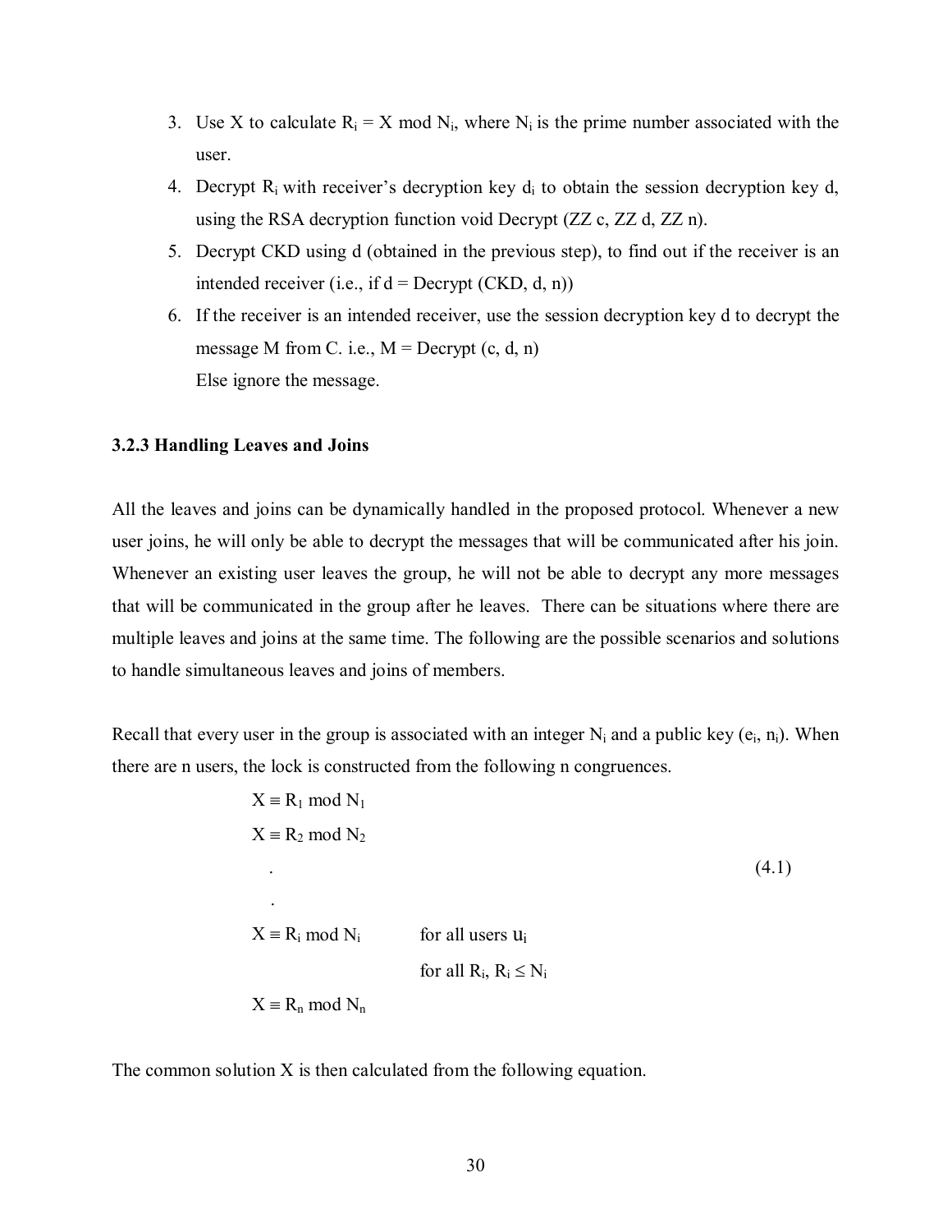3. Use X to calculate $R_i = X \bmod N_i$, where $N_i$ is the prime number associated with the user.
4. Decrypt $R_i$ with receiver's decryption key $d_i$ to obtain the session decryption key d, using the RSA decryption function void Decrypt (ZZ c, ZZ d, ZZ n).
5. Decrypt CKD using d (obtained in the previous step), to find out if the receiver is an intended receiver (i.e., if d = Decrypt (CKD, d, n))
6. If the receiver is an intended receiver, use the session decryption key d to decrypt the message M from C. i.e., M = Decrypt (c, d, n)
   Else ignore the message.

### 3.2.3 Handling Leaves and Joins

All the leaves and joins can be dynamically handled in the proposed protocol. Whenever a new user joins, he will only be able to decrypt the messages that will be communicated after his join. Whenever an existing user leaves the group, he will not be able to decrypt any more messages that will be communicated in the group after he leaves. There can be situations where there are multiple leaves and joins at the same time. The following are the possible scenarios and solutions to handle simultaneous leaves and joins of members.

Recall that every user in the group is associated with an integer $N_i$ and a public key $(e_i, n_i)$. When there are n users, the lock is constructed from the following n congruences.

$$
\begin{aligned}
X &\equiv R_1 \bmod N_1 \\
X &\equiv R_2 \bmod N_2 \\
&\;\;. \\
&\;\;. \\
X &\equiv R_i \bmod N_i \qquad \text{for all users } u_i \\
&\qquad\qquad\qquad\;\; \text{for all } R_i,\ R_i \leq N_i \\
X &\equiv R_n \bmod N_n
\end{aligned}
\tag{4.1}
$$

The common solution X is then calculated from the following equation.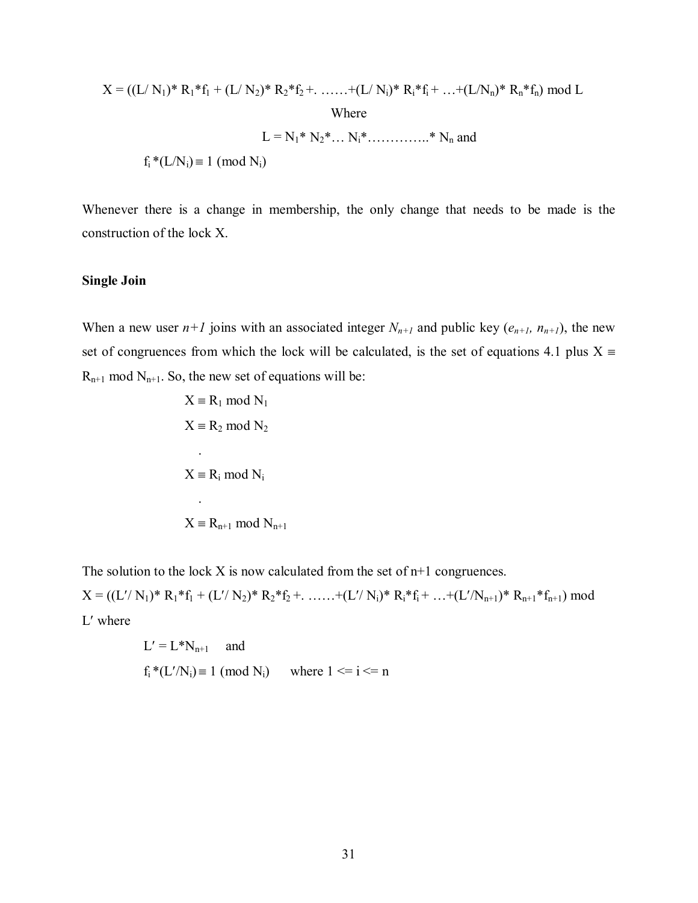$$X = ((L/ N_1)* R_1*f_1 + (L/ N_2)* R_2*f_2 +. \ldots\ldots+(L/ N_i)* R_i*f_i + \ldots+(L/N_n)* R_n*f_n) \bmod L$$

Where

$$L = N_1* N_2*\ldots N_i*\ldots\ldots\ldots\ldots..* N_n \text{ and}$$

$$f_i *(L/N_i) \equiv 1 \pmod{N_i}$$

Whenever there is a change in membership, the only change that needs to be made is the construction of the lock X.

**Single Join**

When a new user *n+1* joins with an associated integer $N_{n+1}$ and public key $(e_{n+1}, n_{n+1})$, the new set of congruences from which the lock will be calculated, is the set of equations 4.1 plus $X \equiv R_{n+1} \bmod N_{n+1}$. So, the new set of equations will be:

$$X \equiv R_1 \bmod N_1$$

$$X \equiv R_2 \bmod N_2$$

$$.$$

$$X \equiv R_i \bmod N_i$$

$$.$$

$$X \equiv R_{n+1} \bmod N_{n+1}$$

The solution to the lock X is now calculated from the set of n+1 congruences.

$$X = ((L'/ N_1)* R_1*f_1 + (L'/ N_2)* R_2*f_2 +. \ldots\ldots+(L'/ N_i)* R_i*f_i + \ldots+(L'/N_{n+1})* R_{n+1}*f_{n+1}) \bmod L'$$

where

$$L' = L*N_{n+1} \quad \text{and}$$

$$f_i *(L'/N_i) \equiv 1 \pmod{N_i} \quad \text{where } 1 \le i \le n$$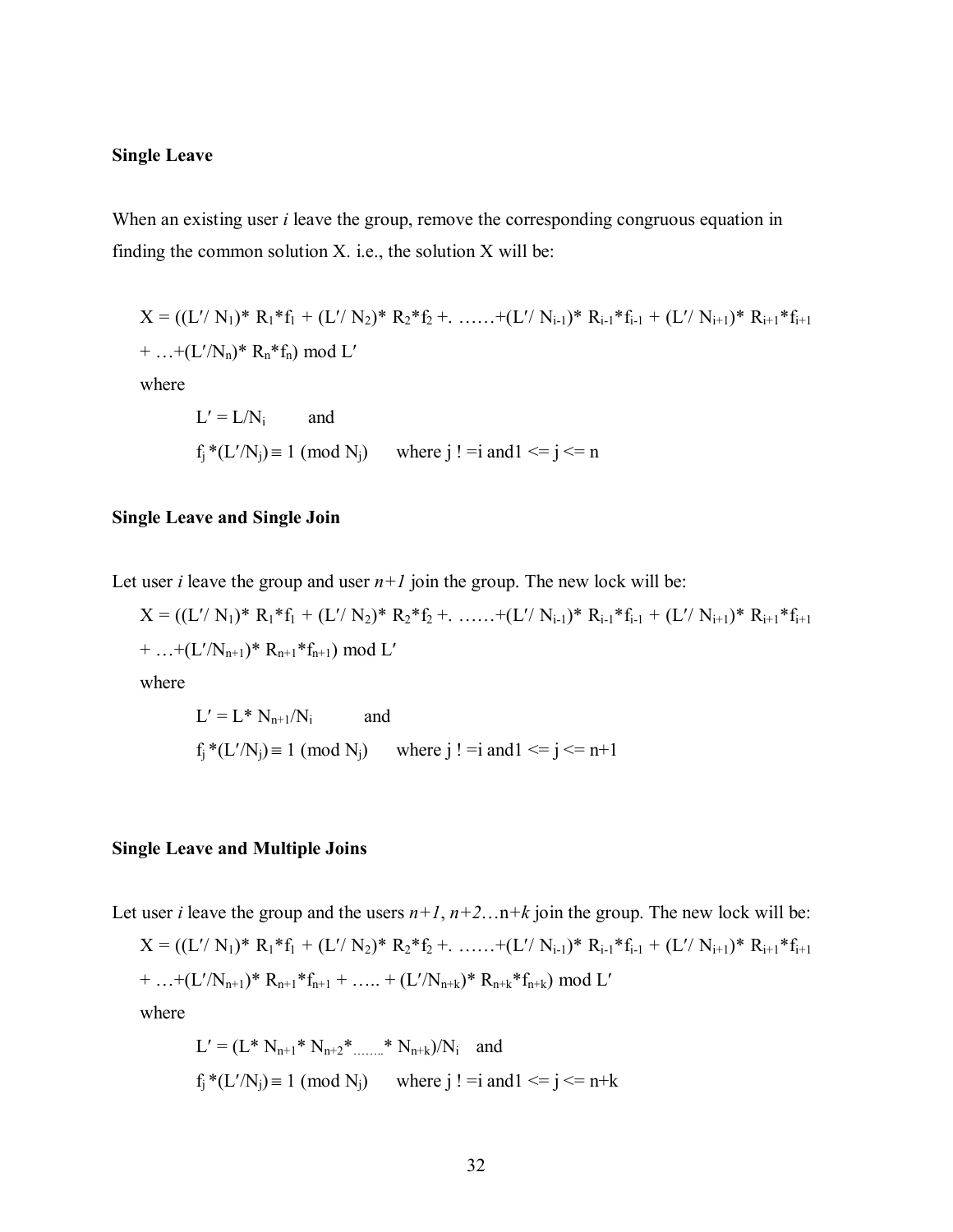**Single Leave**

When an existing user *i* leave the group, remove the corresponding congruous equation in finding the common solution X. i.e., the solution X will be:

$$X = ((L'/ N_1)* R_1*f_1 + (L'/ N_2)* R_2*f_2 +. \ldots\ldots+(L'/ N_{i-1})* R_{i-1}*f_{i-1} + (L'/ N_{i+1})* R_{i+1}*f_{i+1} + \ldots+(L'/N_n)* R_n*f_n) \bmod L'$$

where

$L' = L/N_i$ and

$f_j *(L'/N_j) \equiv 1 \pmod{N_j}$ where $j \,!= i$ and $1 <= j <= n$

**Single Leave and Single Join**

Let user *i* leave the group and user *n+1* join the group. The new lock will be:

$$X = ((L'/ N_1)* R_1*f_1 + (L'/ N_2)* R_2*f_2 +. \ldots\ldots+(L'/ N_{i-1})* R_{i-1}*f_{i-1} + (L'/ N_{i+1})* R_{i+1}*f_{i+1} + \ldots+(L'/N_{n+1})* R_{n+1}*f_{n+1}) \bmod L'$$

where

$L' = L* N_{n+1}/N_i$ and

$f_j *(L'/N_j) \equiv 1 \pmod{N_j}$ where $j \,!= i$ and $1 <= j <= n+1$

**Single Leave and Multiple Joins**

Let user *i* leave the group and the users *n+1*, *n+2*…n+*k* join the group. The new lock will be:

$$X = ((L'/ N_1)* R_1*f_1 + (L'/ N_2)* R_2*f_2 +. \ldots\ldots+(L'/ N_{i-1})* R_{i-1}*f_{i-1} + (L'/ N_{i+1})* R_{i+1}*f_{i+1} + \ldots+(L'/N_{n+1})* R_{n+1}*f_{n+1} + \ldots.. + (L'/N_{n+k})* R_{n+k}*f_{n+k}) \bmod L'$$

where

$L' = (L* N_{n+1}* N_{n+2}*_{\ldots\ldots..}* N_{n+k})/N_i$ and

$f_j *(L'/N_j) \equiv 1 \pmod{N_j}$ where $j \,!= i$ and $1 <= j <= n+k$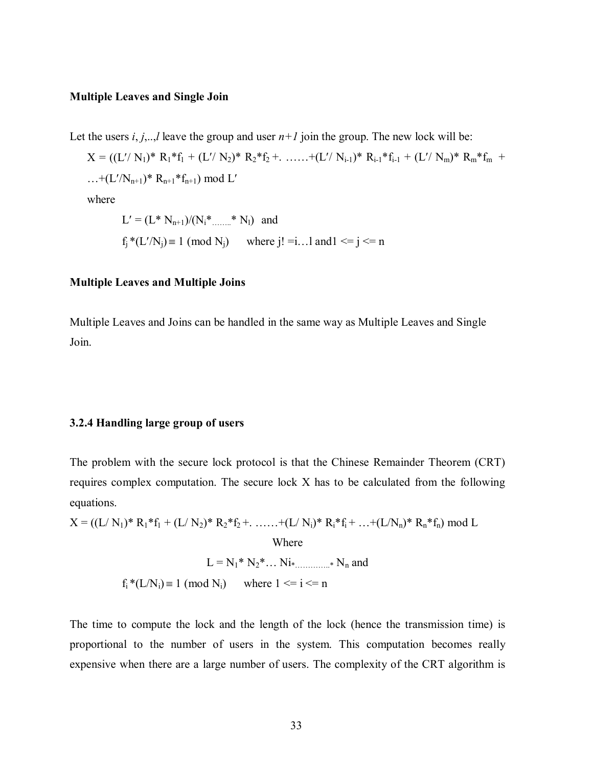**Multiple Leaves and Single Join**

Let the users *i*, *j*,..,*l* leave the group and user *n+1* join the group. The new lock will be:

$$X = ((L'/ N_1)* R_1*f_1 + (L'/ N_2)* R_2*f_2 +. \ldots\ldots+(L'/ N_{i-1})* R_{i-1}*f_{i-1} + (L'/ N_m)* R_m*f_m + \ldots+(L'/N_{n+1})* R_{n+1}*f_{n+1}) \bmod L'$$

where

$$L' = (L* N_{n+1})/(N_i*_{\ldots\ldots\ldots}* N_l) \text{ and}$$

$$f_j *(L'/N_j) \equiv 1 \pmod{N_j} \quad \text{where } j! =i\ldots l \text{ and} 1 <= j <= n$$

**Multiple Leaves and Multiple Joins**

Multiple Leaves and Joins can be handled in the same way as Multiple Leaves and Single Join.

**3.2.4 Handling large group of users**

The problem with the secure lock protocol is that the Chinese Remainder Theorem (CRT) requires complex computation. The secure lock X has to be calculated from the following equations.

$$X = ((L/ N_1)* R_1*f_1 + (L/ N_2)* R_2*f_2 +. \ldots\ldots+(L/ N_i)* R_i*f_i + \ldots+(L/N_n)* R_n*f_n) \bmod L$$

Where

$$L = N_1* N_2*\ldots Ni_{*\ldots\ldots\ldots\ldots*} N_n \text{ and}$$

$$f_i *(L/N_i) \equiv 1 \pmod{N_i} \quad \text{where } 1 <= i <= n$$

The time to compute the lock and the length of the lock (hence the transmission time) is proportional to the number of users in the system. This computation becomes really expensive when there are a large number of users. The complexity of the CRT algorithm is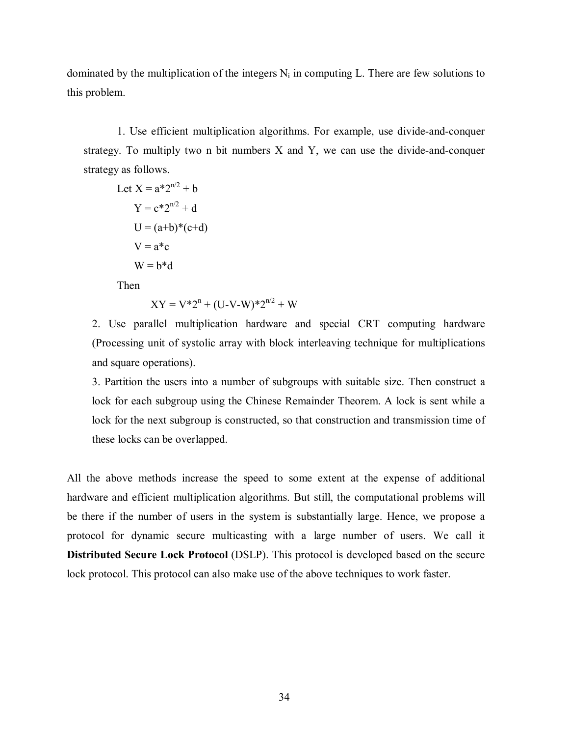dominated by the multiplication of the integers $N_i$ in computing L. There are few solutions to this problem.

1. Use efficient multiplication algorithms. For example, use divide-and-conquer strategy. To multiply two n bit numbers X and Y, we can use the divide-and-conquer strategy as follows.

   Let $X = a*2^{n/2} + b$

   $Y = c*2^{n/2} + d$

   $U = (a+b)*(c+d)$

   $V = a*c$

   $W = b*d$

   Then

   $$XY = V*2^n + (U-V-W)*2^{n/2} + W$$

2. Use parallel multiplication hardware and special CRT computing hardware (Processing unit of systolic array with block interleaving technique for multiplications and square operations).

3. Partition the users into a number of subgroups with suitable size. Then construct a lock for each subgroup using the Chinese Remainder Theorem. A lock is sent while a lock for the next subgroup is constructed, so that construction and transmission time of these locks can be overlapped.

All the above methods increase the speed to some extent at the expense of additional hardware and efficient multiplication algorithms. But still, the computational problems will be there if the number of users in the system is substantially large. Hence, we propose a protocol for dynamic secure multicasting with a large number of users. We call it **Distributed Secure Lock Protocol** (DSLP). This protocol is developed based on the secure lock protocol. This protocol can also make use of the above techniques to work faster.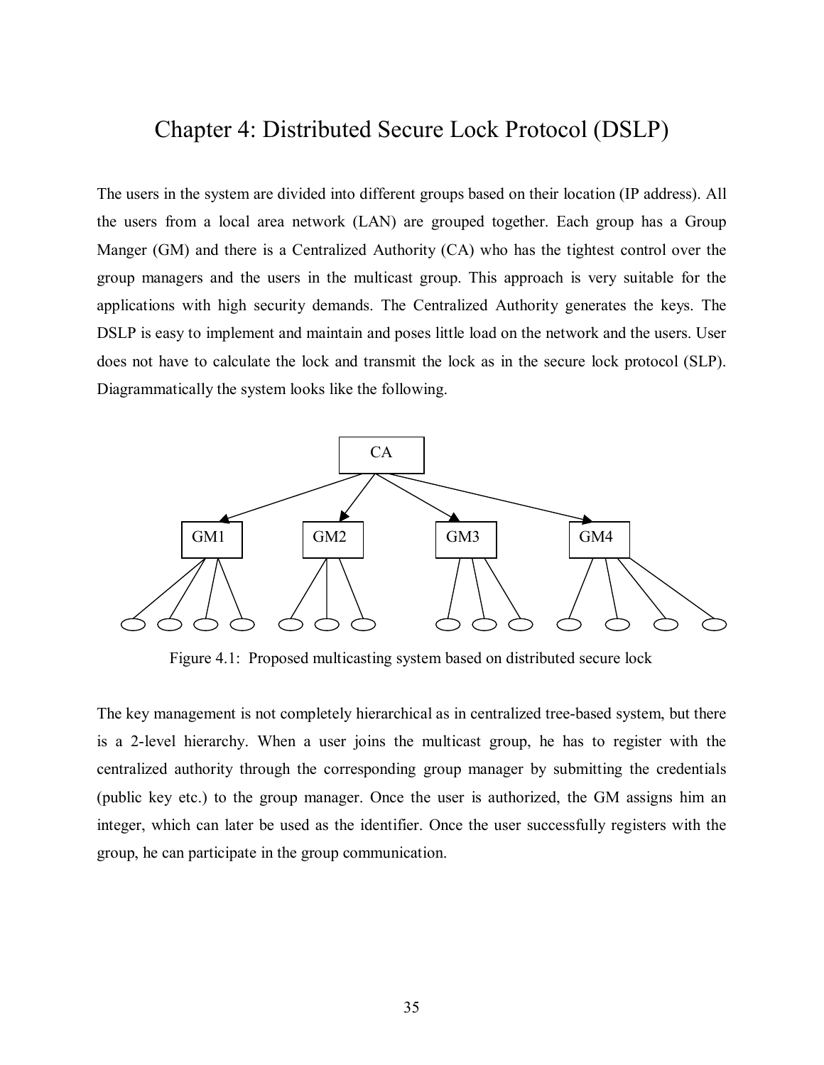# Chapter 4: Distributed Secure Lock Protocol (DSLP)

The users in the system are divided into different groups based on their location (IP address). All the users from a local area network (LAN) are grouped together. Each group has a Group Manger (GM) and there is a Centralized Authority (CA) who has the tightest control over the group managers and the users in the multicast group. This approach is very suitable for the applications with high security demands. The Centralized Authority generates the keys. The DSLP is easy to implement and maintain and poses little load on the network and the users. User does not have to calculate the lock and transmit the lock as in the secure lock protocol (SLP). Diagrammatically the system looks like the following.

Figure 4.1: Proposed multicasting system based on distributed secure lock

The key management is not completely hierarchical as in centralized tree-based system, but there is a 2-level hierarchy. When a user joins the multicast group, he has to register with the centralized authority through the corresponding group manager by submitting the credentials (public key etc.) to the group manager. Once the user is authorized, the GM assigns him an integer, which can later be used as the identifier. Once the user successfully registers with the group, he can participate in the group communication.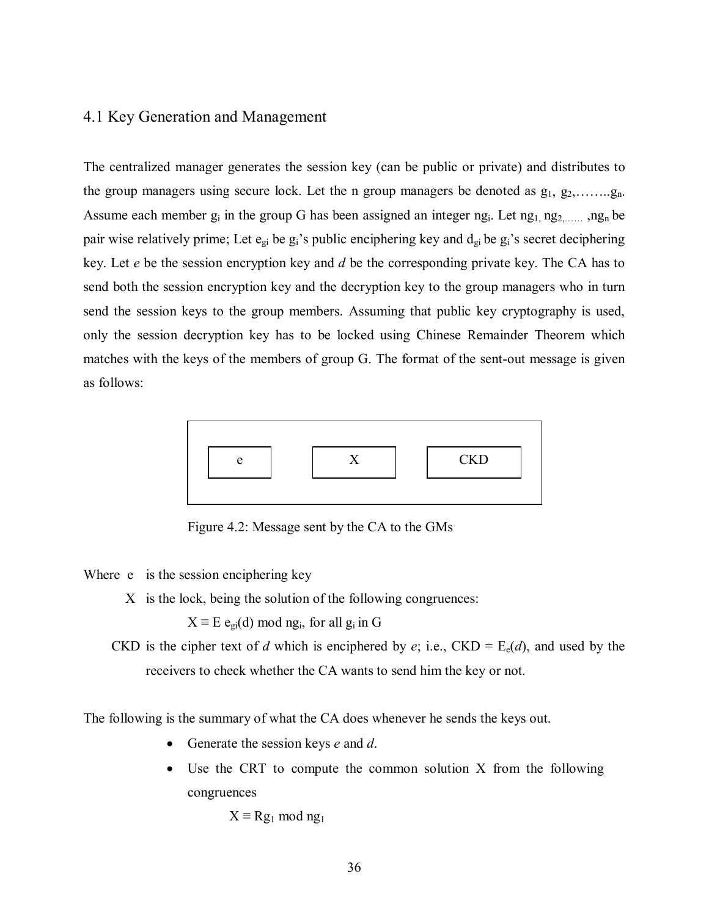## 4.1 Key Generation and Management

The centralized manager generates the session key (can be public or private) and distributes to the group managers using secure lock. Let the n group managers be denoted as $g_1$, $g_2$,……..$g_n$. Assume each member $g_i$ in the group G has been assigned an integer $ng_i$. Let $ng_1$, $ng_2$,…… ,$ng_n$ be pair wise relatively prime; Let $e_{gi}$ be $g_i$'s public enciphering key and $d_{gi}$ be $g_i$'s secret deciphering key. Let *e* be the session encryption key and *d* be the corresponding private key. The CA has to send both the session encryption key and the decryption key to the group managers who in turn send the session keys to the group members. Assuming that public key cryptography is used, only the session decryption key has to be locked using Chinese Remainder Theorem which matches with the keys of the members of group G. The format of the sent-out message is given as follows:

| e | X | CKD |
|---|---|---|

Figure 4.2: Message sent by the CA to the GMs

Where e is the session enciphering key

X is the lock, being the solution of the following congruences:

$X \equiv E\ e_{gi}(d) \bmod ng_i$, for all $g_i$ in G

CKD is the cipher text of *d* which is enciphered by *e*; i.e., CKD = $E_e(d)$, and used by the receivers to check whether the CA wants to send him the key or not.

The following is the summary of what the CA does whenever he sends the keys out.

- Generate the session keys *e* and *d*.
- Use the CRT to compute the common solution X from the following congruences

  $X \equiv Rg_1 \bmod ng_1$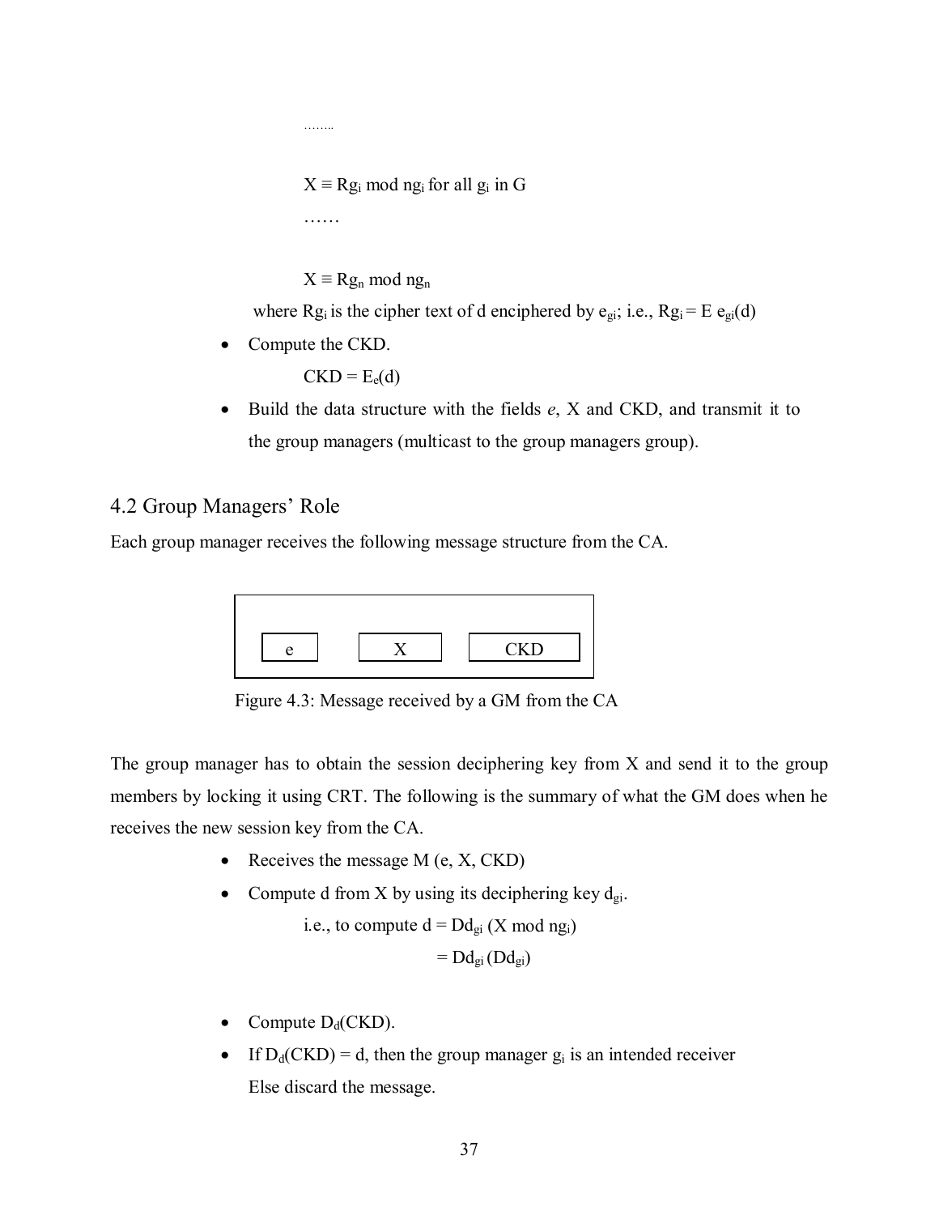……..

$X \equiv Rg_i \bmod ng_i$ for all $g_i$ in G

……

$X \equiv Rg_n \bmod ng_n$

where $Rg_i$ is the cipher text of d enciphered by $e_{gi}$; i.e., $Rg_i = E\ e_{gi}(d)$

- Compute the CKD.

  $CKD = E_e(d)$

- Build the data structure with the fields *e*, X and CKD, and transmit it to the group managers (multicast to the group managers group).

## 4.2 Group Managers' Role

Each group manager receives the following message structure from the CA.

| e | X | CKD |
|---|---|---|

Figure 4.3: Message received by a GM from the CA

The group manager has to obtain the session deciphering key from X and send it to the group members by locking it using CRT. The following is the summary of what the GM does when he receives the new session key from the CA.

- Receives the message M (e, X, CKD)
- Compute d from X by using its deciphering key $d_{gi}$.

  i.e., to compute $d = Dd_{gi}\ (X \bmod ng_i)$

  $= Dd_{gi}\ (Dd_{gi})$

- Compute $D_d(CKD)$.
- If $D_d(CKD) = d$, then the group manager $g_i$ is an intended receiver

  Else discard the message.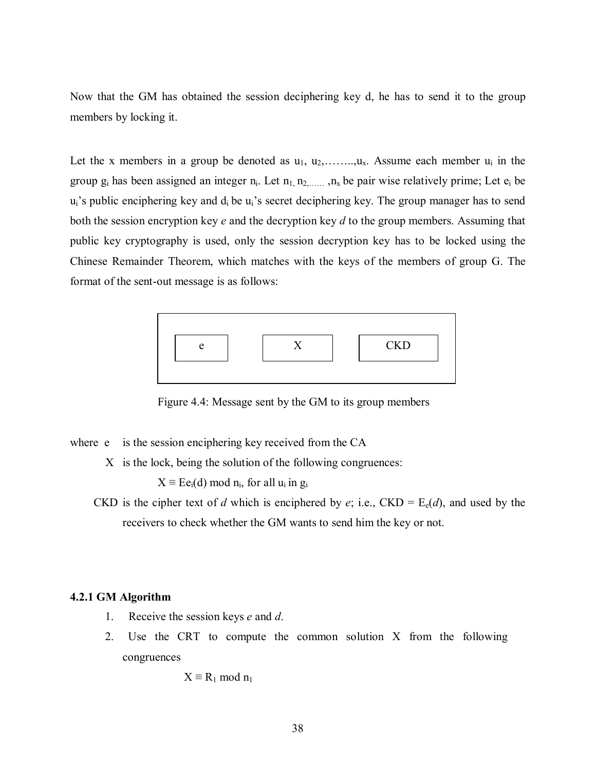Now that the GM has obtained the session deciphering key d, he has to send it to the group members by locking it.

Let the x members in a group be denoted as $u_1, u_2, \ldots\ldots, u_x$. Assume each member $u_i$ in the group $g_i$ has been assigned an integer $n_i$. Let $n_1, n_2, \ldots\ldots, n_x$ be pair wise relatively prime; Let $e_i$ be $u_i$'s public enciphering key and $d_i$ be $u_i$'s secret deciphering key. The group manager has to send both the session encryption key *e* and the decryption key *d* to the group members. Assuming that public key cryptography is used, only the session decryption key has to be locked using the Chinese Remainder Theorem, which matches with the keys of the members of group G. The format of the sent-out message is as follows:

| e | X | CKD |
|---|---|---|

Figure 4.4: Message sent by the GM to its group members

where e is the session enciphering key received from the CA

X is the lock, being the solution of the following congruences:

$$X \equiv Ee_i(d) \bmod n_i, \text{ for all } u_i \text{ in } g_i$$

CKD is the cipher text of *d* which is enciphered by *e*; i.e., CKD = $E_e(d)$, and used by the receivers to check whether the GM wants to send him the key or not.

#### 4.2.1 GM Algorithm

1. Receive the session keys *e* and *d*.
2. Use the CRT to compute the common solution X from the following congruences

$$X \equiv R_1 \bmod n_1$$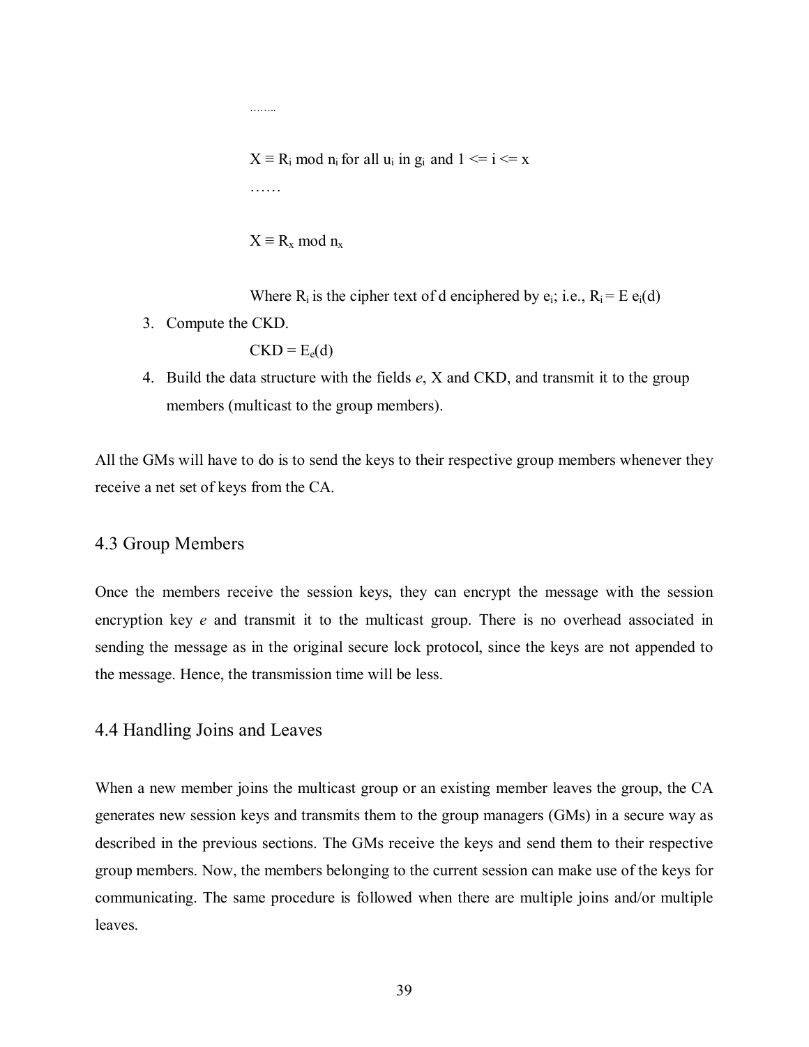……..

$X \equiv R_i \bmod n_i$ for all $u_i$ in $g_i$ and $1 <= i <= x$

……

$X \equiv R_x \bmod n_x$

Where $R_i$ is the cipher text of d enciphered by $e_i$; i.e., $R_i = E\ e_i(d)$

3. Compute the CKD.

   $CKD = E_e(d)$

4. Build the data structure with the fields *e*, X and CKD, and transmit it to the group members (multicast to the group members).

All the GMs will have to do is to send the keys to their respective group members whenever they receive a net set of keys from the CA.

## 4.3 Group Members

Once the members receive the session keys, they can encrypt the message with the session encryption key *e* and transmit it to the multicast group. There is no overhead associated in sending the message as in the original secure lock protocol, since the keys are not appended to the message. Hence, the transmission time will be less.

## 4.4 Handling Joins and Leaves

When a new member joins the multicast group or an existing member leaves the group, the CA generates new session keys and transmits them to the group managers (GMs) in a secure way as described in the previous sections. The GMs receive the keys and send them to their respective group members. Now, the members belonging to the current session can make use of the keys for communicating. The same procedure is followed when there are multiple joins and/or multiple leaves.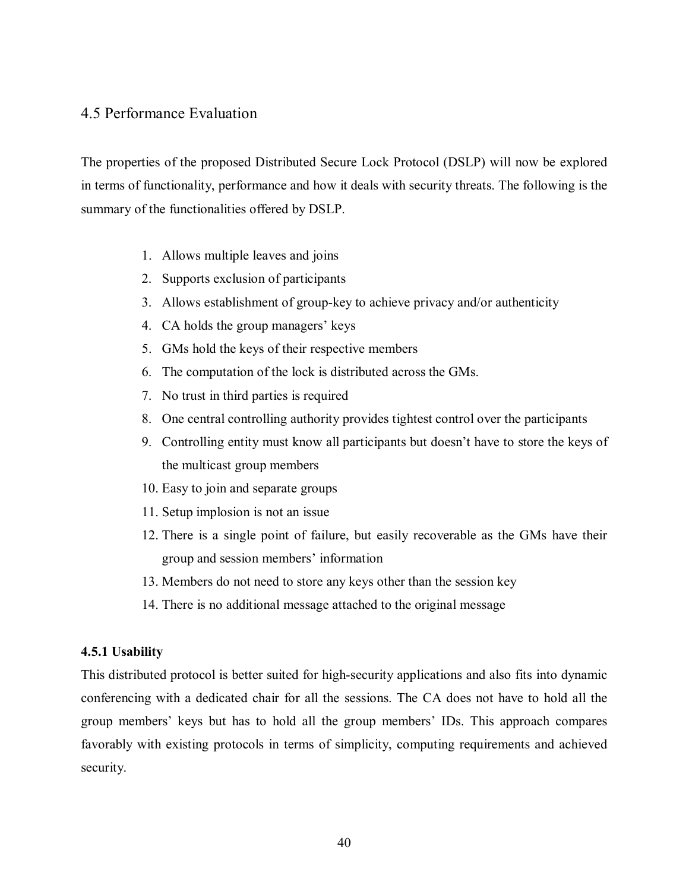## 4.5 Performance Evaluation

The properties of the proposed Distributed Secure Lock Protocol (DSLP) will now be explored in terms of functionality, performance and how it deals with security threats. The following is the summary of the functionalities offered by DSLP.

1. Allows multiple leaves and joins
2. Supports exclusion of participants
3. Allows establishment of group-key to achieve privacy and/or authenticity
4. CA holds the group managers' keys
5. GMs hold the keys of their respective members
6. The computation of the lock is distributed across the GMs.
7. No trust in third parties is required
8. One central controlling authority provides tightest control over the participants
9. Controlling entity must know all participants but doesn't have to store the keys of the multicast group members
10. Easy to join and separate groups
11. Setup implosion is not an issue
12. There is a single point of failure, but easily recoverable as the GMs have their group and session members' information
13. Members do not need to store any keys other than the session key
14. There is no additional message attached to the original message

### 4.5.1 Usability

This distributed protocol is better suited for high-security applications and also fits into dynamic conferencing with a dedicated chair for all the sessions. The CA does not have to hold all the group members' keys but has to hold all the group members' IDs. This approach compares favorably with existing protocols in terms of simplicity, computing requirements and achieved security.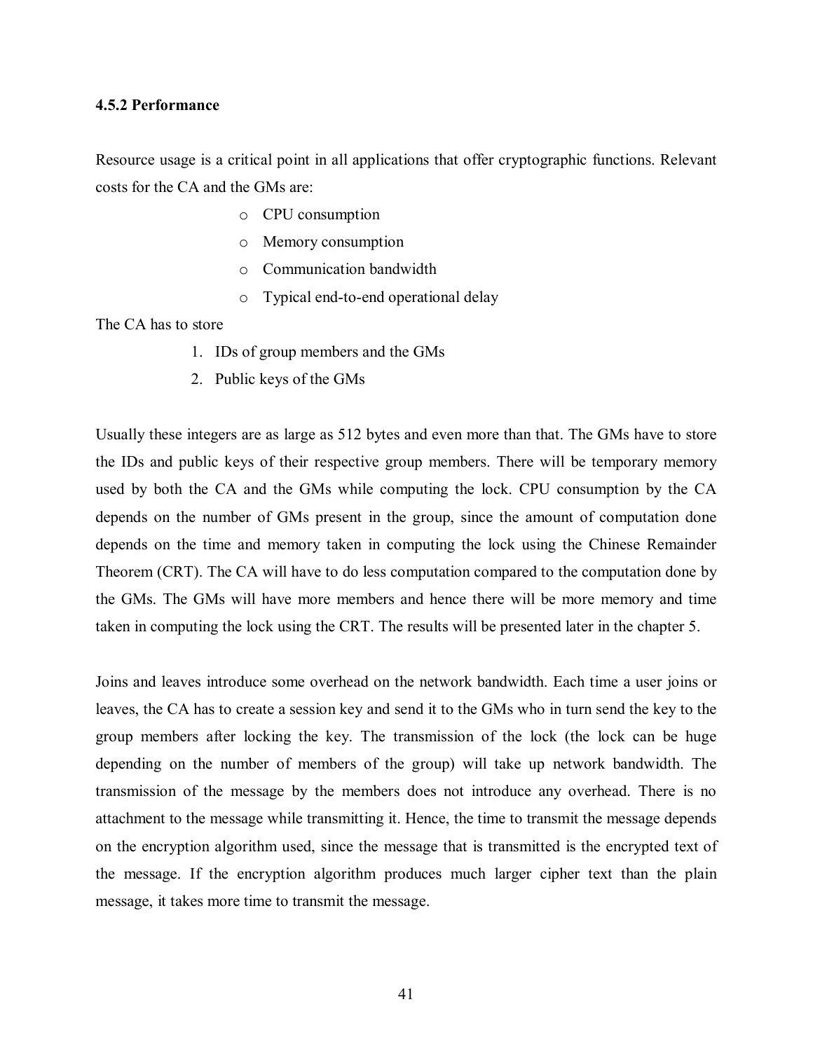### 4.5.2 Performance

Resource usage is a critical point in all applications that offer cryptographic functions. Relevant costs for the CA and the GMs are:

- CPU consumption
- Memory consumption
- Communication bandwidth
- Typical end-to-end operational delay

The CA has to store

1. IDs of group members and the GMs
2. Public keys of the GMs

Usually these integers are as large as 512 bytes and even more than that. The GMs have to store the IDs and public keys of their respective group members. There will be temporary memory used by both the CA and the GMs while computing the lock. CPU consumption by the CA depends on the number of GMs present in the group, since the amount of computation done depends on the time and memory taken in computing the lock using the Chinese Remainder Theorem (CRT). The CA will have to do less computation compared to the computation done by the GMs. The GMs will have more members and hence there will be more memory and time taken in computing the lock using the CRT. The results will be presented later in the chapter 5.

Joins and leaves introduce some overhead on the network bandwidth. Each time a user joins or leaves, the CA has to create a session key and send it to the GMs who in turn send the key to the group members after locking the key. The transmission of the lock (the lock can be huge depending on the number of members of the group) will take up network bandwidth. The transmission of the message by the members does not introduce any overhead. There is no attachment to the message while transmitting it. Hence, the time to transmit the message depends on the encryption algorithm used, since the message that is transmitted is the encrypted text of the message. If the encryption algorithm produces much larger cipher text than the plain message, it takes more time to transmit the message.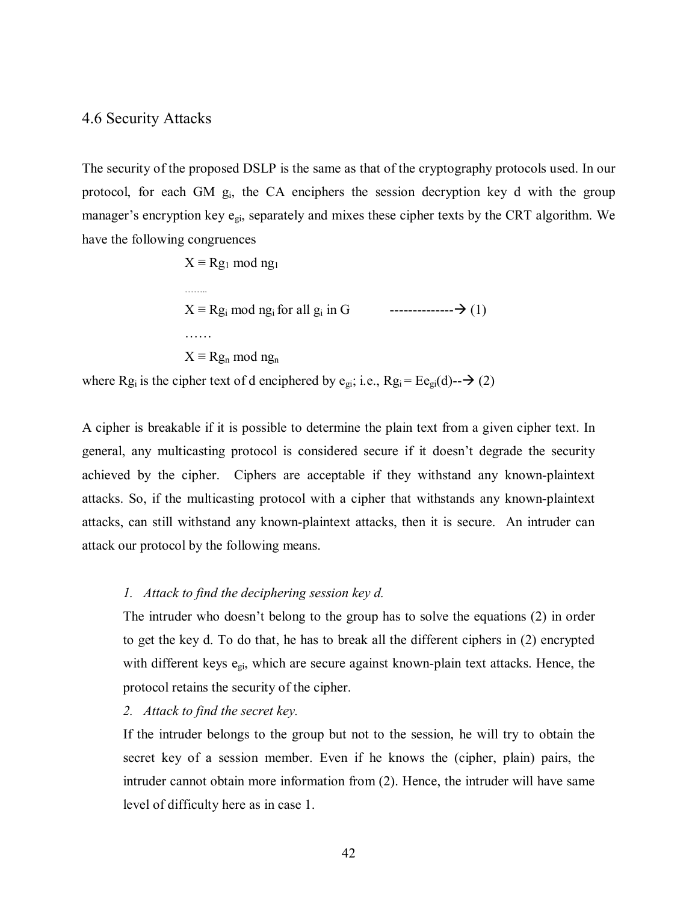## 4.6 Security Attacks

The security of the proposed DSLP is the same as that of the cryptography protocols used. In our protocol, for each GM $g_i$, the CA enciphers the session decryption key d with the group manager's encryption key $e_{gi}$, separately and mixes these cipher texts by the CRT algorithm. We have the following congruences

$$X \equiv Rg_1 \bmod ng_1$$

……..

$$X \equiv Rg_i \bmod ng_i \text{ for all } g_i \text{ in G} \quad \text{--------------}\rightarrow (1)$$

……

$$X \equiv Rg_n \bmod ng_n$$

where $Rg_i$ is the cipher text of d enciphered by $e_{gi}$; i.e., $Rg_i = Ee_{gi}(d)$--→ (2)

A cipher is breakable if it is possible to determine the plain text from a given cipher text. In general, any multicasting protocol is considered secure if it doesn't degrade the security achieved by the cipher. Ciphers are acceptable if they withstand any known-plaintext attacks. So, if the multicasting protocol with a cipher that withstands any known-plaintext attacks, can still withstand any known-plaintext attacks, then it is secure. An intruder can attack our protocol by the following means.

1. *Attack to find the deciphering session key d.*

   The intruder who doesn't belong to the group has to solve the equations (2) in order to get the key d. To do that, he has to break all the different ciphers in (2) encrypted with different keys $e_{gi}$, which are secure against known-plain text attacks. Hence, the protocol retains the security of the cipher.

2. *Attack to find the secret key.*

   If the intruder belongs to the group but not to the session, he will try to obtain the secret key of a session member. Even if he knows the (cipher, plain) pairs, the intruder cannot obtain more information from (2). Hence, the intruder will have same level of difficulty here as in case 1.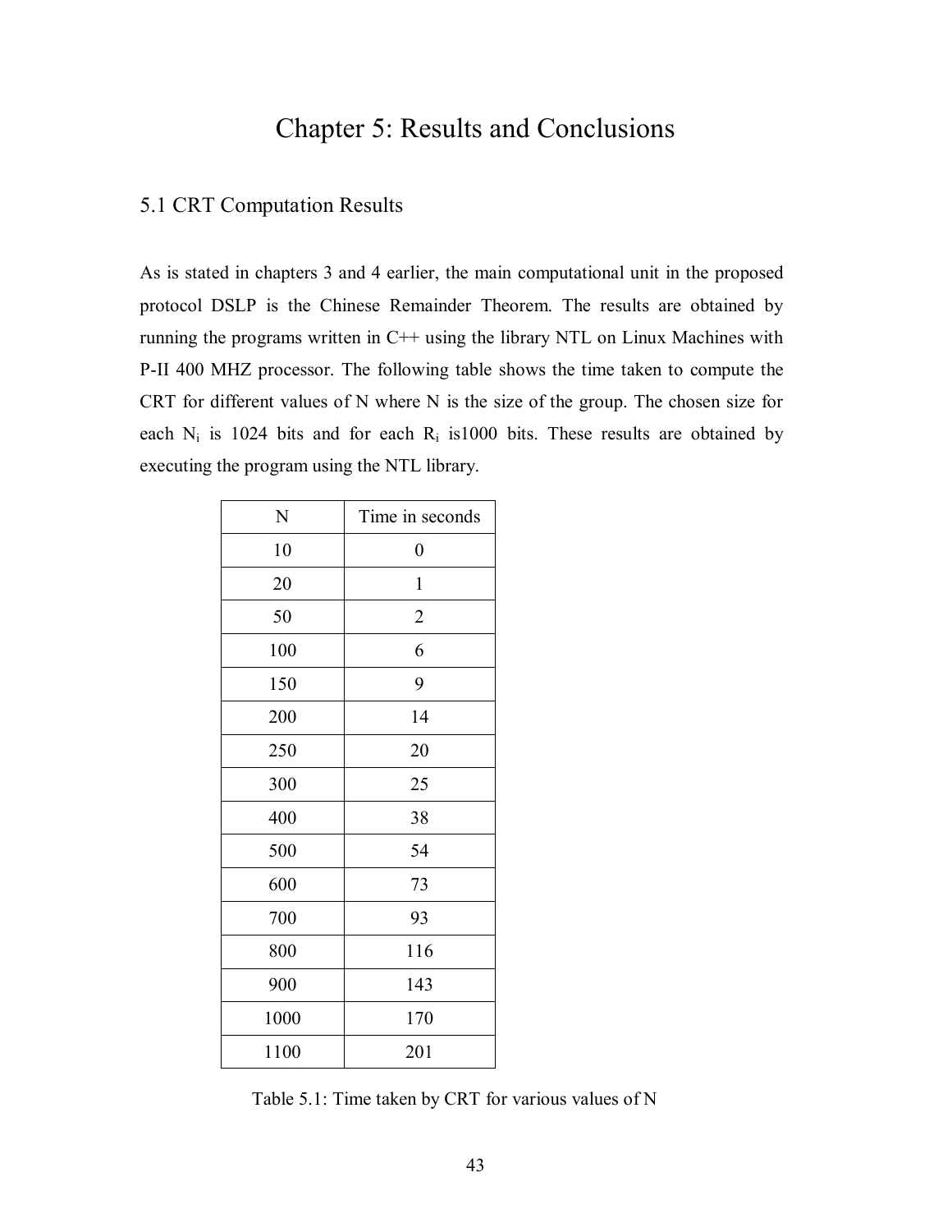# Chapter 5: Results and Conclusions

## 5.1 CRT Computation Results

As is stated in chapters 3 and 4 earlier, the main computational unit in the proposed protocol DSLP is the Chinese Remainder Theorem. The results are obtained by running the programs written in C++ using the library NTL on Linux Machines with P-II 400 MHZ processor. The following table shows the time taken to compute the CRT for different values of N where N is the size of the group. The chosen size for each $N_i$ is 1024 bits and for each $R_i$ is1000 bits. These results are obtained by executing the program using the NTL library.

| N | Time in seconds |
|---|---|
| 10 | 0 |
| 20 | 1 |
| 50 | 2 |
| 100 | 6 |
| 150 | 9 |
| 200 | 14 |
| 250 | 20 |
| 300 | 25 |
| 400 | 38 |
| 500 | 54 |
| 600 | 73 |
| 700 | 93 |
| 800 | 116 |
| 900 | 143 |
| 1000 | 170 |
| 1100 | 201 |

Table 5.1: Time taken by CRT for various values of N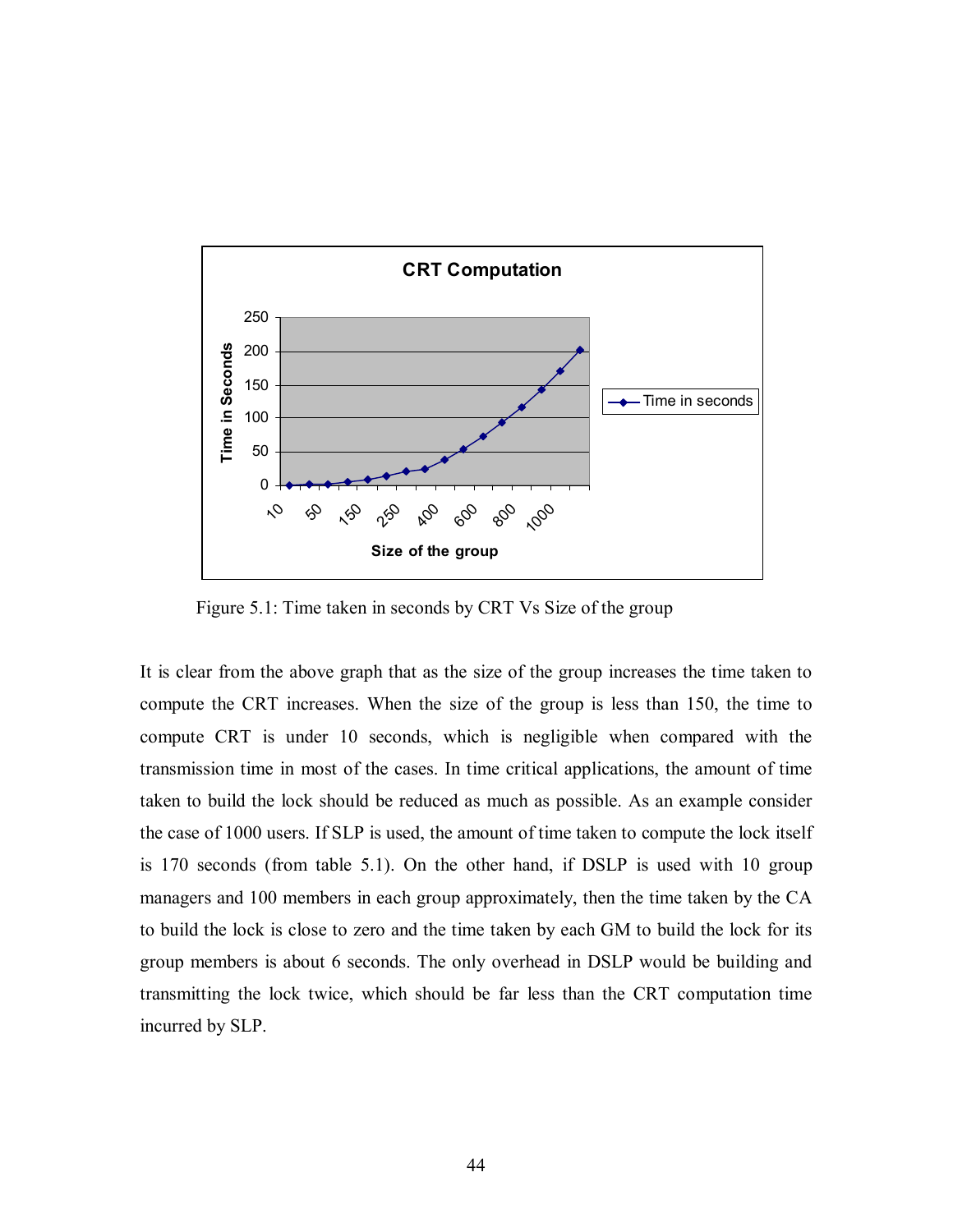Figure 5.1: Time taken in seconds by CRT Vs Size of the group

It is clear from the above graph that as the size of the group increases the time taken to compute the CRT increases. When the size of the group is less than 150, the time to compute CRT is under 10 seconds, which is negligible when compared with the transmission time in most of the cases. In time critical applications, the amount of time taken to build the lock should be reduced as much as possible. As an example consider the case of 1000 users. If SLP is used, the amount of time taken to compute the lock itself is 170 seconds (from table 5.1). On the other hand, if DSLP is used with 10 group managers and 100 members in each group approximately, then the time taken by the CA to build the lock is close to zero and the time taken by each GM to build the lock for its group members is about 6 seconds. The only overhead in DSLP would be building and transmitting the lock twice, which should be far less than the CRT computation time incurred by SLP.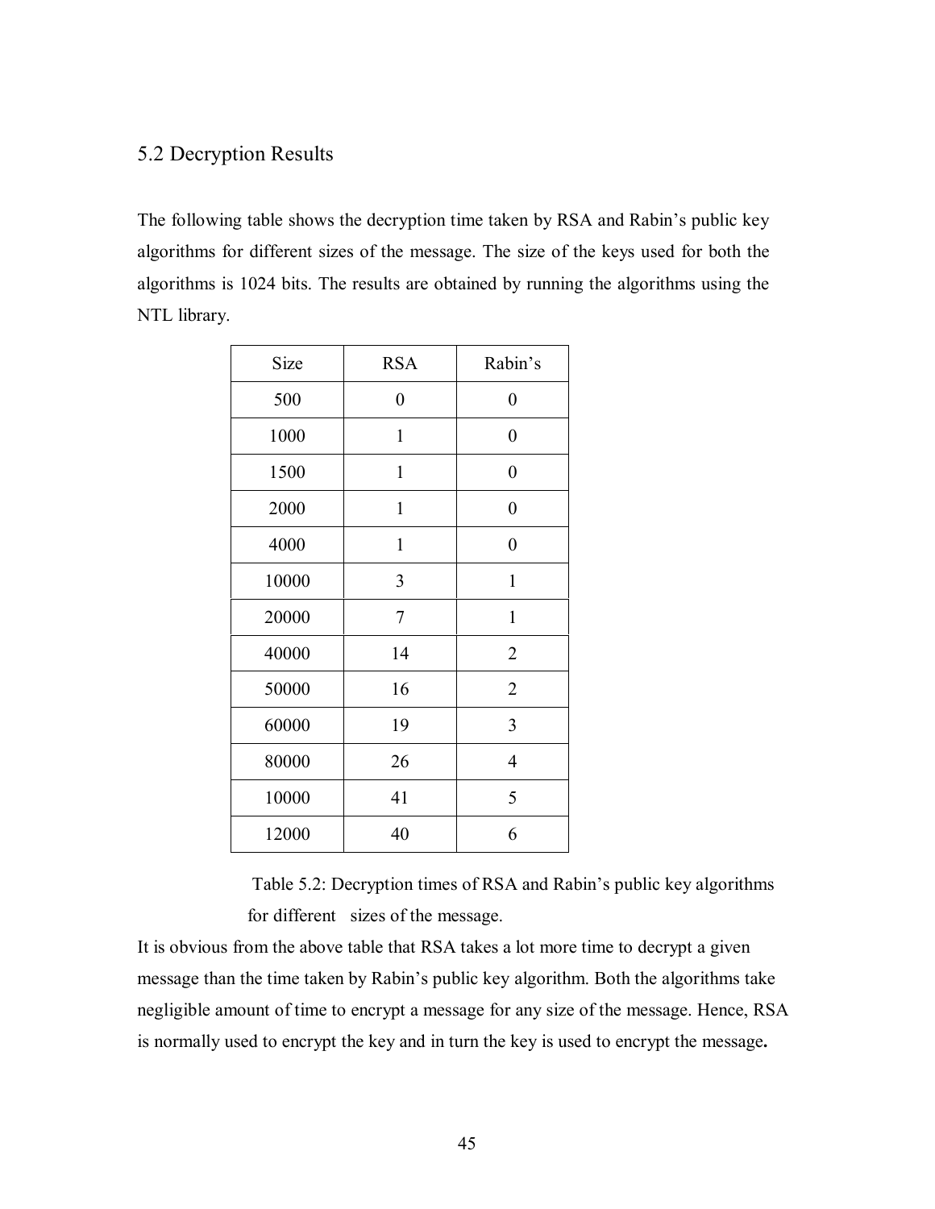## 5.2 Decryption Results

The following table shows the decryption time taken by RSA and Rabin's public key algorithms for different sizes of the message. The size of the keys used for both the algorithms is 1024 bits. The results are obtained by running the algorithms using the NTL library.

| Size | RSA | Rabin's |
|---|---|---|
| 500 | 0 | 0 |
| 1000 | 1 | 0 |
| 1500 | 1 | 0 |
| 2000 | 1 | 0 |
| 4000 | 1 | 0 |
| 10000 | 3 | 1 |
| 20000 | 7 | 1 |
| 40000 | 14 | 2 |
| 50000 | 16 | 2 |
| 60000 | 19 | 3 |
| 80000 | 26 | 4 |
| 10000 | 41 | 5 |
| 12000 | 40 | 6 |

Table 5.2: Decryption times of RSA and Rabin's public key algorithms for different sizes of the message.

It is obvious from the above table that RSA takes a lot more time to decrypt a given message than the time taken by Rabin's public key algorithm. Both the algorithms take negligible amount of time to encrypt a message for any size of the message. Hence, RSA is normally used to encrypt the key and in turn the key is used to encrypt the message**.**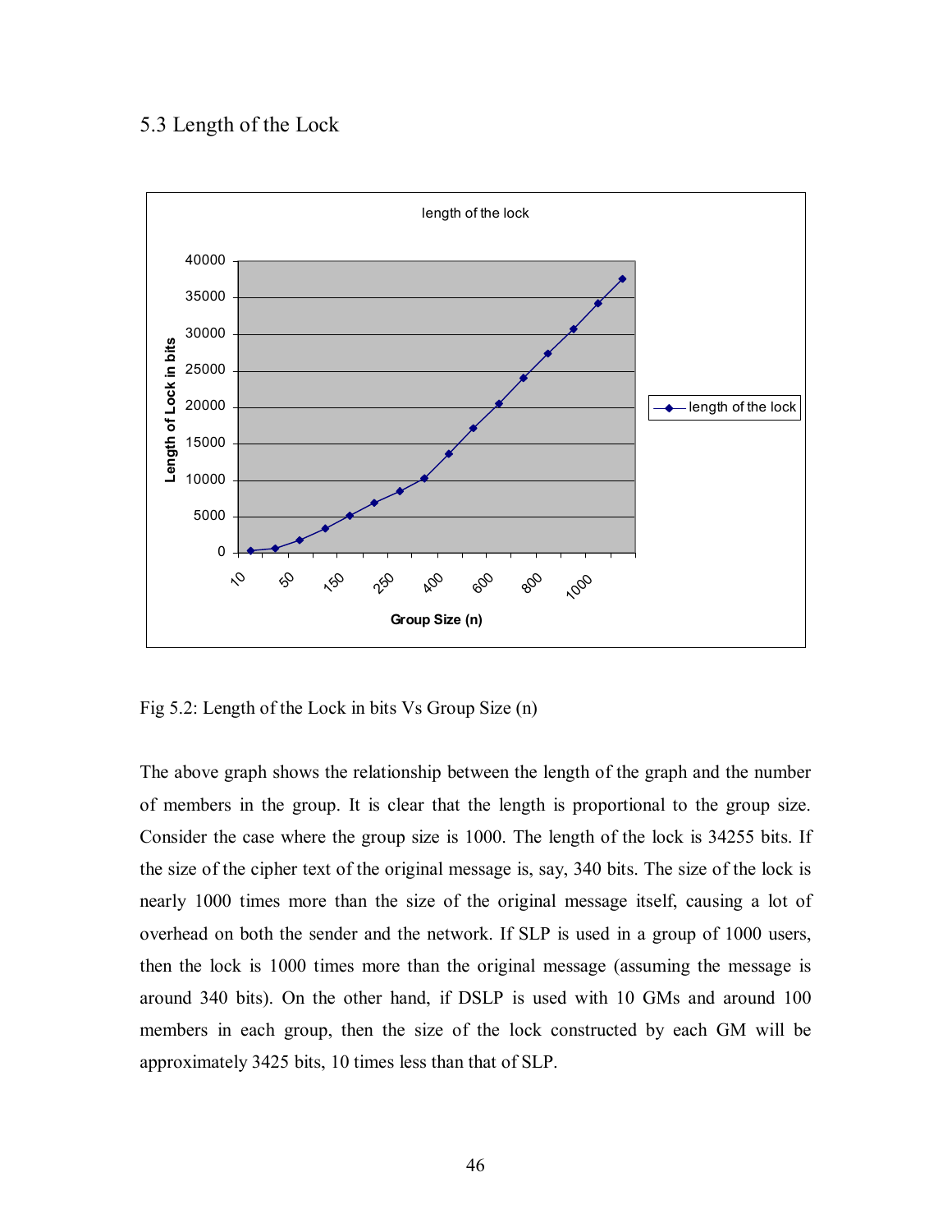## 5.3 Length of the Lock

Fig 5.2: Length of the Lock in bits Vs Group Size (n)

The above graph shows the relationship between the length of the graph and the number of members in the group. It is clear that the length is proportional to the group size. Consider the case where the group size is 1000. The length of the lock is 34255 bits. If the size of the cipher text of the original message is, say, 340 bits. The size of the lock is nearly 1000 times more than the size of the original message itself, causing a lot of overhead on both the sender and the network. If SLP is used in a group of 1000 users, then the lock is 1000 times more than the original message (assuming the message is around 340 bits). On the other hand, if DSLP is used with 10 GMs and around 100 members in each group, then the size of the lock constructed by each GM will be approximately 3425 bits, 10 times less than that of SLP.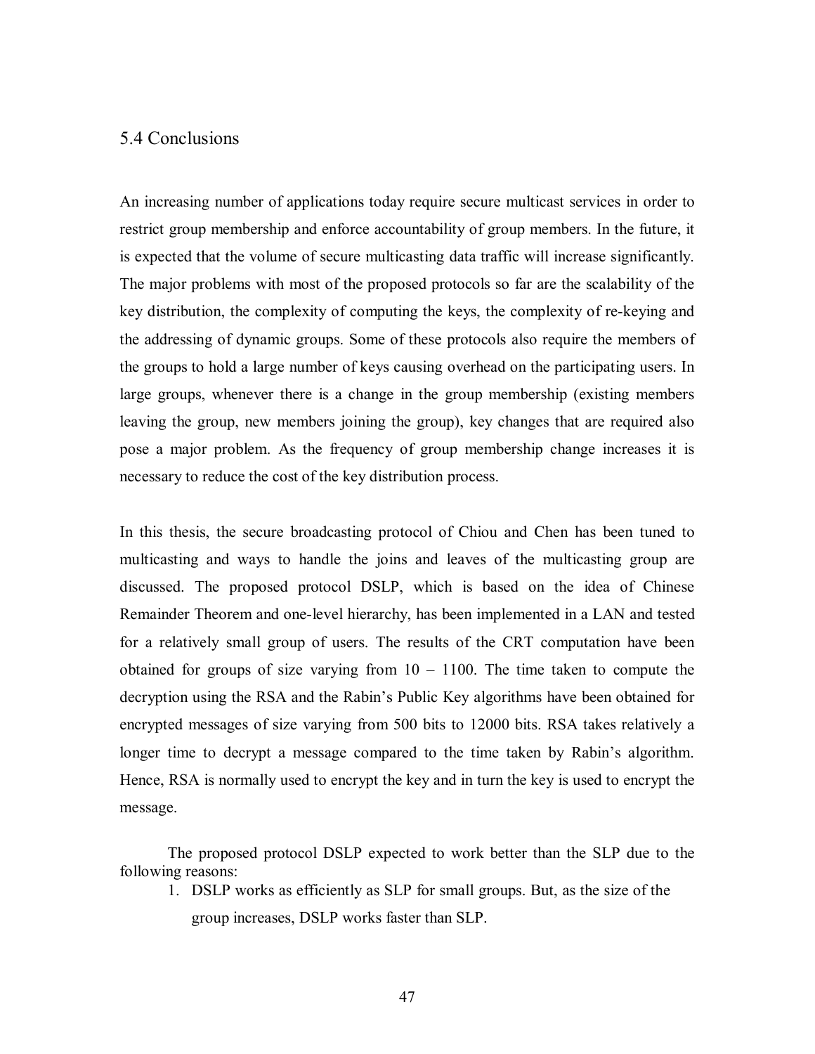## 5.4 Conclusions

An increasing number of applications today require secure multicast services in order to restrict group membership and enforce accountability of group members. In the future, it is expected that the volume of secure multicasting data traffic will increase significantly. The major problems with most of the proposed protocols so far are the scalability of the key distribution, the complexity of computing the keys, the complexity of re-keying and the addressing of dynamic groups. Some of these protocols also require the members of the groups to hold a large number of keys causing overhead on the participating users. In large groups, whenever there is a change in the group membership (existing members leaving the group, new members joining the group), key changes that are required also pose a major problem. As the frequency of group membership change increases it is necessary to reduce the cost of the key distribution process.

In this thesis, the secure broadcasting protocol of Chiou and Chen has been tuned to multicasting and ways to handle the joins and leaves of the multicasting group are discussed. The proposed protocol DSLP, which is based on the idea of Chinese Remainder Theorem and one-level hierarchy, has been implemented in a LAN and tested for a relatively small group of users. The results of the CRT computation have been obtained for groups of size varying from 10 – 1100. The time taken to compute the decryption using the RSA and the Rabin's Public Key algorithms have been obtained for encrypted messages of size varying from 500 bits to 12000 bits. RSA takes relatively a longer time to decrypt a message compared to the time taken by Rabin's algorithm. Hence, RSA is normally used to encrypt the key and in turn the key is used to encrypt the message.

The proposed protocol DSLP expected to work better than the SLP due to the following reasons:

1. DSLP works as efficiently as SLP for small groups. But, as the size of the group increases, DSLP works faster than SLP.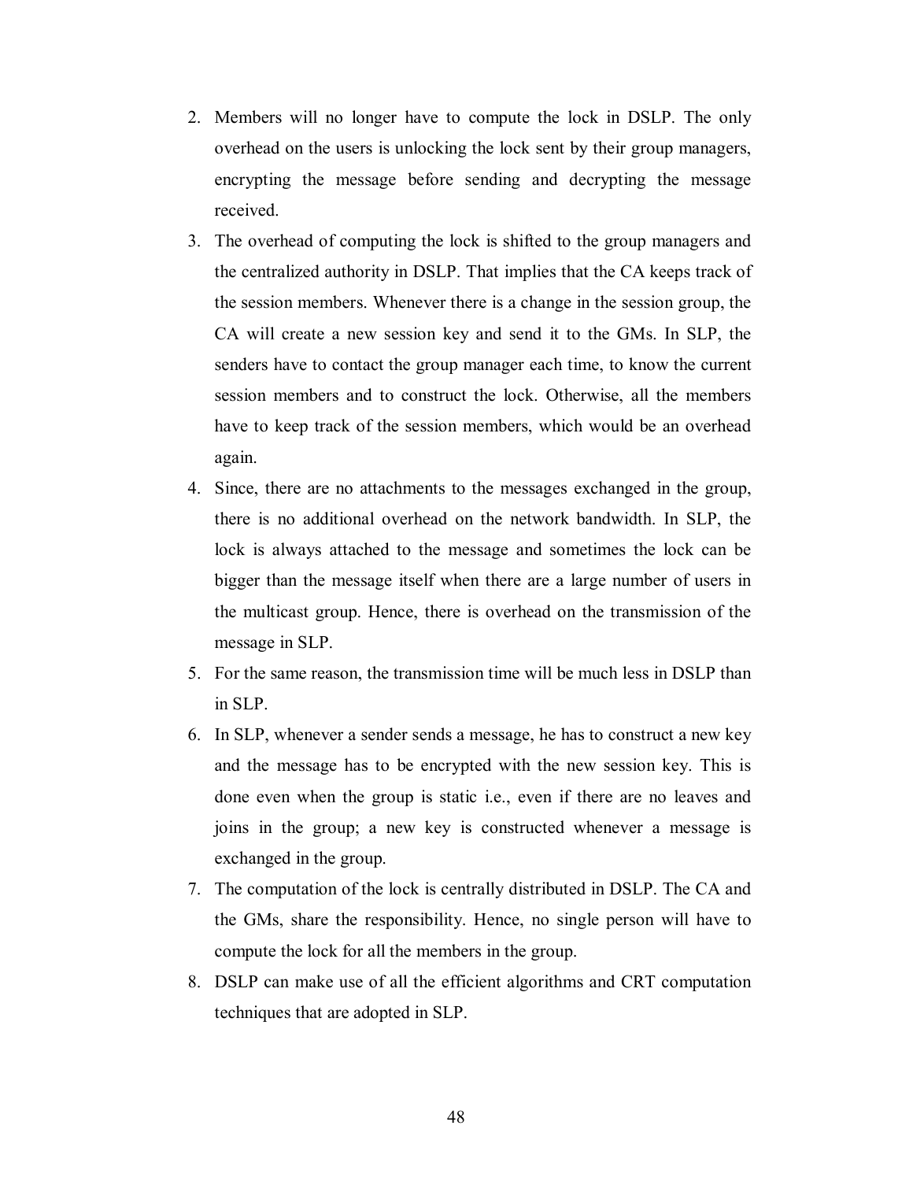2. Members will no longer have to compute the lock in DSLP. The only overhead on the users is unlocking the lock sent by their group managers, encrypting the message before sending and decrypting the message received.
3. The overhead of computing the lock is shifted to the group managers and the centralized authority in DSLP. That implies that the CA keeps track of the session members. Whenever there is a change in the session group, the CA will create a new session key and send it to the GMs. In SLP, the senders have to contact the group manager each time, to know the current session members and to construct the lock. Otherwise, all the members have to keep track of the session members, which would be an overhead again.
4. Since, there are no attachments to the messages exchanged in the group, there is no additional overhead on the network bandwidth. In SLP, the lock is always attached to the message and sometimes the lock can be bigger than the message itself when there are a large number of users in the multicast group. Hence, there is overhead on the transmission of the message in SLP.
5. For the same reason, the transmission time will be much less in DSLP than in SLP.
6. In SLP, whenever a sender sends a message, he has to construct a new key and the message has to be encrypted with the new session key. This is done even when the group is static i.e., even if there are no leaves and joins in the group; a new key is constructed whenever a message is exchanged in the group.
7. The computation of the lock is centrally distributed in DSLP. The CA and the GMs, share the responsibility. Hence, no single person will have to compute the lock for all the members in the group.
8. DSLP can make use of all the efficient algorithms and CRT computation techniques that are adopted in SLP.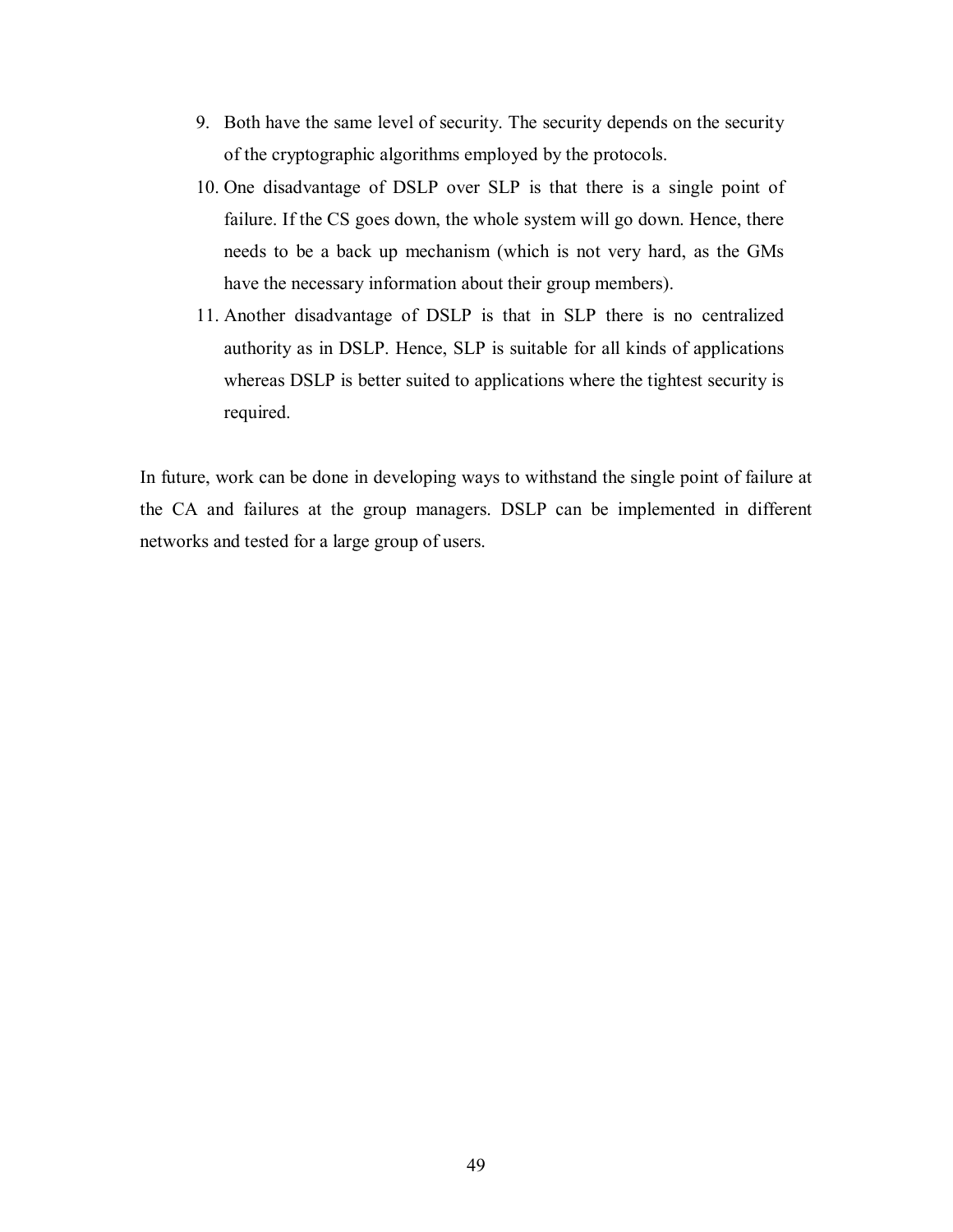9. Both have the same level of security. The security depends on the security of the cryptographic algorithms employed by the protocols.
10. One disadvantage of DSLP over SLP is that there is a single point of failure. If the CS goes down, the whole system will go down. Hence, there needs to be a back up mechanism (which is not very hard, as the GMs have the necessary information about their group members).
11. Another disadvantage of DSLP is that in SLP there is no centralized authority as in DSLP. Hence, SLP is suitable for all kinds of applications whereas DSLP is better suited to applications where the tightest security is required.

In future, work can be done in developing ways to withstand the single point of failure at the CA and failures at the group managers. DSLP can be implemented in different networks and tested for a large group of users.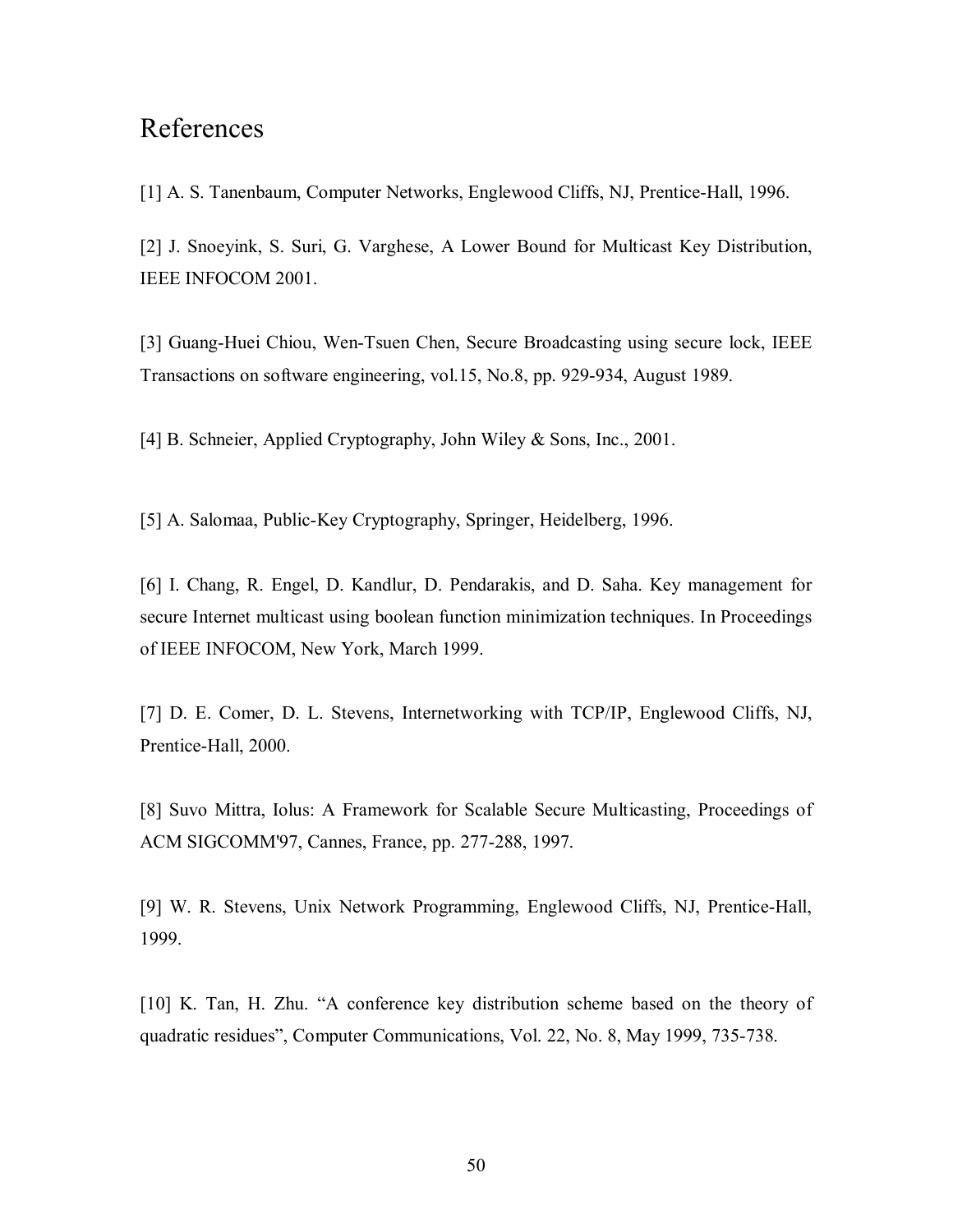# References

[1] A. S. Tanenbaum, Computer Networks, Englewood Cliffs, NJ, Prentice-Hall, 1996.

[2] J. Snoeyink, S. Suri, G. Varghese, A Lower Bound for Multicast Key Distribution, IEEE INFOCOM 2001.

[3] Guang-Huei Chiou, Wen-Tsuen Chen, Secure Broadcasting using secure lock, IEEE Transactions on software engineering, vol.15, No.8, pp. 929-934, August 1989.

[4] B. Schneier, Applied Cryptography, John Wiley & Sons, Inc., 2001.

[5] A. Salomaa, Public-Key Cryptography, Springer, Heidelberg, 1996.

[6] I. Chang, R. Engel, D. Kandlur, D. Pendarakis, and D. Saha. Key management for secure Internet multicast using boolean function minimization techniques. In Proceedings of IEEE INFOCOM, New York, March 1999.

[7] D. E. Comer, D. L. Stevens, Internetworking with TCP/IP, Englewood Cliffs, NJ, Prentice-Hall, 2000.

[8] Suvo Mittra, Iolus: A Framework for Scalable Secure Multicasting, Proceedings of ACM SIGCOMM'97, Cannes, France, pp. 277-288, 1997.

[9] W. R. Stevens, Unix Network Programming, Englewood Cliffs, NJ, Prentice-Hall, 1999.

[10] K. Tan, H. Zhu. "A conference key distribution scheme based on the theory of quadratic residues", Computer Communications, Vol. 22, No. 8, May 1999, 735-738.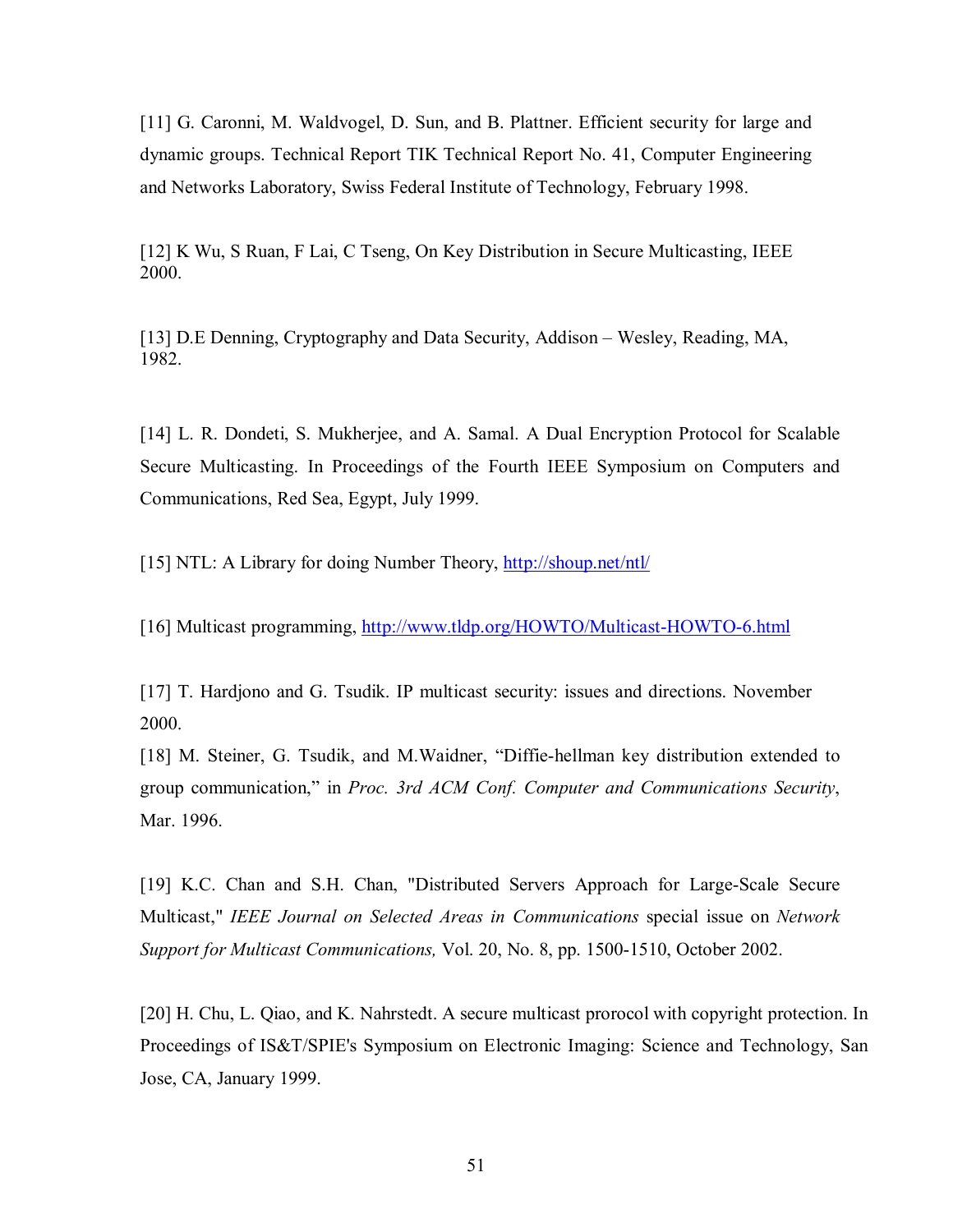[11] G. Caronni, M. Waldvogel, D. Sun, and B. Plattner. Efficient security for large and dynamic groups. Technical Report TIK Technical Report No. 41, Computer Engineering and Networks Laboratory, Swiss Federal Institute of Technology, February 1998.

[12] K Wu, S Ruan, F Lai, C Tseng, On Key Distribution in Secure Multicasting, IEEE 2000.

[13] D.E Denning, Cryptography and Data Security, Addison – Wesley, Reading, MA, 1982.

[14] L. R. Dondeti, S. Mukherjee, and A. Samal. A Dual Encryption Protocol for Scalable Secure Multicasting. In Proceedings of the Fourth IEEE Symposium on Computers and Communications, Red Sea, Egypt, July 1999.

[15] NTL: A Library for doing Number Theory, http://shoup.net/ntl/

[16] Multicast programming, http://www.tldp.org/HOWTO/Multicast-HOWTO-6.html

[17] T. Hardjono and G. Tsudik. IP multicast security: issues and directions. November 2000.

[18] M. Steiner, G. Tsudik, and M.Waidner, "Diffie-hellman key distribution extended to group communication," in *Proc. 3rd ACM Conf. Computer and Communications Security*, Mar. 1996.

[19] K.C. Chan and S.H. Chan, "Distributed Servers Approach for Large-Scale Secure Multicast," *IEEE Journal on Selected Areas in Communications* special issue on *Network Support for Multicast Communications,* Vol. 20, No. 8, pp. 1500-1510, October 2002.

[20] H. Chu, L. Qiao, and K. Nahrstedt. A secure multicast prorocol with copyright protection. In Proceedings of IS&T/SPIE's Symposium on Electronic Imaging: Science and Technology, San Jose, CA, January 1999.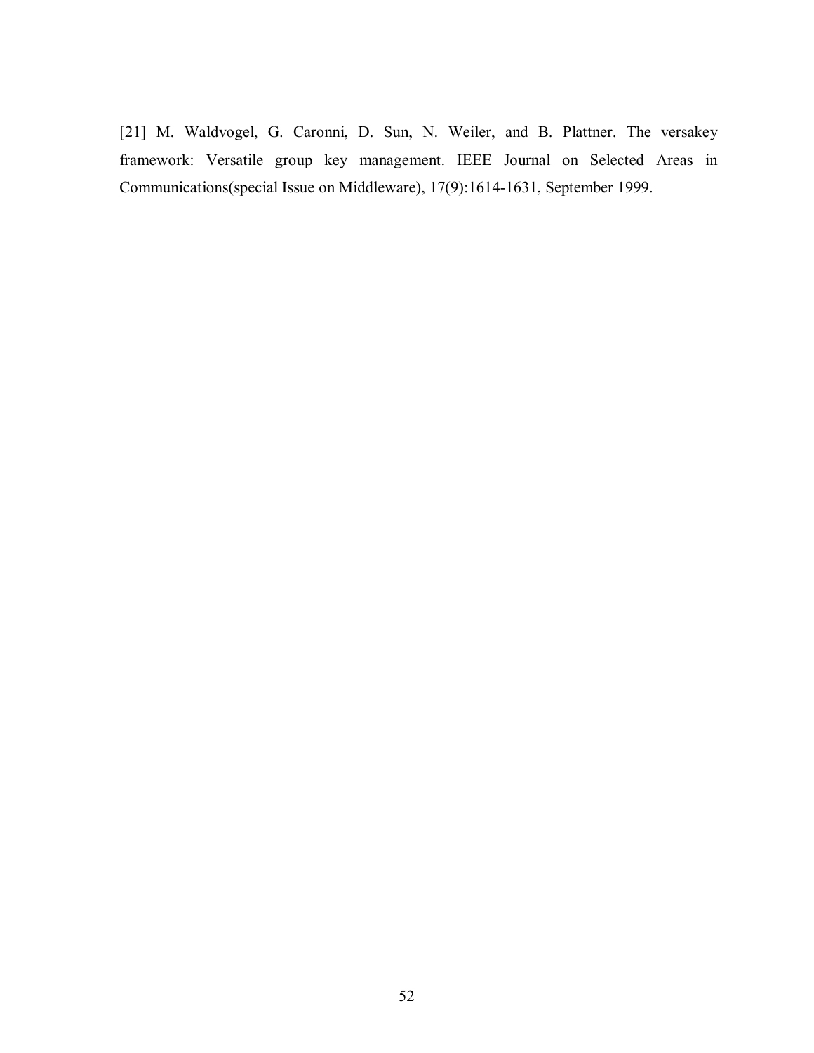[21] M. Waldvogel, G. Caronni, D. Sun, N. Weiler, and B. Plattner. The versakey framework: Versatile group key management. IEEE Journal on Selected Areas in Communications(special Issue on Middleware), 17(9):1614-1631, September 1999.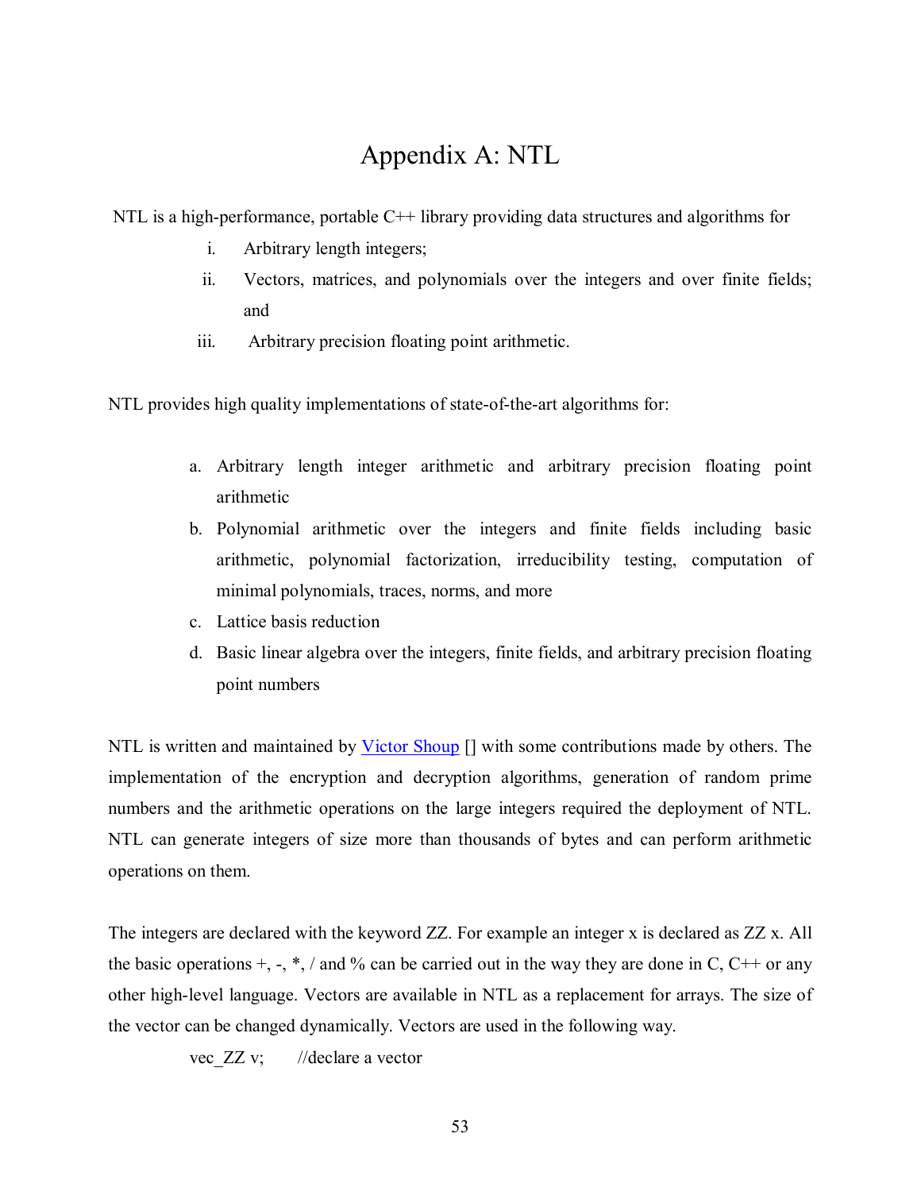# Appendix A: NTL

NTL is a high-performance, portable C++ library providing data structures and algorithms for

i. Arbitrary length integers;
ii. Vectors, matrices, and polynomials over the integers and over finite fields; and
iii. Arbitrary precision floating point arithmetic.

NTL provides high quality implementations of state-of-the-art algorithms for:

a. Arbitrary length integer arithmetic and arbitrary precision floating point arithmetic
b. Polynomial arithmetic over the integers and finite fields including basic arithmetic, polynomial factorization, irreducibility testing, computation of minimal polynomials, traces, norms, and more
c. Lattice basis reduction
d. Basic linear algebra over the integers, finite fields, and arbitrary precision floating point numbers

NTL is written and maintained by Victor Shoup [] with some contributions made by others. The implementation of the encryption and decryption algorithms, generation of random prime numbers and the arithmetic operations on the large integers required the deployment of NTL. NTL can generate integers of size more than thousands of bytes and can perform arithmetic operations on them.

The integers are declared with the keyword ZZ. For example an integer x is declared as ZZ x. All the basic operations +, -, *, / and % can be carried out in the way they are done in C, C++ or any other high-level language. Vectors are available in NTL as a replacement for arrays. The size of the vector can be changed dynamically. Vectors are used in the following way.

```
vec_ZZ v;       //declare a vector
```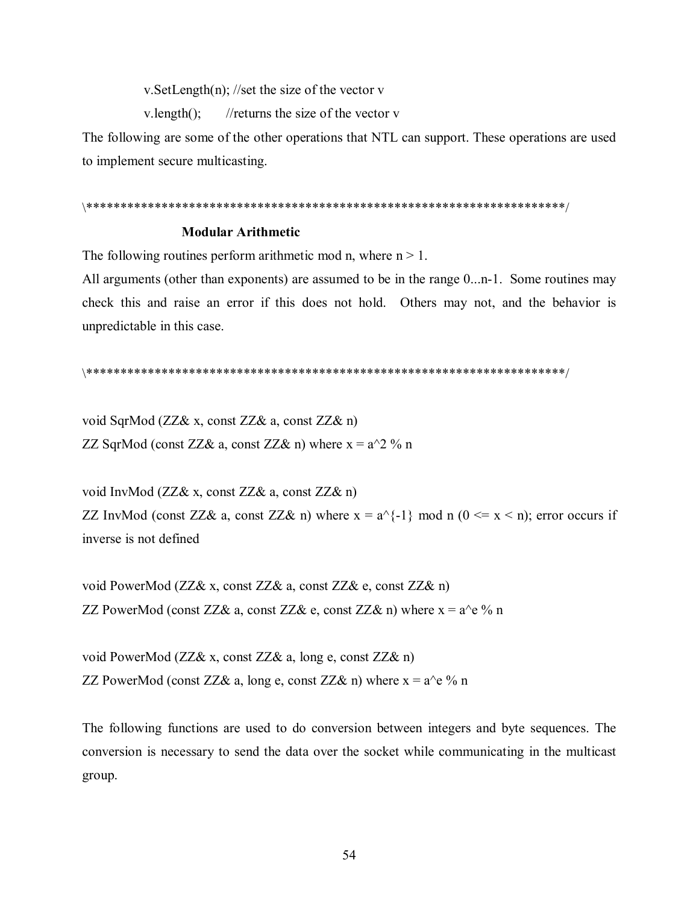```
v.SetLength(n); //set the size of the vector v
v.length();     //returns the size of the vector v
```

The following are some of the other operations that NTL can support. These operations are used to implement secure multicasting.

\**********************************************************************/

**Modular Arithmetic**

The following routines perform arithmetic mod n, where n > 1.

All arguments (other than exponents) are assumed to be in the range 0...n-1. Some routines may check this and raise an error if this does not hold. Others may not, and the behavior is unpredictable in this case.

\**********************************************************************/

void SqrMod (ZZ& x, const ZZ& a, const ZZ& n)
ZZ SqrMod (const ZZ& a, const ZZ& n) where x = a^2 % n

void InvMod (ZZ& x, const ZZ& a, const ZZ& n)
ZZ InvMod (const ZZ& a, const ZZ& n) where x = a^{-1} mod n (0 <= x < n); error occurs if inverse is not defined

void PowerMod (ZZ& x, const ZZ& a, const ZZ& e, const ZZ& n)
ZZ PowerMod (const ZZ& a, const ZZ& e, const ZZ& n) where x = a^e % n

void PowerMod (ZZ& x, const ZZ& a, long e, const ZZ& n)
ZZ PowerMod (const ZZ& a, long e, const ZZ& n) where x = a^e % n

The following functions are used to do conversion between integers and byte sequences. The conversion is necessary to send the data over the socket while communicating in the multicast group.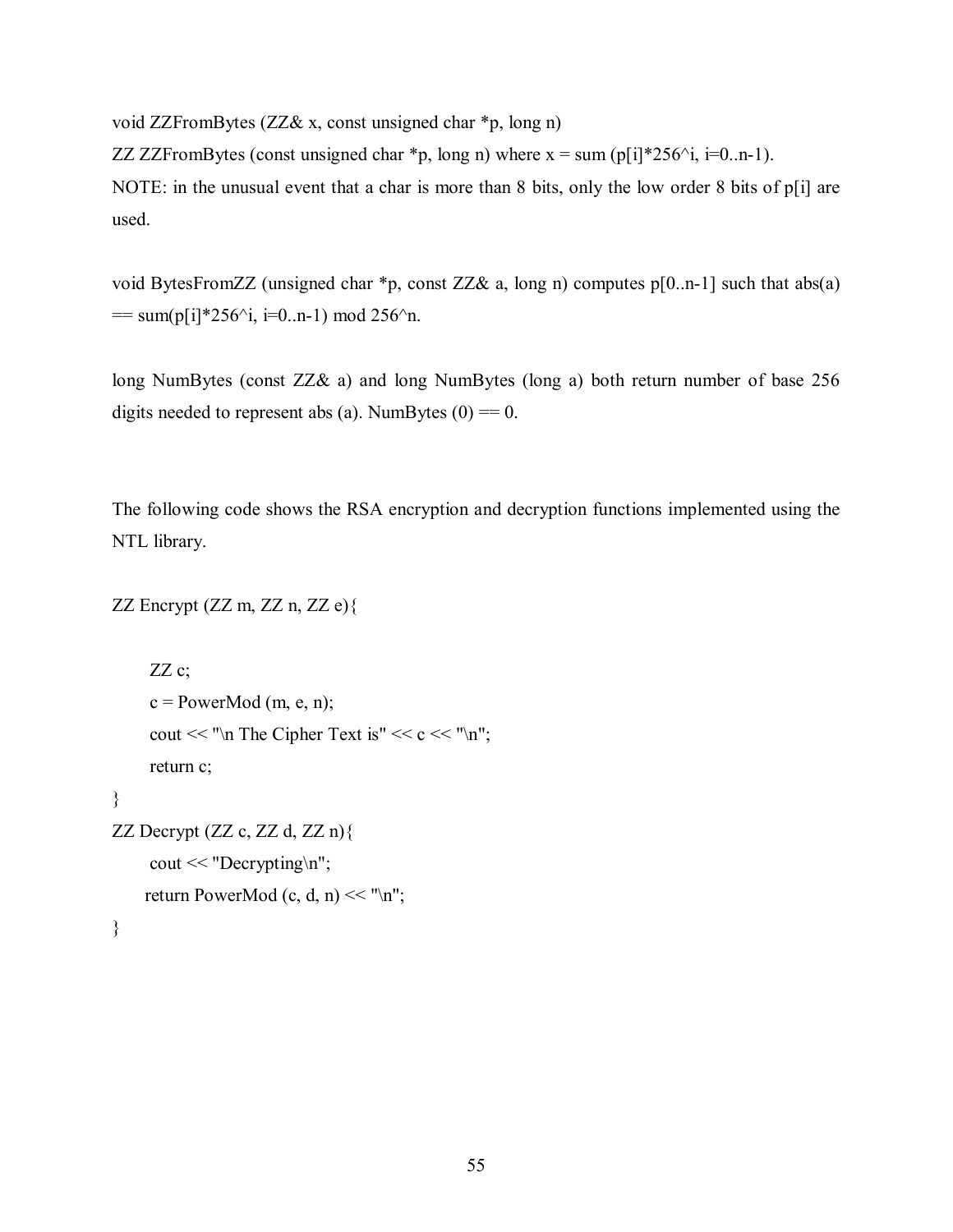void ZZFromBytes (ZZ& x, const unsigned char *p, long n)

ZZ ZZFromBytes (const unsigned char *p, long n) where x = sum (p[i]*256^i, i=0..n-1).

NOTE: in the unusual event that a char is more than 8 bits, only the low order 8 bits of p[i] are used.

void BytesFromZZ (unsigned char *p, const ZZ& a, long n) computes p[0..n-1] such that abs(a) == sum(p[i]*256^i, i=0..n-1) mod 256^n.

long NumBytes (const ZZ& a) and long NumBytes (long a) both return number of base 256 digits needed to represent abs (a). NumBytes (0) == 0.

The following code shows the RSA encryption and decryption functions implemented using the NTL library.

```
ZZ Encrypt (ZZ m, ZZ n, ZZ e){

     ZZ c;
     c = PowerMod (m, e, n);
     cout << "\n The Cipher Text is" << c << "\n";
     return c;
}
ZZ Decrypt (ZZ c, ZZ d, ZZ n){
     cout << "Decrypting\n";
    return PowerMod (c, d, n) << "\n";
}
```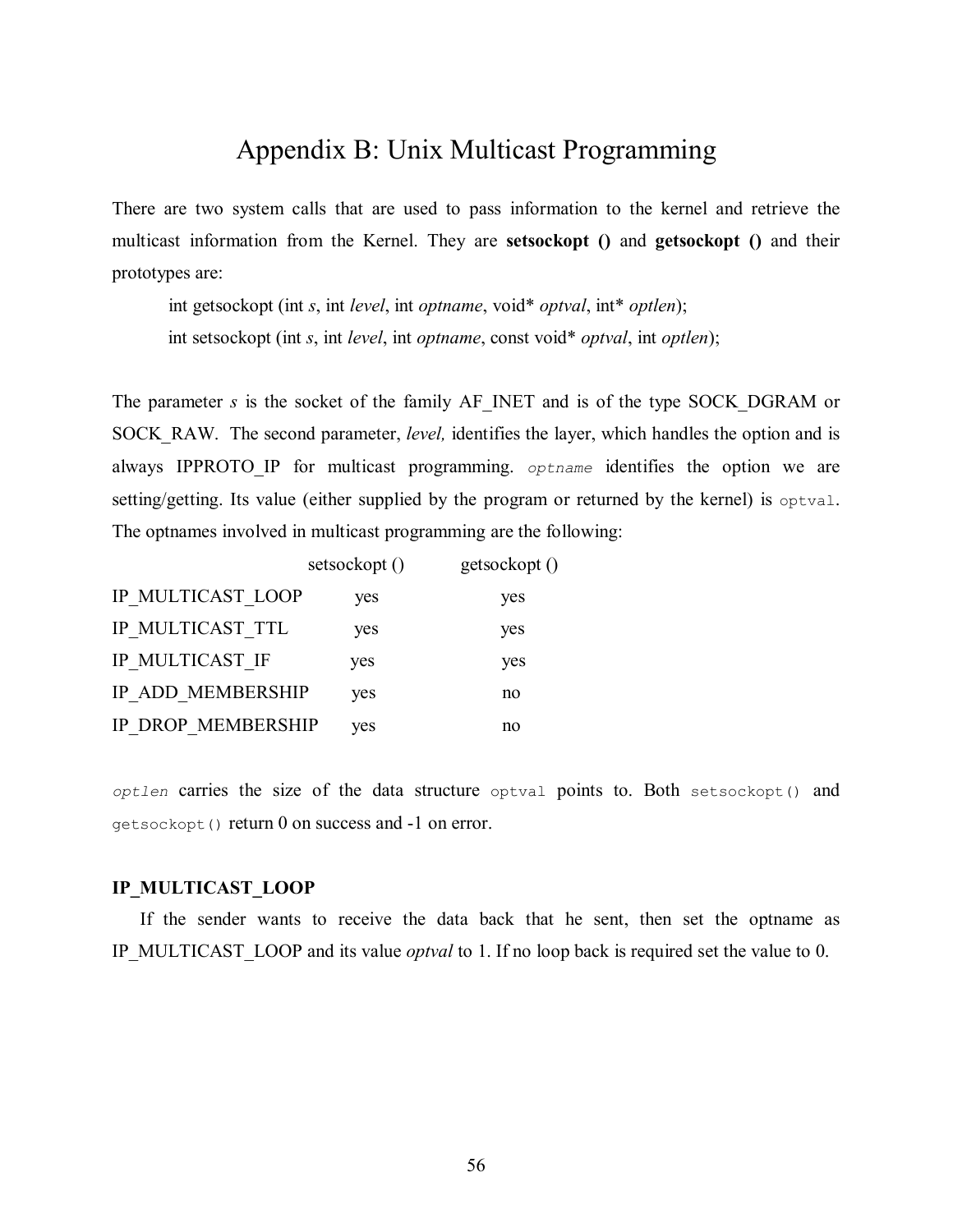# Appendix B: Unix Multicast Programming

There are two system calls that are used to pass information to the kernel and retrieve the multicast information from the Kernel. They are **setsockopt ()** and **getsockopt ()** and their prototypes are:

> int getsockopt (int *s*, int *level*, int *optname*, void* *optval*, int* *optlen*);
>
> int setsockopt (int *s*, int *level*, int *optname*, const void* *optval*, int *optlen*);

The parameter *s* is the socket of the family AF_INET and is of the type SOCK_DGRAM or SOCK_RAW. The second parameter, *level,* identifies the layer, which handles the option and is always IPPROTO_IP for multicast programming. `optname` identifies the option we are setting/getting. Its value (either supplied by the program or returned by the kernel) is `optval`. The optnames involved in multicast programming are the following:

| | setsockopt () | getsockopt () |
|---|---|---|
| IP_MULTICAST_LOOP | yes | yes |
| IP_MULTICAST_TTL | yes | yes |
| IP_MULTICAST_IF | yes | yes |
| IP_ADD_MEMBERSHIP | yes | no |
| IP_DROP_MEMBERSHIP | yes | no |

`optlen` carries the size of the data structure `optval` points to. Both `setsockopt()` and `getsockopt()` return 0 on success and -1 on error.

#### IP_MULTICAST_LOOP

If the sender wants to receive the data back that he sent, then set the optname as IP_MULTICAST_LOOP and its value *optval* to 1. If no loop back is required set the value to 0.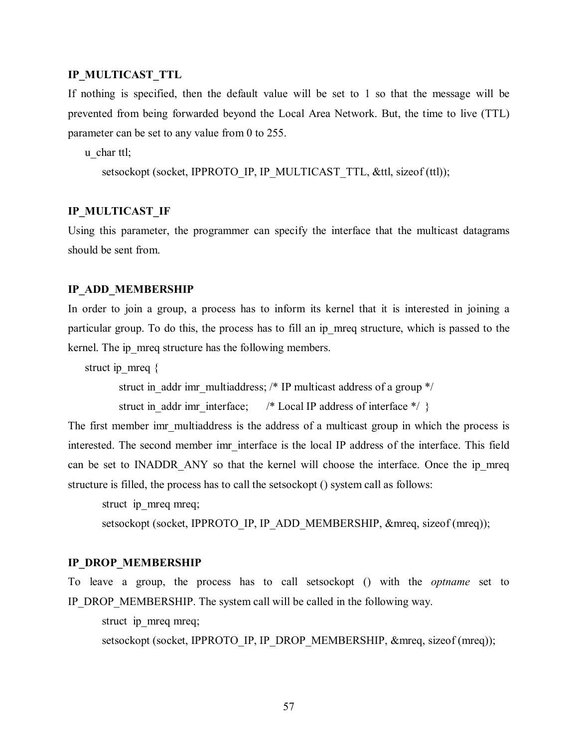**IP_MULTICAST_TTL**

If nothing is specified, then the default value will be set to 1 so that the message will be prevented from being forwarded beyond the Local Area Network. But, the time to live (TTL) parameter can be set to any value from 0 to 255.

```
u_char ttl;
    setsockopt (socket, IPPROTO_IP, IP_MULTICAST_TTL, &ttl, sizeof (ttl));
```

**IP_MULTICAST_IF**

Using this parameter, the programmer can specify the interface that the multicast datagrams should be sent from.

**IP_ADD_MEMBERSHIP**

In order to join a group, a process has to inform its kernel that it is interested in joining a particular group. To do this, the process has to fill an ip_mreq structure, which is passed to the kernel. The ip_mreq structure has the following members.

```
struct ip_mreq {
        struct in_addr imr_multiaddress; /* IP multicast address of a group */
        struct in_addr imr_interface;     /* Local IP address of interface */ }
```

The first member imr_multiaddress is the address of a multicast group in which the process is interested. The second member imr_interface is the local IP address of the interface. This field can be set to INADDR_ANY so that the kernel will choose the interface. Once the ip_mreq structure is filled, the process has to call the setsockopt () system call as follows:

```
struct  ip_mreq mreq;
setsockopt (socket, IPPROTO_IP, IP_ADD_MEMBERSHIP, &mreq, sizeof (mreq));
```

**IP_DROP_MEMBERSHIP**

To leave a group, the process has to call setsockopt () with the *optname* set to IP_DROP_MEMBERSHIP. The system call will be called in the following way.

```
struct  ip_mreq mreq;
setsockopt (socket, IPPROTO_IP, IP_DROP_MEMBERSHIP, &mreq, sizeof (mreq));
```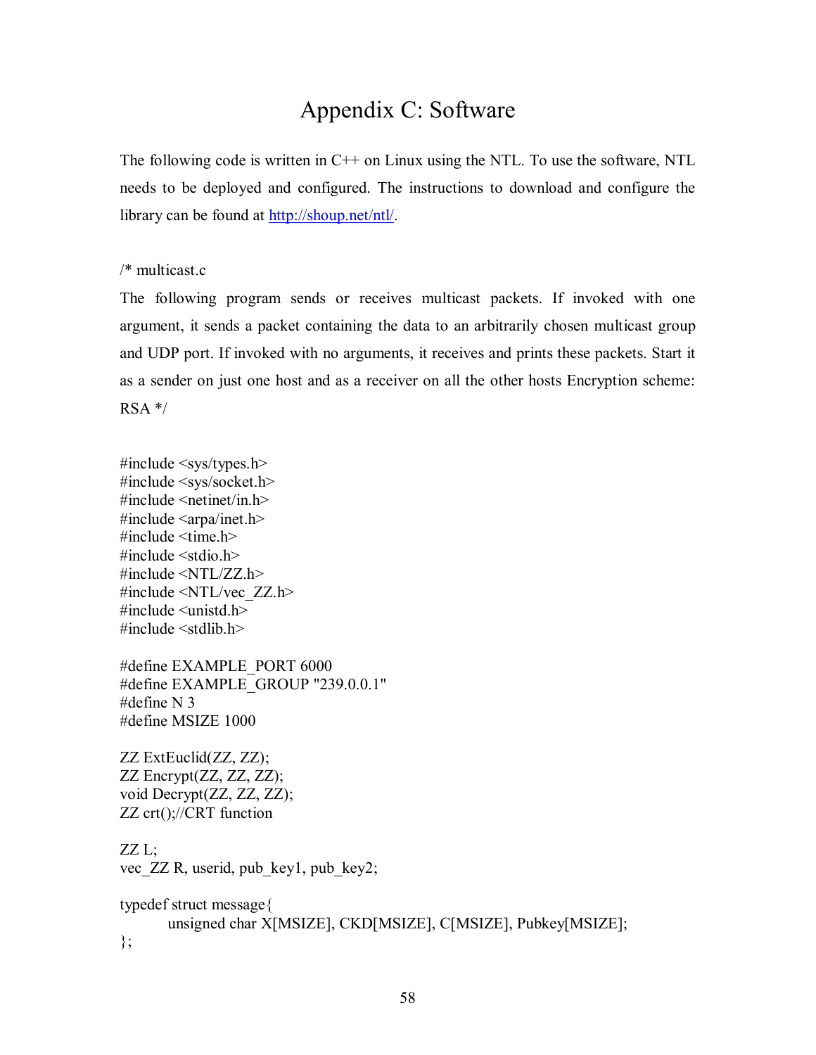# Appendix C: Software

The following code is written in C++ on Linux using the NTL. To use the software, NTL needs to be deployed and configured. The instructions to download and configure the library can be found at http://shoup.net/ntl/.

/* multicast.c

The following program sends or receives multicast packets. If invoked with one argument, it sends a packet containing the data to an arbitrarily chosen multicast group and UDP port. If invoked with no arguments, it receives and prints these packets. Start it as a sender on just one host and as a receiver on all the other hosts Encryption scheme: RSA */

```
#include <sys/types.h>
#include <sys/socket.h>
#include <netinet/in.h>
#include <arpa/inet.h>
#include <time.h>
#include <stdio.h>
#include <NTL/ZZ.h>
#include <NTL/vec_ZZ.h>
#include <unistd.h>
#include <stdlib.h>

#define EXAMPLE_PORT 6000
#define EXAMPLE_GROUP "239.0.0.1"
#define N 3
#define MSIZE 1000

ZZ ExtEuclid(ZZ, ZZ);
ZZ Encrypt(ZZ, ZZ, ZZ);
void Decrypt(ZZ, ZZ, ZZ);
ZZ crt();//CRT function

ZZ L;
vec_ZZ R, userid, pub_key1, pub_key2;

typedef struct message{
        unsigned char X[MSIZE], CKD[MSIZE], C[MSIZE], Pubkey[MSIZE];
};
```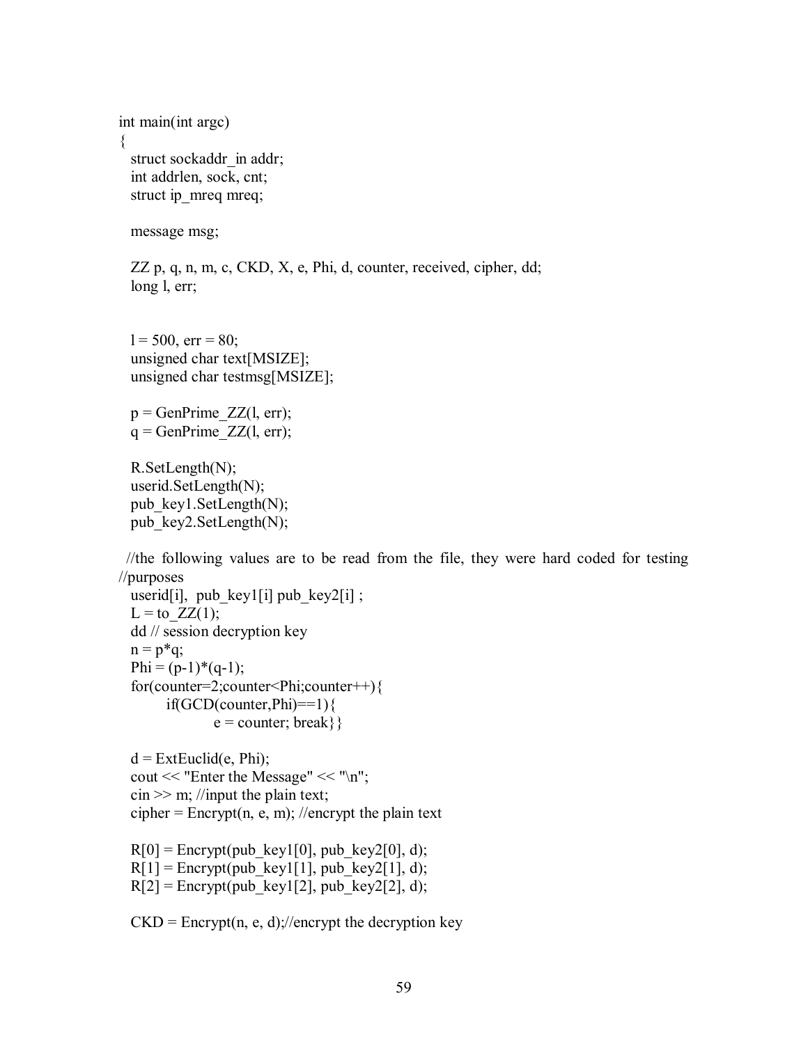```
int main(int argc)
{
   struct sockaddr_in addr;
   int addrlen, sock, cnt;
   struct ip_mreq mreq;

   message msg;

   ZZ p, q, n, m, c, CKD, X, e, Phi, d, counter, received, cipher, dd;
   long l, err;


   l = 500, err = 80;
   unsigned char text[MSIZE];
   unsigned char testmsg[MSIZE];

   p = GenPrime_ZZ(l, err);
   q = GenPrime_ZZ(l, err);

   R.SetLength(N);
   userid.SetLength(N);
   pub_key1.SetLength(N);
   pub_key2.SetLength(N);

  //the following values are to be read from the file, they were hard coded for testing
//purposes
   userid[i],  pub_key1[i] pub_key2[i] ;
   L = to_ZZ(1);
   dd // session decryption key
   n = p*q;
   Phi = (p-1)*(q-1);
   for(counter=2;counter<Phi;counter++){
         if(GCD(counter,Phi)==1){
                  e = counter; break}}

   d = ExtEuclid(e, Phi);
   cout << "Enter the Message" << "\n";
   cin >> m; //input the plain text;
   cipher = Encrypt(n, e, m); //encrypt the plain text

   R[0] = Encrypt(pub_key1[0], pub_key2[0], d);
   R[1] = Encrypt(pub_key1[1], pub_key2[1], d);
   R[2] = Encrypt(pub_key1[2], pub_key2[2], d);

   CKD = Encrypt(n, e, d);//encrypt the decryption key
```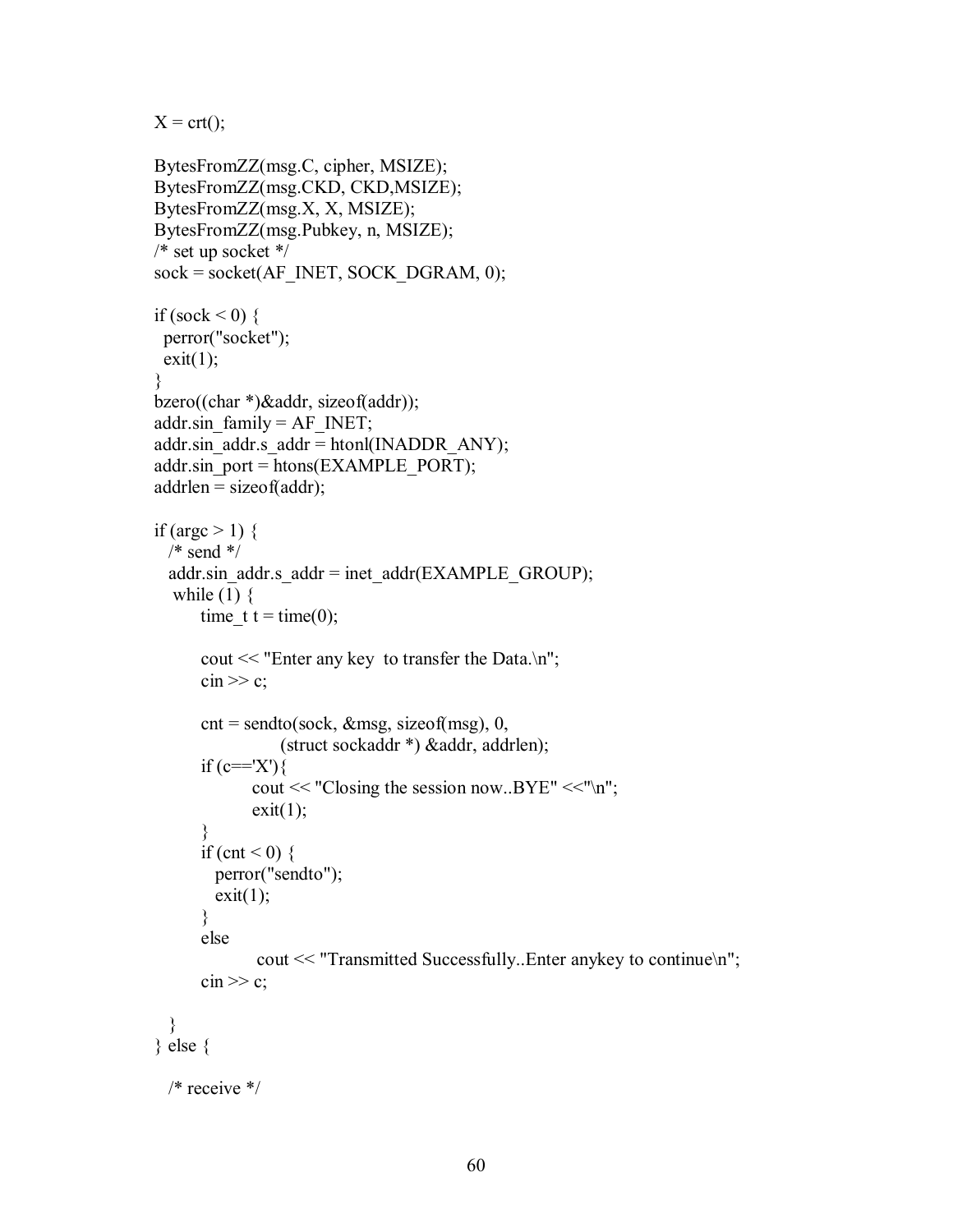```
X = crt();

BytesFromZZ(msg.C, cipher, MSIZE);
BytesFromZZ(msg.CKD, CKD,MSIZE);
BytesFromZZ(msg.X, X, MSIZE);
BytesFromZZ(msg.Pubkey, n, MSIZE);
/* set up socket */
sock = socket(AF_INET, SOCK_DGRAM, 0);

if (sock < 0) {
  perror("socket");
  exit(1);
}
bzero((char *)&addr, sizeof(addr));
addr.sin_family = AF_INET;
addr.sin_addr.s_addr = htonl(INADDR_ANY);
addr.sin_port = htons(EXAMPLE_PORT);
addrlen = sizeof(addr);

if (argc > 1) {
   /* send */
   addr.sin_addr.s_addr = inet_addr(EXAMPLE_GROUP);
    while (1) {
        time_t t = time(0);

        cout << "Enter any key  to transfer the Data.\n";
        cin >> c;

        cnt = sendto(sock, &msg, sizeof(msg), 0,
                    (struct sockaddr *) &addr, addrlen);
        if (c=='X'){
                cout << "Closing the session now..BYE" <<"\n";
                exit(1);
        }
        if (cnt < 0) {
           perror("sendto");
           exit(1);
        }
        else
                 cout << "Transmitted Successfully..Enter anykey to continue\n";
        cin >> c;

   }
} else {

   /* receive */
```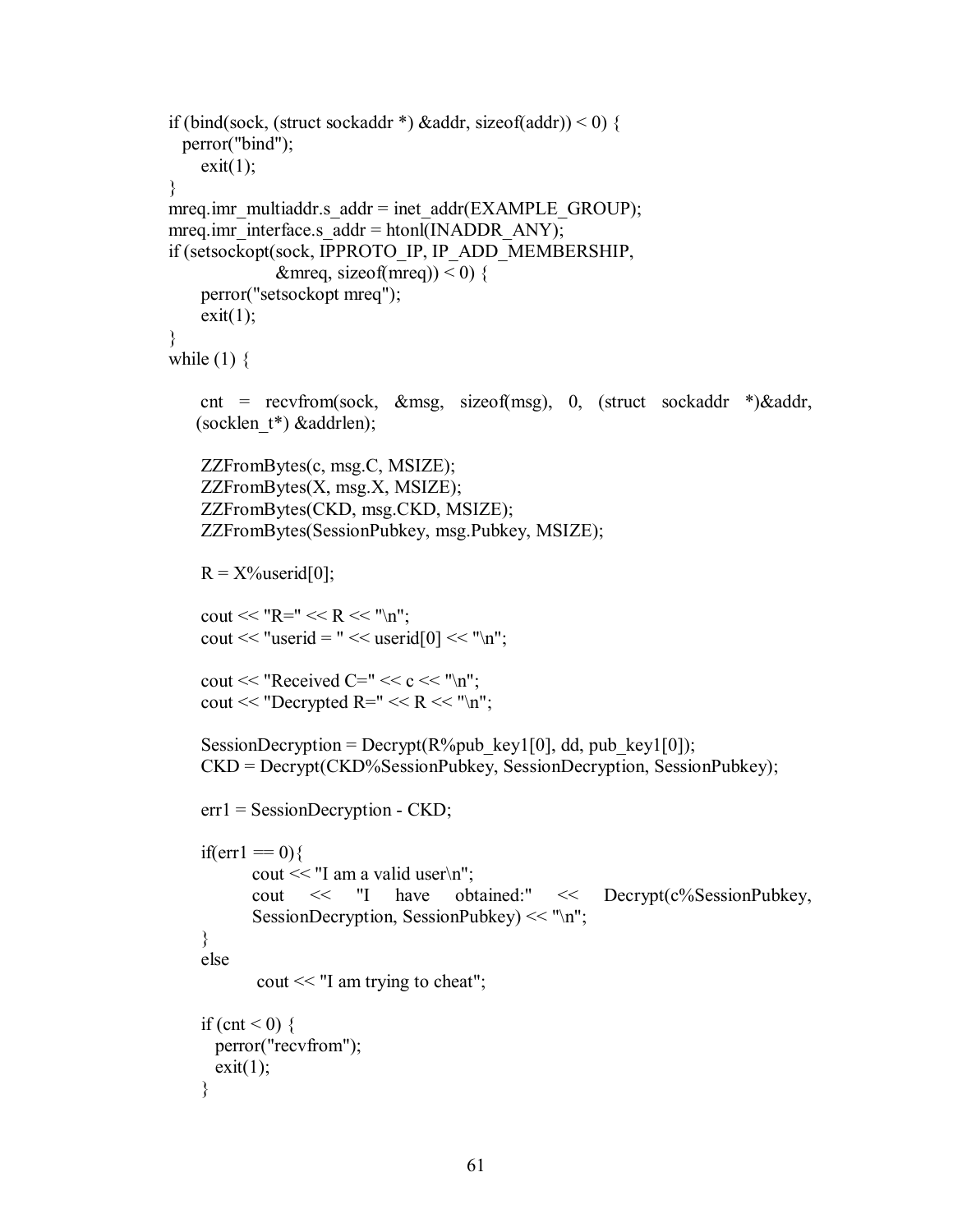```
if (bind(sock, (struct sockaddr *) &addr, sizeof(addr)) < 0) {
  perror("bind");
     exit(1);
}
mreq.imr_multiaddr.s_addr = inet_addr(EXAMPLE_GROUP);
mreq.imr_interface.s_addr = htonl(INADDR_ANY);
if (setsockopt(sock, IPPROTO_IP, IP_ADD_MEMBERSHIP,
               &mreq, sizeof(mreq)) < 0) {
     perror("setsockopt mreq");
     exit(1);
}
while (1) {

     cnt = recvfrom(sock, &msg, sizeof(msg), 0, (struct sockaddr *)&addr,
    (socklen_t*) &addrlen);

     ZZFromBytes(c, msg.C, MSIZE);
     ZZFromBytes(X, msg.X, MSIZE);
     ZZFromBytes(CKD, msg.CKD, MSIZE);
     ZZFromBytes(SessionPubkey, msg.Pubkey, MSIZE);

     R = X%userid[0];

     cout << "R=" << R << "\n";
     cout << "userid = " << userid[0] << "\n";

     cout << "Received C=" << c << "\n";
     cout << "Decrypted R=" << R << "\n";

     SessionDecryption = Decrypt(R%pub_key1[0], dd, pub_key1[0]);
     CKD = Decrypt(CKD%SessionPubkey, SessionDecryption, SessionPubkey);

     err1 = SessionDecryption - CKD;

     if(err1 == 0){
             cout << "I am a valid user\n";
             cout << "I have obtained:" << Decrypt(c%SessionPubkey,
             SessionDecryption, SessionPubkey) << "\n";
     }
     else
              cout << "I am trying to cheat";

     if (cnt < 0) {
       perror("recvfrom");
       exit(1);
     }
```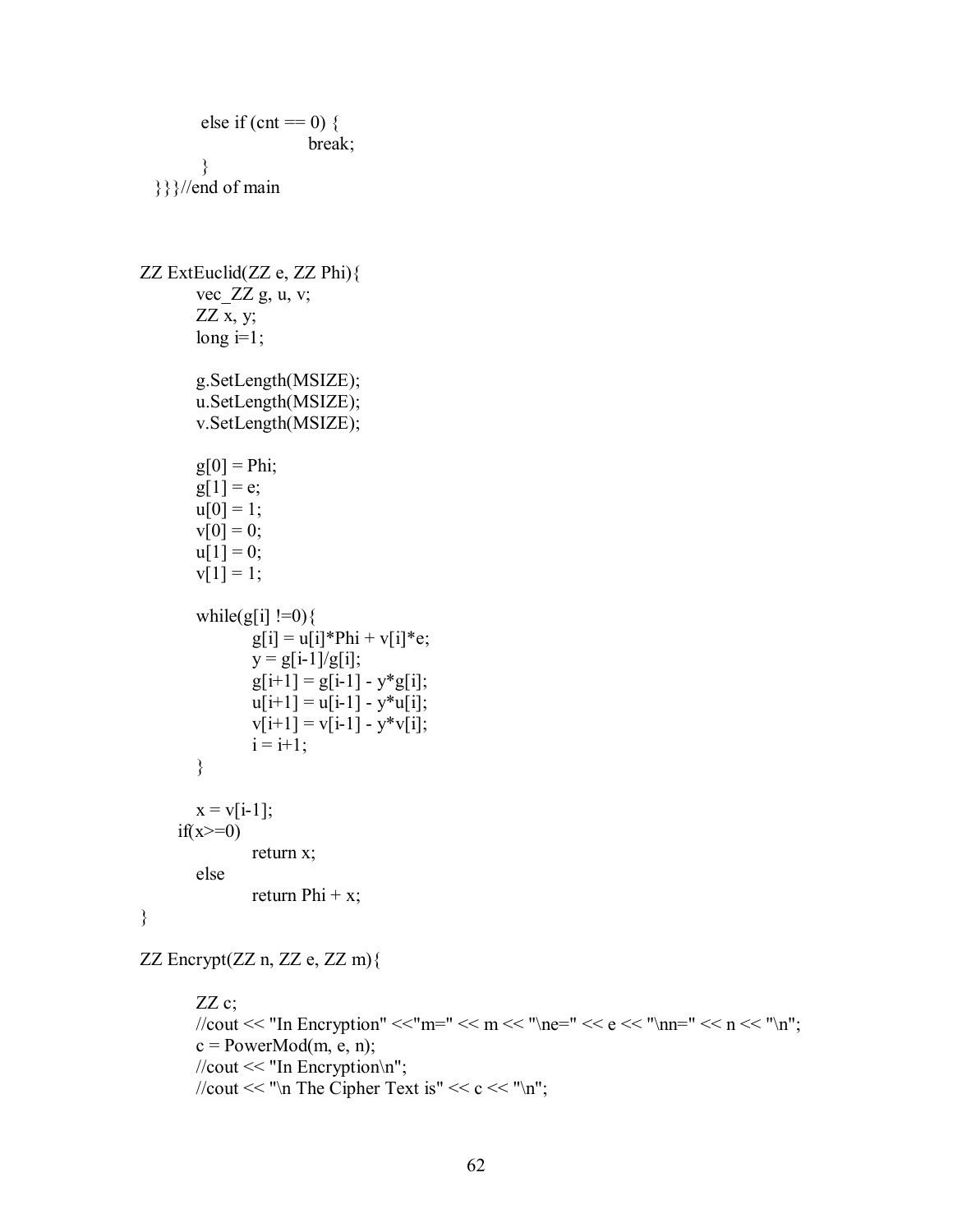```
        else if (cnt == 0) {
                break;
        }
}}}//end of main



ZZ ExtEuclid(ZZ e, ZZ Phi){
        vec_ZZ g, u, v;
        ZZ x, y;
        long i=1;

        g.SetLength(MSIZE);
        u.SetLength(MSIZE);
        v.SetLength(MSIZE);

        g[0] = Phi;
        g[1] = e;
        u[0] = 1;
        v[0] = 0;
        u[1] = 0;
        v[1] = 1;

        while(g[i] !=0){
                g[i] = u[i]*Phi + v[i]*e;
                y = g[i-1]/g[i];
                g[i+1] = g[i-1] - y*g[i];
                u[i+1] = u[i-1] - y*u[i];
                v[i+1] = v[i-1] - y*v[i];
                i = i+1;
        }

        x = v[i-1];
      if(x>=0)
                return x;
        else
                return Phi + x;
}

ZZ Encrypt(ZZ n, ZZ e, ZZ m){

        ZZ c;
        //cout << "In Encryption" <<"m=" << m << "\ne=" << e << "\nn=" << n << "\n";
        c = PowerMod(m, e, n);
        //cout << "In Encryption\n";
        //cout << "\n The Cipher Text is" << c << "\n";
```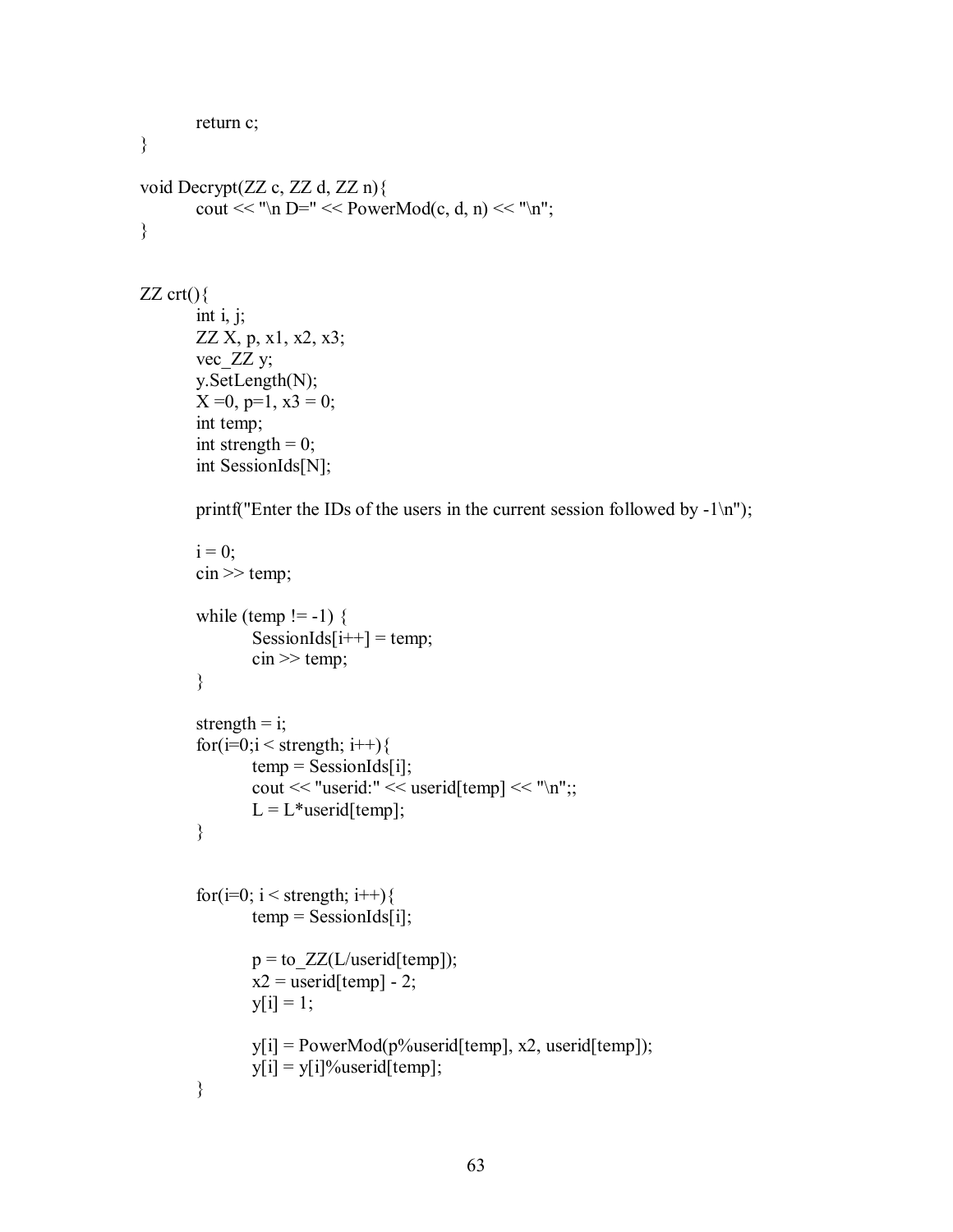```
	return c;
}

void Decrypt(ZZ c, ZZ d, ZZ n){
	cout << "\n D=" << PowerMod(c, d, n) << "\n";
}


ZZ crt(){
	int i, j;
	ZZ X, p, x1, x2, x3;
	vec_ZZ y;
	y.SetLength(N);
	X =0, p=1, x3 = 0;
	int temp;
	int strength = 0;
	int SessionIds[N];

	printf("Enter the IDs of the users in the current session followed by -1\n");

	i = 0;
	cin >> temp;

	while (temp != -1) {
		SessionIds[i++] = temp;
		cin >> temp;
	}

	strength = i;
	for(i=0;i < strength; i++){
		temp = SessionIds[i];
		cout << "userid:" << userid[temp] << "\n";;
		L = L*userid[temp];
	}


	for(i=0; i < strength; i++){
		temp = SessionIds[i];

		p = to_ZZ(L/userid[temp]);
		x2 = userid[temp] - 2;
		y[i] = 1;

		y[i] = PowerMod(p%userid[temp], x2, userid[temp]);
		y[i] = y[i]%userid[temp];
	}
```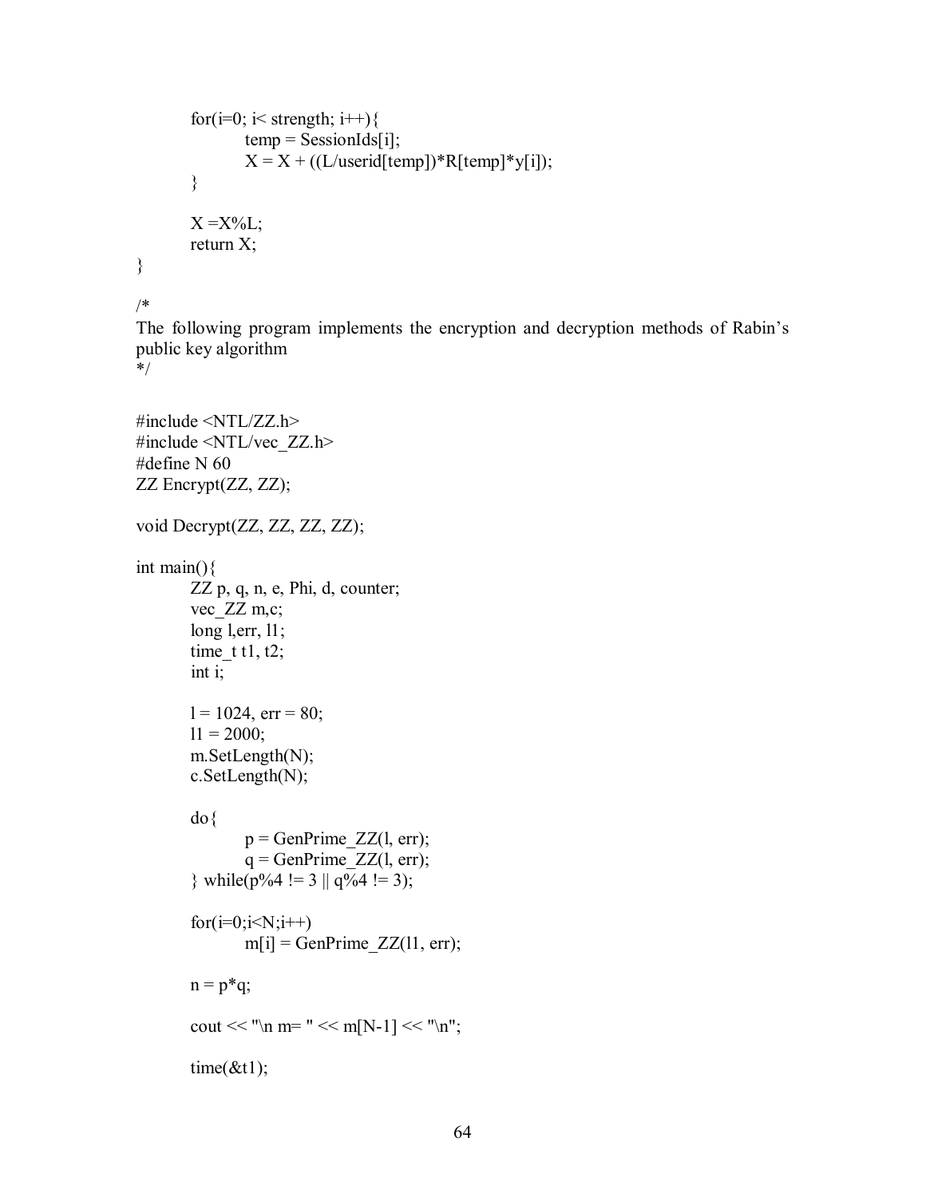```
	for(i=0; i< strength; i++){
		temp = SessionIds[i];
		X = X + ((L/userid[temp])*R[temp]*y[i]);
	}

	X =X%L;
	return X;
}
```

```
/*
The following program implements the encryption and decryption methods of Rabin's public key algorithm
*/


#include <NTL/ZZ.h>
#include <NTL/vec_ZZ.h>
#define N 60
ZZ Encrypt(ZZ, ZZ);

void Decrypt(ZZ, ZZ, ZZ, ZZ);

int main(){
	ZZ p, q, n, e, Phi, d, counter;
	vec_ZZ m,c;
	long l,err, l1;
	time_t t1, t2;
	int i;

	l = 1024, err = 80;
	l1 = 2000;
	m.SetLength(N);
	c.SetLength(N);

	do{
		p = GenPrime_ZZ(l, err);
		q = GenPrime_ZZ(l, err);
	} while(p%4 != 3 || q%4 != 3);

	for(i=0;i<N;i++)
		m[i] = GenPrime_ZZ(l1, err);

	n = p*q;

	cout << "\n m= " << m[N-1] << "\n";

	time(&t1);
```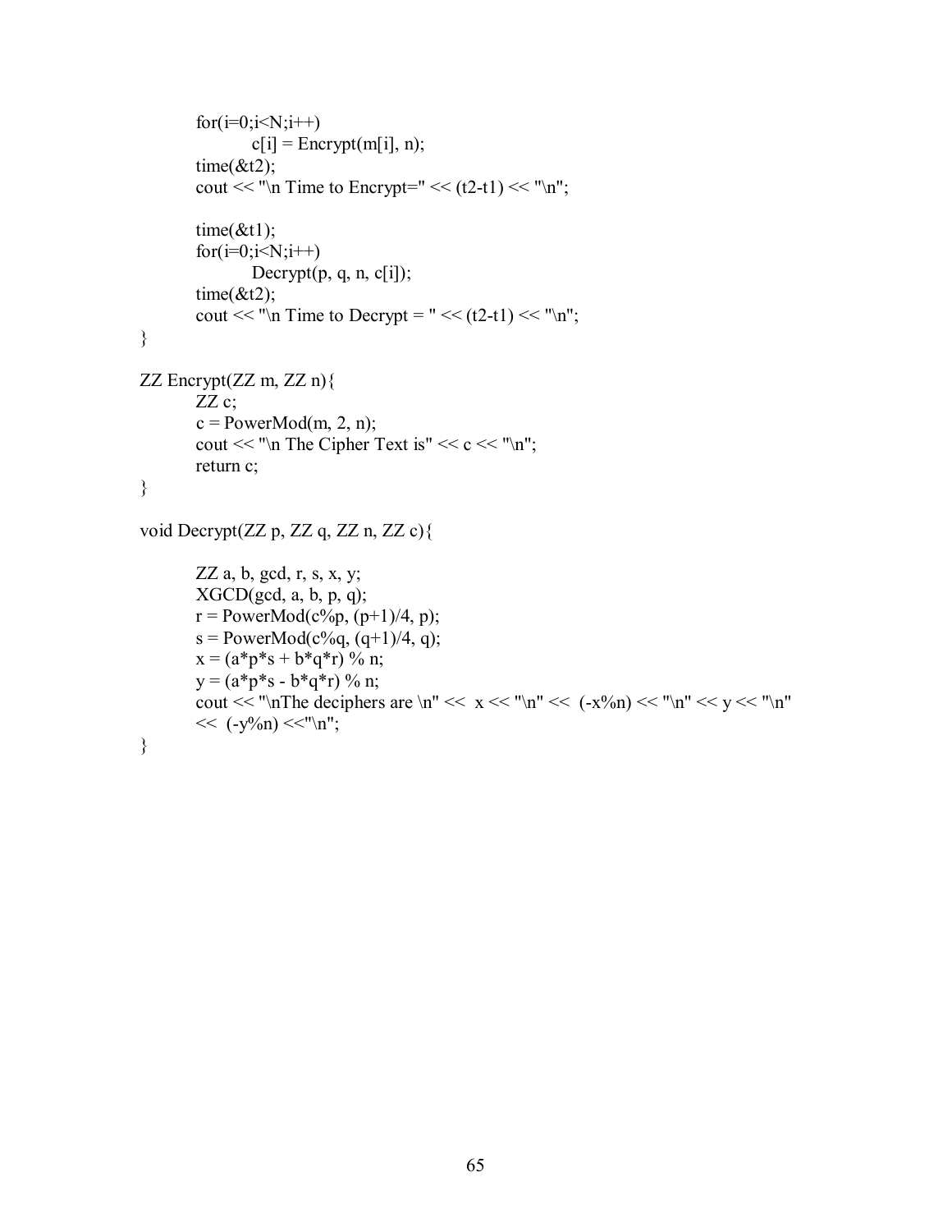```
        for(i=0;i<N;i++)
                c[i] = Encrypt(m[i], n);
        time(&t2);
        cout << "\n Time to Encrypt=" << (t2-t1) << "\n";

        time(&t1);
        for(i=0;i<N;i++)
                Decrypt(p, q, n, c[i]);
        time(&t2);
        cout << "\n Time to Decrypt = " << (t2-t1) << "\n";
}

ZZ Encrypt(ZZ m, ZZ n){
        ZZ c;
        c = PowerMod(m, 2, n);
        cout << "\n The Cipher Text is" << c << "\n";
        return c;
}

void Decrypt(ZZ p, ZZ q, ZZ n, ZZ c){

        ZZ a, b, gcd, r, s, x, y;
        XGCD(gcd, a, b, p, q);
        r = PowerMod(c%p, (p+1)/4, p);
        s = PowerMod(c%q, (q+1)/4, q);
        x = (a*p*s + b*q*r) % n;
        y = (a*p*s - b*q*r) % n;
        cout << "\nThe deciphers are \n" <<  x << "\n" <<  (-x%n) << "\n" << y << "\n"
        <<  (-y%n) <<"\n";
}
```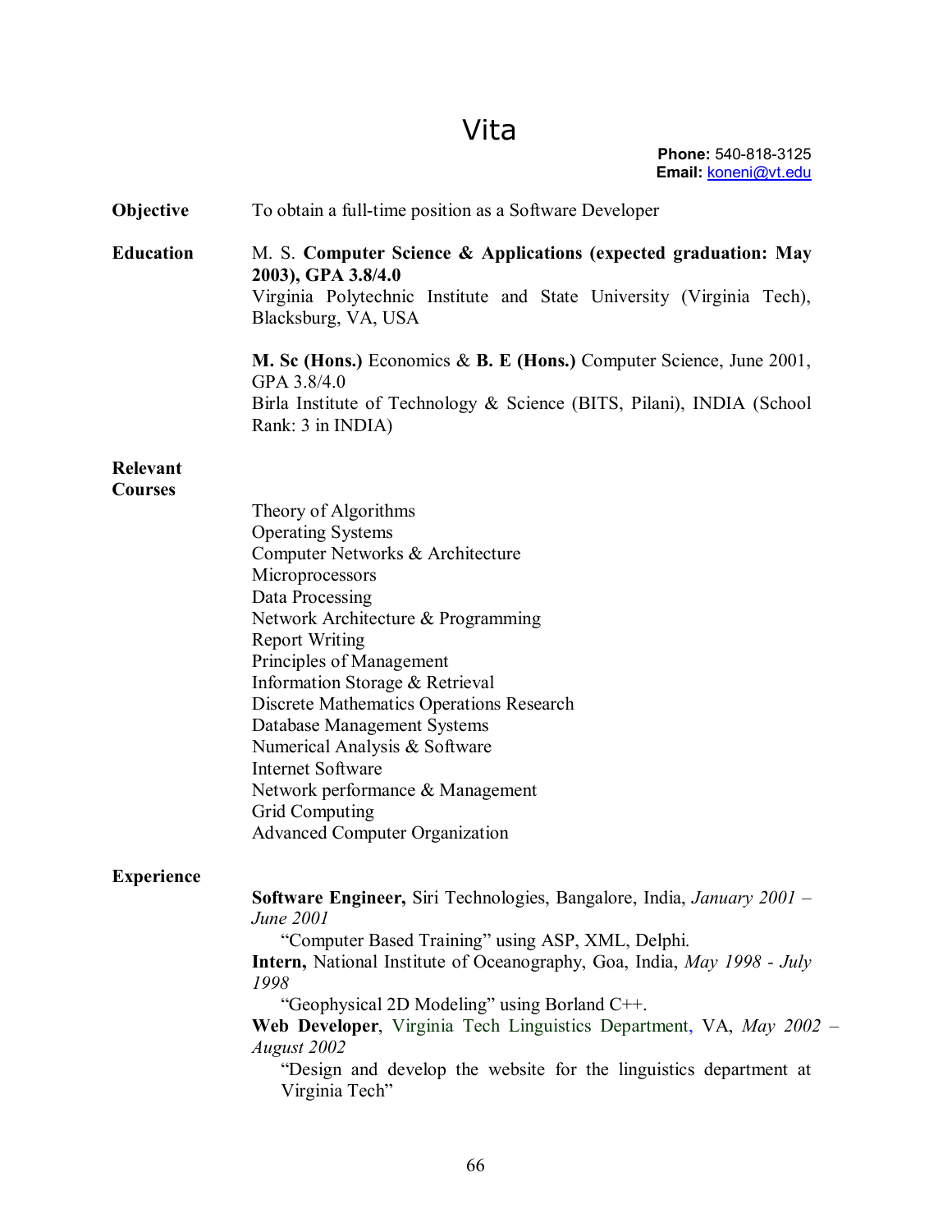# Vita

**Phone:** 540-818-3125
**Email:** koneni@vt.edu

**Objective**

To obtain a full-time position as a Software Developer

**Education**

M. S. **Computer Science & Applications (expected graduation: May 2003), GPA 3.8/4.0**
Virginia Polytechnic Institute and State University (Virginia Tech), Blacksburg, VA, USA

**M. Sc (Hons.)** Economics & **B. E (Hons.)** Computer Science, June 2001, GPA 3.8/4.0
Birla Institute of Technology & Science (BITS, Pilani), INDIA (School Rank: 3 in INDIA)

**Relevant Courses**

Theory of Algorithms
Operating Systems
Computer Networks & Architecture
Microprocessors
Data Processing
Network Architecture & Programming
Report Writing
Principles of Management
Information Storage & Retrieval
Discrete Mathematics Operations Research
Database Management Systems
Numerical Analysis & Software
Internet Software
Network performance & Management
Grid Computing
Advanced Computer Organization

**Experience**

**Software Engineer,** Siri Technologies, Bangalore, India, *January 2001 – June 2001*
"Computer Based Training" using ASP, XML, Delphi.

**Intern,** National Institute of Oceanography, Goa, India, *May 1998 - July 1998*
"Geophysical 2D Modeling" using Borland C++.

**Web Developer**, Virginia Tech Linguistics Department, VA, *May 2002 – August 2002*
"Design and develop the website for the linguistics department at Virginia Tech"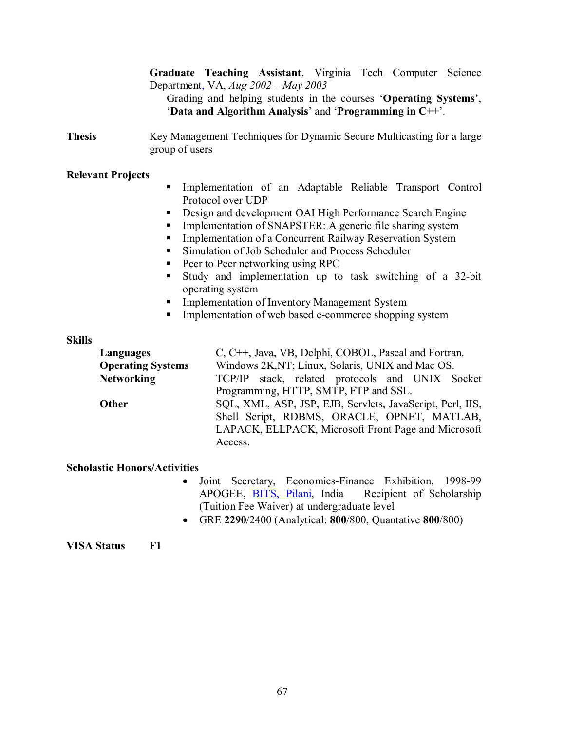**Graduate Teaching Assistant**, Virginia Tech Computer Science Department, VA, *Aug 2002 – May 2003*

Grading and helping students in the courses '**Operating Systems**', '**Data and Algorithm Analysis**' and '**Programming in C++**'.

**Thesis** Key Management Techniques for Dynamic Secure Multicasting for a large group of users

**Relevant Projects**

- Implementation of an Adaptable Reliable Transport Control Protocol over UDP
- Design and development OAI High Performance Search Engine
- Implementation of SNAPSTER: A generic file sharing system
- Implementation of a Concurrent Railway Reservation System
- Simulation of Job Scheduler and Process Scheduler
- Peer to Peer networking using RPC
- Study and implementation up to task switching of a 32-bit operating system
- Implementation of Inventory Management System
- Implementation of web based e-commerce shopping system

**Skills**

**Languages** C, C++, Java, VB, Delphi, COBOL, Pascal and Fortran.

**Operating Systems** Windows 2K,NT; Linux, Solaris, UNIX and Mac OS.

**Networking** TCP/IP stack, related protocols and UNIX Socket Programming, HTTP, SMTP, FTP and SSL.

**Other** SQL, XML, ASP, JSP, EJB, Servlets, JavaScript, Perl, IIS, Shell Script, RDBMS, ORACLE, OPNET, MATLAB, LAPACK, ELLPACK, Microsoft Front Page and Microsoft Access.

**Scholastic Honors/Activities**

- Joint Secretary, Economics-Finance Exhibition, 1998-99 APOGEE, BITS, Pilani, India Recipient of Scholarship (Tuition Fee Waiver) at undergraduate level
- GRE **2290**/2400 (Analytical: **800**/800, Quantative **800**/800)

**VISA Status** **F1**